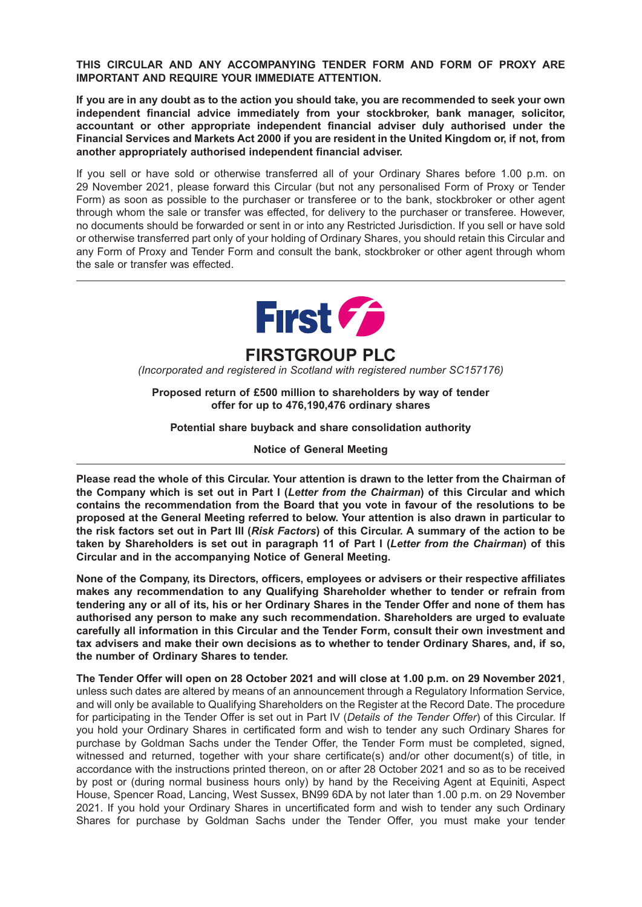**THIS CIRCULAR AND ANY ACCOMPANYING TENDER FORM AND FORM OF PROXY ARE IMPORTANT AND REQUIRE YOUR IMMEDIATE ATTENTION.**

**If you are in any doubt as to the action you should take, you are recommended to seek your own independent financial advice immediately from your stockbroker, bank manager, solicitor, accountant or other appropriate independent financial adviser duly authorised under the Financial Services and Markets Act 2000 if you are resident in the United Kingdom or, if not, from another appropriately authorised independent financial adviser.**

If you sell or have sold or otherwise transferred all of your Ordinary Shares before 1.00 p.m. on 29 November 2021, please forward this Circular (but not any personalised Form of Proxy or Tender Form) as soon as possible to the purchaser or transferee or to the bank, stockbroker or other agent through whom the sale or transfer was effected, for delivery to the purchaser or transferee. However, no documents should be forwarded or sent in or into any Restricted Jurisdiction. If you sell or have sold or otherwise transferred part only of your holding of Ordinary Shares, you should retain this Circular and any Form of Proxy and Tender Form and consult the bank, stockbroker or other agent through whom the sale or transfer was effected.

---

# FIRSTGROUP PLC

*(Incorporated and registered in Scotland with registered number SC157176)*

**Proposed return of £500 million to shareholders by way of tender offer for up to 476,190,476 ordinary shares**

**Potential share buyback and share consolidation authority**

**Notice of General Meeting**

---

**Please read the whole of this Circular. Your attention is drawn to the letter from the Chairman of the Company which is set out in Part I (*Letter from the Chairman*) of this Circular and which contains the recommendation from the Board that you vote in favour of the resolutions to be proposed at the General Meeting referred to below. Your attention is also drawn in particular to the risk factors set out in Part III (*Risk Factors*) of this Circular. A summary of the action to be taken by Shareholders is set out in paragraph 11 of Part I (*Letter from the Chairman*) of this Circular and in the accompanying Notice of General Meeting.**

**None of the Company, its Directors, officers, employees or advisers or their respective affiliates makes any recommendation to any Qualifying Shareholder whether to tender or refrain from tendering any or all of its, his or her Ordinary Shares in the Tender Offer and none of them has authorised any person to make any such recommendation. Shareholders are urged to evaluate carefully all information in this Circular and the Tender Form, consult their own investment and tax advisers and make their own decisions as to whether to tender Ordinary Shares, and, if so, the number of Ordinary Shares to tender.**

**The Tender Offer will open on 28 October 2021 and will close at 1.00 p.m. on 29 November 2021**, unless such dates are altered by means of an announcement through a Regulatory Information Service, and will only be available to Qualifying Shareholders on the Register at the Record Date. The procedure for participating in the Tender Offer is set out in Part IV (*Details of the Tender Offer*) of this Circular. If you hold your Ordinary Shares in certificated form and wish to tender any such Ordinary Shares for purchase by Goldman Sachs under the Tender Offer, the Tender Form must be completed, signed, witnessed and returned, together with your share certificate(s) and/or other document(s) of title, in accordance with the instructions printed thereon, on or after 28 October 2021 and so as to be received by post or (during normal business hours only) by hand by the Receiving Agent at Equiniti, Aspect House, Spencer Road, Lancing, West Sussex, BN99 6DA by not later than 1.00 p.m. on 29 November 2021. If you hold your Ordinary Shares in uncertificated form and wish to tender any such Ordinary Shares for purchase by Goldman Sachs under the Tender Offer, you must make your tender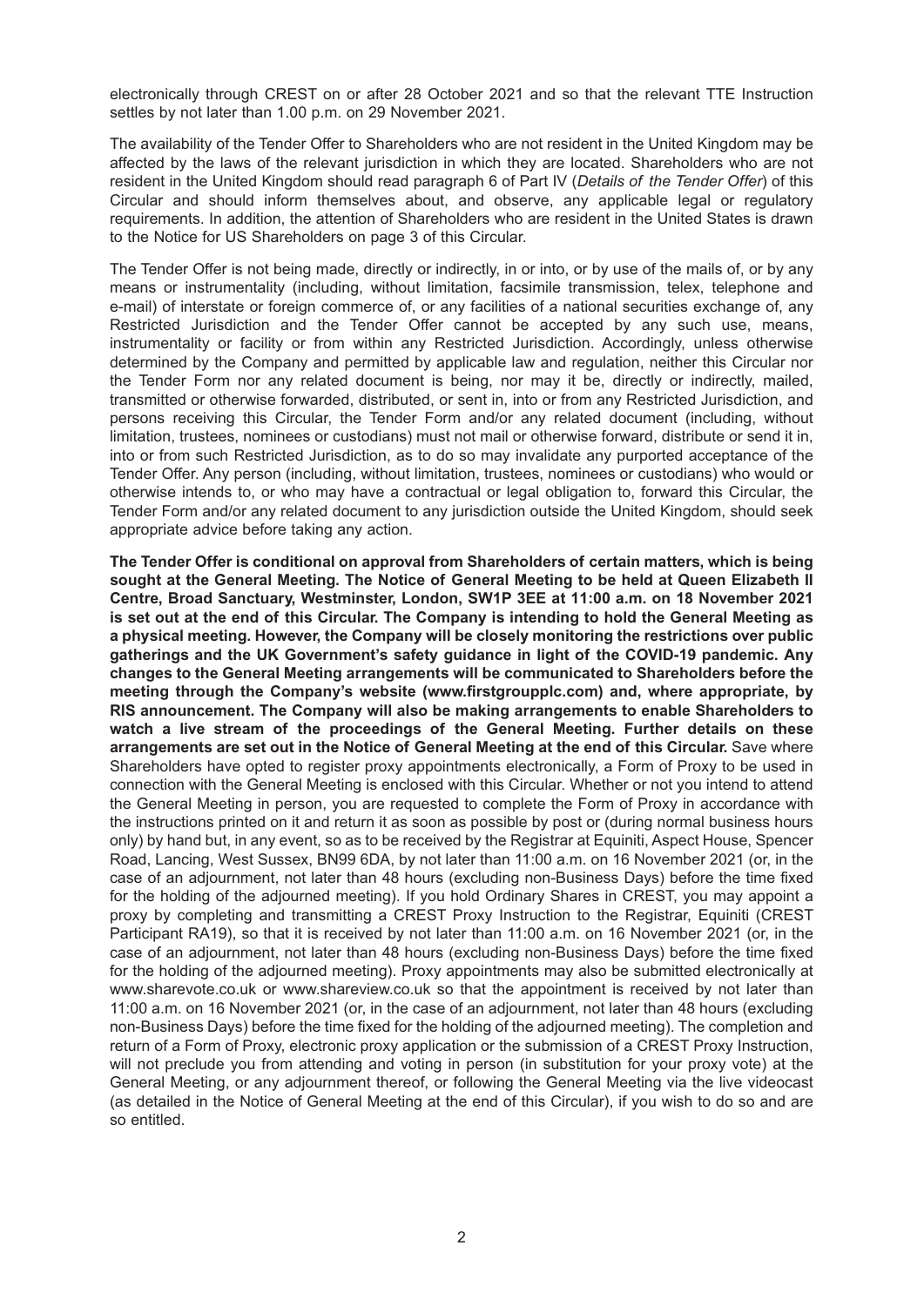electronically through CREST on or after 28 October 2021 and so that the relevant TTE Instruction settles by not later than 1.00 p.m. on 29 November 2021.

The availability of the Tender Offer to Shareholders who are not resident in the United Kingdom may be affected by the laws of the relevant jurisdiction in which they are located. Shareholders who are not resident in the United Kingdom should read paragraph 6 of Part IV (*Details of the Tender Offer*) of this Circular and should inform themselves about, and observe, any applicable legal or regulatory requirements. In addition, the attention of Shareholders who are resident in the United States is drawn to the Notice for US Shareholders on page 3 of this Circular.

The Tender Offer is not being made, directly or indirectly, in or into, or by use of the mails of, or by any means or instrumentality (including, without limitation, facsimile transmission, telex, telephone and e-mail) of interstate or foreign commerce of, or any facilities of a national securities exchange of, any Restricted Jurisdiction and the Tender Offer cannot be accepted by any such use, means, instrumentality or facility or from within any Restricted Jurisdiction. Accordingly, unless otherwise determined by the Company and permitted by applicable law and regulation, neither this Circular nor the Tender Form nor any related document is being, nor may it be, directly or indirectly, mailed, transmitted or otherwise forwarded, distributed, or sent in, into or from any Restricted Jurisdiction, and persons receiving this Circular, the Tender Form and/or any related document (including, without limitation, trustees, nominees or custodians) must not mail or otherwise forward, distribute or send it in, into or from such Restricted Jurisdiction, as to do so may invalidate any purported acceptance of the Tender Offer. Any person (including, without limitation, trustees, nominees or custodians) who would or otherwise intends to, or who may have a contractual or legal obligation to, forward this Circular, the Tender Form and/or any related document to any jurisdiction outside the United Kingdom, should seek appropriate advice before taking any action.

**The Tender Offer is conditional on approval from Shareholders of certain matters, which is being sought at the General Meeting. The Notice of General Meeting to be held at Queen Elizabeth II Centre, Broad Sanctuary, Westminster, London, SW1P 3EE at 11:00 a.m. on 18 November 2021 is set out at the end of this Circular. The Company is intending to hold the General Meeting as a physical meeting. However, the Company will be closely monitoring the restrictions over public gatherings and the UK Government's safety guidance in light of the COVID-19 pandemic. Any changes to the General Meeting arrangements will be communicated to Shareholders before the meeting through the Company's website (www.firstgroupplc.com) and, where appropriate, by RIS announcement. The Company will also be making arrangements to enable Shareholders to watch a live stream of the proceedings of the General Meeting. Further details on these arrangements are set out in the Notice of General Meeting at the end of this Circular.** Save where Shareholders have opted to register proxy appointments electronically, a Form of Proxy to be used in connection with the General Meeting is enclosed with this Circular. Whether or not you intend to attend the General Meeting in person, you are requested to complete the Form of Proxy in accordance with the instructions printed on it and return it as soon as possible by post or (during normal business hours only) by hand but, in any event, so as to be received by the Registrar at Equiniti, Aspect House, Spencer Road, Lancing, West Sussex, BN99 6DA, by not later than 11:00 a.m. on 16 November 2021 (or, in the case of an adjournment, not later than 48 hours (excluding non-Business Days) before the time fixed for the holding of the adjourned meeting). If you hold Ordinary Shares in CREST, you may appoint a proxy by completing and transmitting a CREST Proxy Instruction to the Registrar, Equiniti (CREST Participant RA19), so that it is received by not later than 11:00 a.m. on 16 November 2021 (or, in the case of an adjournment, not later than 48 hours (excluding non-Business Days) before the time fixed for the holding of the adjourned meeting). Proxy appointments may also be submitted electronically at www.sharevote.co.uk or www.shareview.co.uk so that the appointment is received by not later than 11:00 a.m. on 16 November 2021 (or, in the case of an adjournment, not later than 48 hours (excluding non-Business Days) before the time fixed for the holding of the adjourned meeting). The completion and return of a Form of Proxy, electronic proxy application or the submission of a CREST Proxy Instruction, will not preclude you from attending and voting in person (in substitution for your proxy vote) at the General Meeting, or any adjournment thereof, or following the General Meeting via the live videocast (as detailed in the Notice of General Meeting at the end of this Circular), if you wish to do so and are so entitled.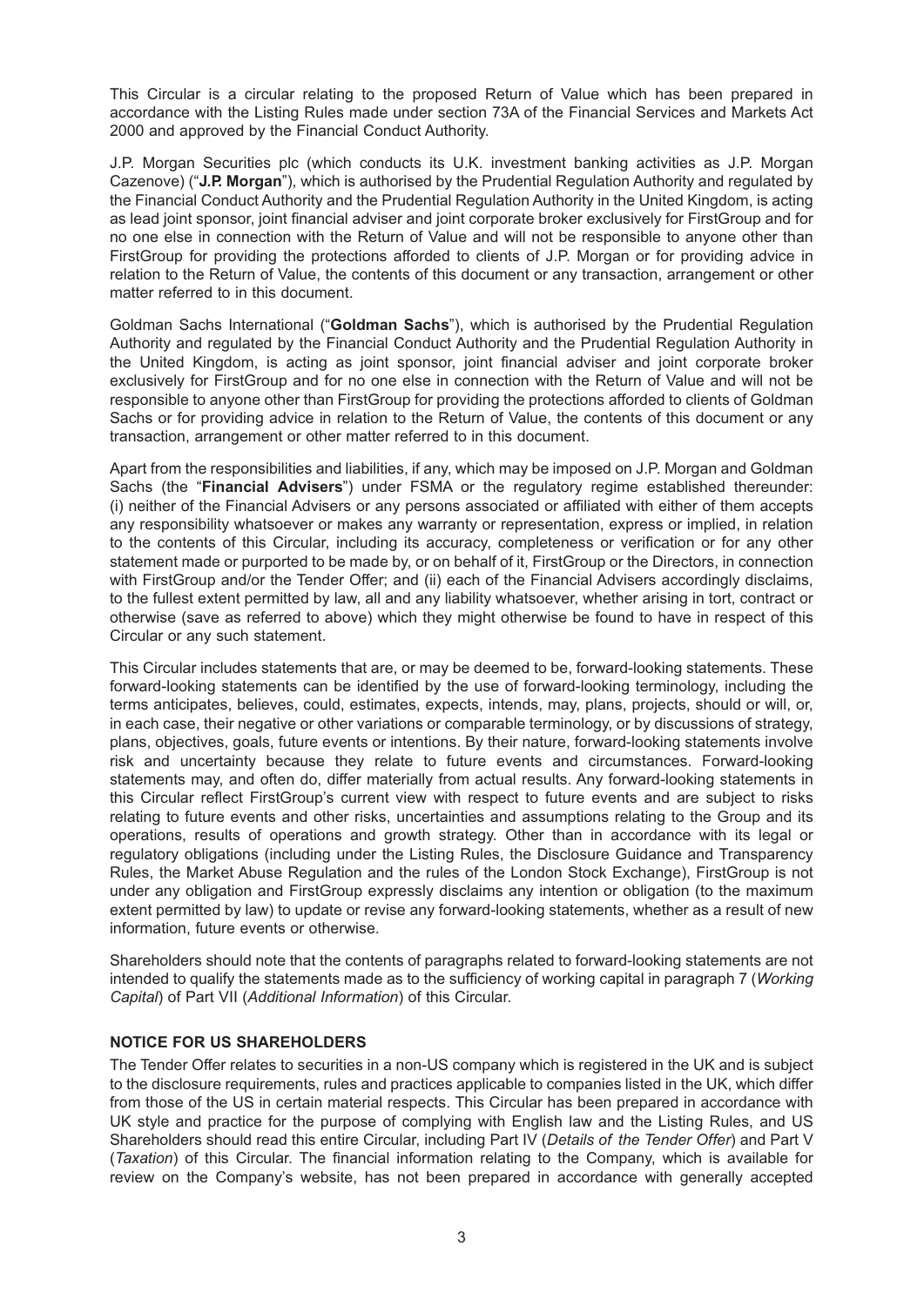This Circular is a circular relating to the proposed Return of Value which has been prepared in accordance with the Listing Rules made under section 73A of the Financial Services and Markets Act 2000 and approved by the Financial Conduct Authority.

J.P. Morgan Securities plc (which conducts its U.K. investment banking activities as J.P. Morgan Cazenove) ("**J.P. Morgan**"), which is authorised by the Prudential Regulation Authority and regulated by the Financial Conduct Authority and the Prudential Regulation Authority in the United Kingdom, is acting as lead joint sponsor, joint financial adviser and joint corporate broker exclusively for FirstGroup and for no one else in connection with the Return of Value and will not be responsible to anyone other than FirstGroup for providing the protections afforded to clients of J.P. Morgan or for providing advice in relation to the Return of Value, the contents of this document or any transaction, arrangement or other matter referred to in this document.

Goldman Sachs International ("**Goldman Sachs**"), which is authorised by the Prudential Regulation Authority and regulated by the Financial Conduct Authority and the Prudential Regulation Authority in the United Kingdom, is acting as joint sponsor, joint financial adviser and joint corporate broker exclusively for FirstGroup and for no one else in connection with the Return of Value and will not be responsible to anyone other than FirstGroup for providing the protections afforded to clients of Goldman Sachs or for providing advice in relation to the Return of Value, the contents of this document or any transaction, arrangement or other matter referred to in this document.

Apart from the responsibilities and liabilities, if any, which may be imposed on J.P. Morgan and Goldman Sachs (the "**Financial Advisers**") under FSMA or the regulatory regime established thereunder: (i) neither of the Financial Advisers or any persons associated or affiliated with either of them accepts any responsibility whatsoever or makes any warranty or representation, express or implied, in relation to the contents of this Circular, including its accuracy, completeness or verification or for any other statement made or purported to be made by, or on behalf of it, FirstGroup or the Directors, in connection with FirstGroup and/or the Tender Offer; and (ii) each of the Financial Advisers accordingly disclaims, to the fullest extent permitted by law, all and any liability whatsoever, whether arising in tort, contract or otherwise (save as referred to above) which they might otherwise be found to have in respect of this Circular or any such statement.

This Circular includes statements that are, or may be deemed to be, forward-looking statements. These forward-looking statements can be identified by the use of forward-looking terminology, including the terms anticipates, believes, could, estimates, expects, intends, may, plans, projects, should or will, or, in each case, their negative or other variations or comparable terminology, or by discussions of strategy, plans, objectives, goals, future events or intentions. By their nature, forward-looking statements involve risk and uncertainty because they relate to future events and circumstances. Forward-looking statements may, and often do, differ materially from actual results. Any forward-looking statements in this Circular reflect FirstGroup's current view with respect to future events and are subject to risks relating to future events and other risks, uncertainties and assumptions relating to the Group and its operations, results of operations and growth strategy. Other than in accordance with its legal or regulatory obligations (including under the Listing Rules, the Disclosure Guidance and Transparency Rules, the Market Abuse Regulation and the rules of the London Stock Exchange), FirstGroup is not under any obligation and FirstGroup expressly disclaims any intention or obligation (to the maximum extent permitted by law) to update or revise any forward-looking statements, whether as a result of new information, future events or otherwise.

Shareholders should note that the contents of paragraphs related to forward-looking statements are not intended to qualify the statements made as to the sufficiency of working capital in paragraph 7 (*Working Capital*) of Part VII (*Additional Information*) of this Circular.

**NOTICE FOR US SHAREHOLDERS**

The Tender Offer relates to securities in a non-US company which is registered in the UK and is subject to the disclosure requirements, rules and practices applicable to companies listed in the UK, which differ from those of the US in certain material respects. This Circular has been prepared in accordance with UK style and practice for the purpose of complying with English law and the Listing Rules, and US Shareholders should read this entire Circular, including Part IV (*Details of the Tender Offer*) and Part V (*Taxation*) of this Circular. The financial information relating to the Company, which is available for review on the Company's website, has not been prepared in accordance with generally accepted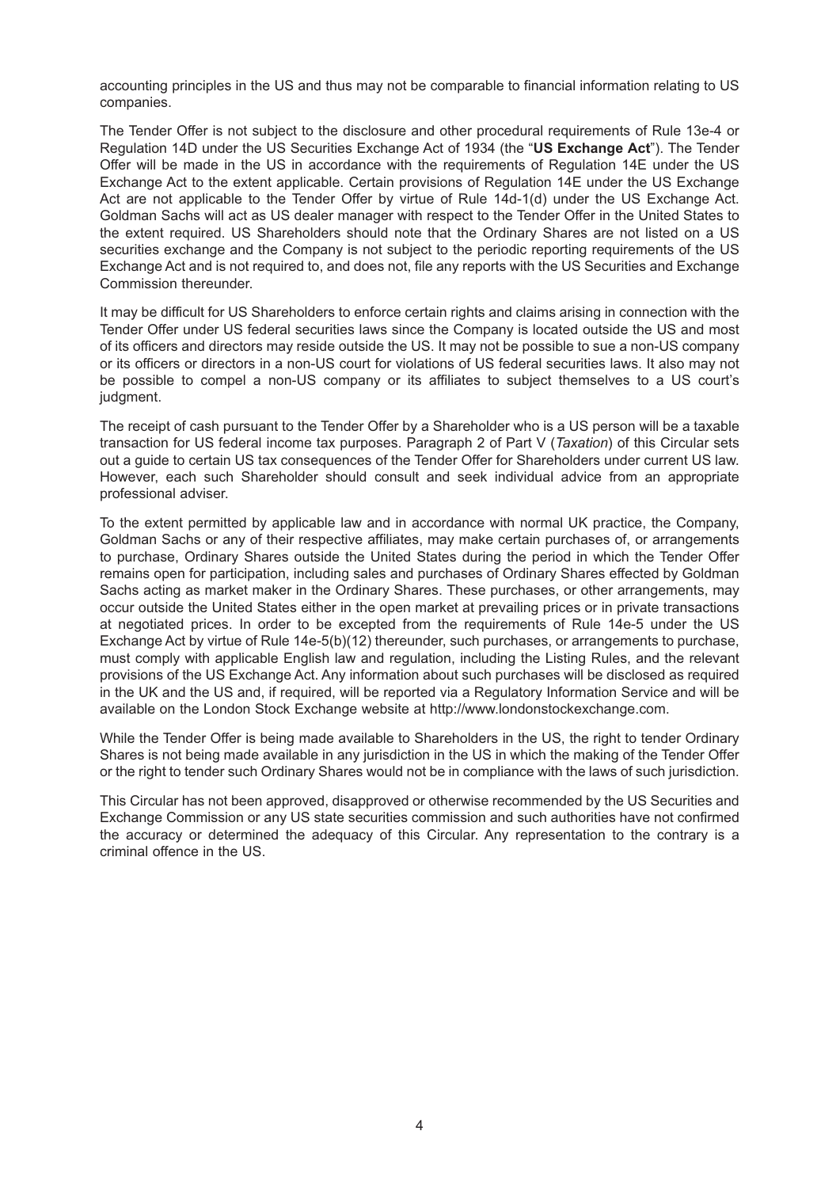accounting principles in the US and thus may not be comparable to financial information relating to US companies.

The Tender Offer is not subject to the disclosure and other procedural requirements of Rule 13e-4 or Regulation 14D under the US Securities Exchange Act of 1934 (the "**US Exchange Act**"). The Tender Offer will be made in the US in accordance with the requirements of Regulation 14E under the US Exchange Act to the extent applicable. Certain provisions of Regulation 14E under the US Exchange Act are not applicable to the Tender Offer by virtue of Rule 14d-1(d) under the US Exchange Act. Goldman Sachs will act as US dealer manager with respect to the Tender Offer in the United States to the extent required. US Shareholders should note that the Ordinary Shares are not listed on a US securities exchange and the Company is not subject to the periodic reporting requirements of the US Exchange Act and is not required to, and does not, file any reports with the US Securities and Exchange Commission thereunder.

It may be difficult for US Shareholders to enforce certain rights and claims arising in connection with the Tender Offer under US federal securities laws since the Company is located outside the US and most of its officers and directors may reside outside the US. It may not be possible to sue a non-US company or its officers or directors in a non-US court for violations of US federal securities laws. It also may not be possible to compel a non-US company or its affiliates to subject themselves to a US court's judgment.

The receipt of cash pursuant to the Tender Offer by a Shareholder who is a US person will be a taxable transaction for US federal income tax purposes. Paragraph 2 of Part V (*Taxation*) of this Circular sets out a guide to certain US tax consequences of the Tender Offer for Shareholders under current US law. However, each such Shareholder should consult and seek individual advice from an appropriate professional adviser.

To the extent permitted by applicable law and in accordance with normal UK practice, the Company, Goldman Sachs or any of their respective affiliates, may make certain purchases of, or arrangements to purchase, Ordinary Shares outside the United States during the period in which the Tender Offer remains open for participation, including sales and purchases of Ordinary Shares effected by Goldman Sachs acting as market maker in the Ordinary Shares. These purchases, or other arrangements, may occur outside the United States either in the open market at prevailing prices or in private transactions at negotiated prices. In order to be excepted from the requirements of Rule 14e-5 under the US Exchange Act by virtue of Rule 14e-5(b)(12) thereunder, such purchases, or arrangements to purchase, must comply with applicable English law and regulation, including the Listing Rules, and the relevant provisions of the US Exchange Act. Any information about such purchases will be disclosed as required in the UK and the US and, if required, will be reported via a Regulatory Information Service and will be available on the London Stock Exchange website at http://www.londonstockexchange.com.

While the Tender Offer is being made available to Shareholders in the US, the right to tender Ordinary Shares is not being made available in any jurisdiction in the US in which the making of the Tender Offer or the right to tender such Ordinary Shares would not be in compliance with the laws of such jurisdiction.

This Circular has not been approved, disapproved or otherwise recommended by the US Securities and Exchange Commission or any US state securities commission and such authorities have not confirmed the accuracy or determined the adequacy of this Circular. Any representation to the contrary is a criminal offence in the US.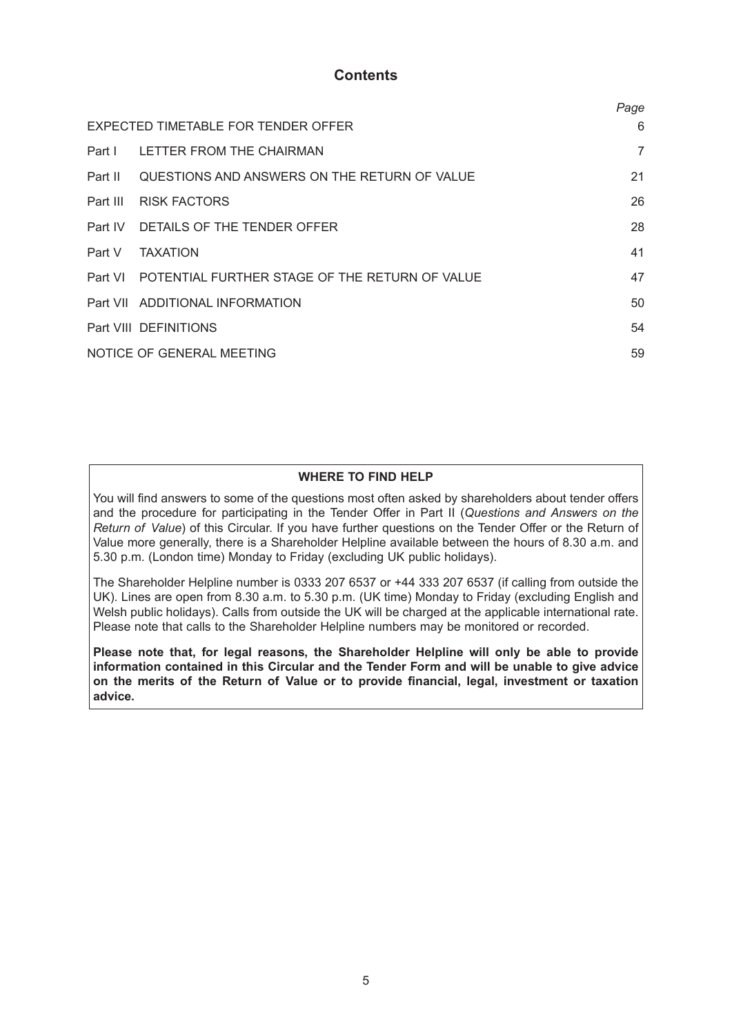# Contents

| | | Page |
|---|---|---|
| EXPECTED TIMETABLE FOR TENDER OFFER | | 6 |
| Part I | LETTER FROM THE CHAIRMAN | 7 |
| Part II | QUESTIONS AND ANSWERS ON THE RETURN OF VALUE | 21 |
| Part III | RISK FACTORS | 26 |
| Part IV | DETAILS OF THE TENDER OFFER | 28 |
| Part V | TAXATION | 41 |
| Part VI | POTENTIAL FURTHER STAGE OF THE RETURN OF VALUE | 47 |
| Part VII | ADDITIONAL INFORMATION | 50 |
| Part VIII | DEFINITIONS | 54 |
| NOTICE OF GENERAL MEETING | | 59 |

**WHERE TO FIND HELP**

You will find answers to some of the questions most often asked by shareholders about tender offers and the procedure for participating in the Tender Offer in Part II (*Questions and Answers on the Return of Value*) of this Circular. If you have further questions on the Tender Offer or the Return of Value more generally, there is a Shareholder Helpline available between the hours of 8.30 a.m. and 5.30 p.m. (London time) Monday to Friday (excluding UK public holidays).

The Shareholder Helpline number is 0333 207 6537 or +44 333 207 6537 (if calling from outside the UK). Lines are open from 8.30 a.m. to 5.30 p.m. (UK time) Monday to Friday (excluding English and Welsh public holidays). Calls from outside the UK will be charged at the applicable international rate. Please note that calls to the Shareholder Helpline numbers may be monitored or recorded.

**Please note that, for legal reasons, the Shareholder Helpline will only be able to provide information contained in this Circular and the Tender Form and will be unable to give advice on the merits of the Return of Value or to provide financial, legal, investment or taxation advice.**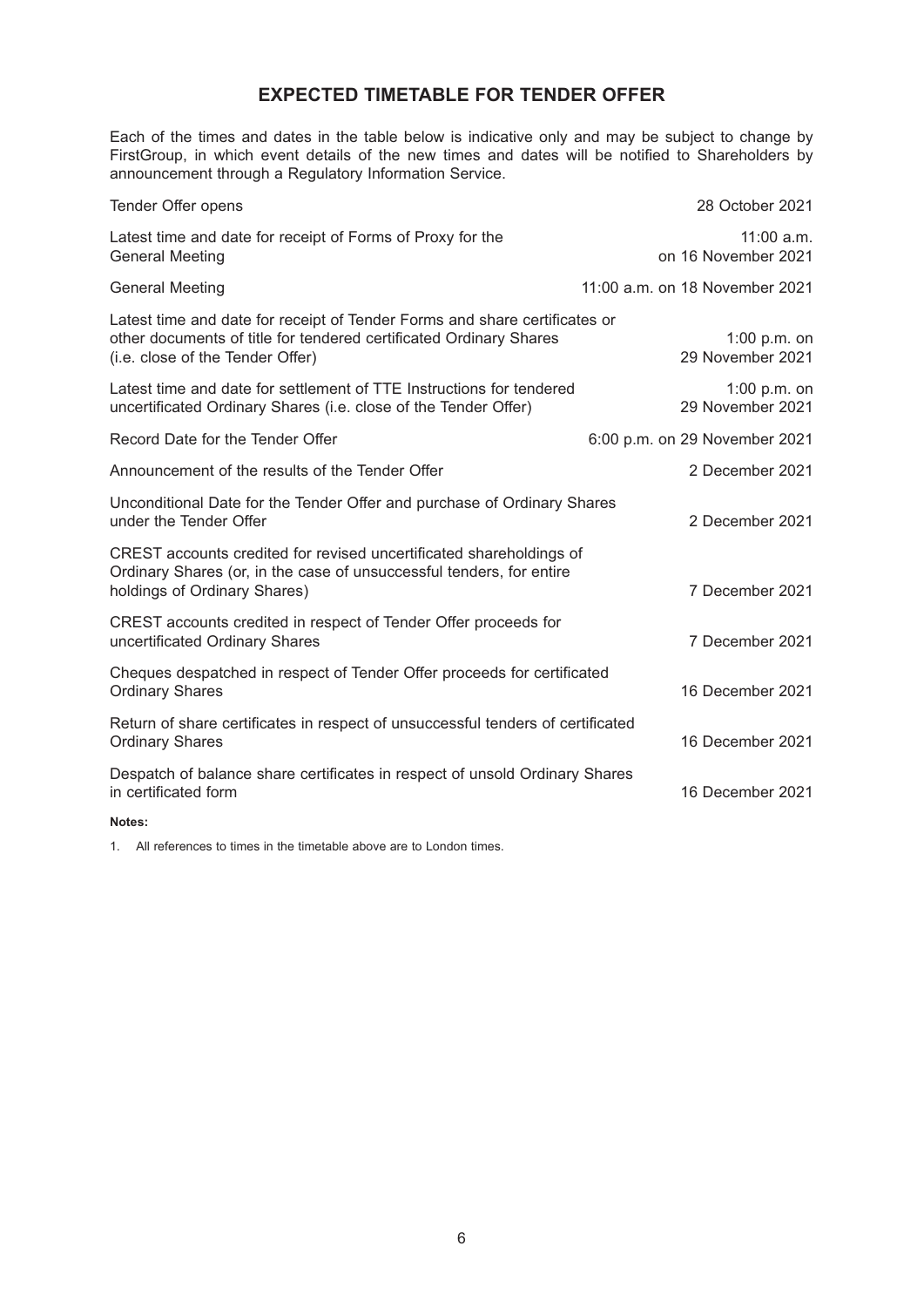# EXPECTED TIMETABLE FOR TENDER OFFER

Each of the times and dates in the table below is indicative only and may be subject to change by FirstGroup, in which event details of the new times and dates will be notified to Shareholders by announcement through a Regulatory Information Service.

| | |
|---|---|
| Tender Offer opens | 28 October 2021 |
| Latest time and date for receipt of Forms of Proxy for the General Meeting | 11:00 a.m. on 16 November 2021 |
| General Meeting | 11:00 a.m. on 18 November 2021 |
| Latest time and date for receipt of Tender Forms and share certificates or other documents of title for tendered certificated Ordinary Shares (i.e. close of the Tender Offer) | 1:00 p.m. on 29 November 2021 |
| Latest time and date for settlement of TTE Instructions for tendered uncertificated Ordinary Shares (i.e. close of the Tender Offer) | 1:00 p.m. on 29 November 2021 |
| Record Date for the Tender Offer | 6:00 p.m. on 29 November 2021 |
| Announcement of the results of the Tender Offer | 2 December 2021 |
| Unconditional Date for the Tender Offer and purchase of Ordinary Shares under the Tender Offer | 2 December 2021 |
| CREST accounts credited for revised uncertificated shareholdings of Ordinary Shares (or, in the case of unsuccessful tenders, for entire holdings of Ordinary Shares) | 7 December 2021 |
| CREST accounts credited in respect of Tender Offer proceeds for uncertificated Ordinary Shares | 7 December 2021 |
| Cheques despatched in respect of Tender Offer proceeds for certificated Ordinary Shares | 16 December 2021 |
| Return of share certificates in respect of unsuccessful tenders of certificated Ordinary Shares | 16 December 2021 |
| Despatch of balance share certificates in respect of unsold Ordinary Shares in certificated form | 16 December 2021 |

**Notes:**

1. All references to times in the timetable above are to London times.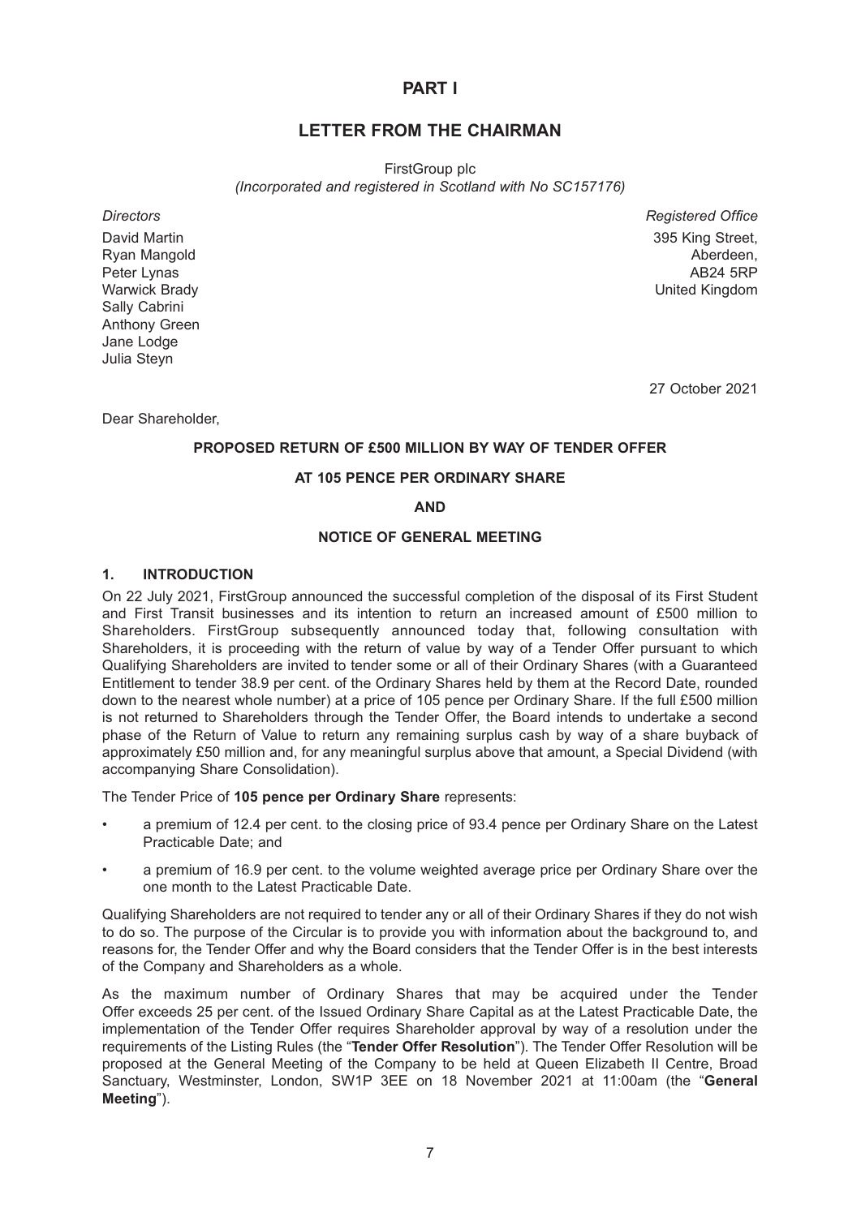# PART I

## LETTER FROM THE CHAIRMAN

FirstGroup plc
*(Incorporated and registered in Scotland with No SC157176)*

*Directors*
David Martin
Ryan Mangold
Peter Lynas
Warwick Brady
Sally Cabrini
Anthony Green
Jane Lodge
Julia Steyn

*Registered Office*
395 King Street,
Aberdeen,
AB24 5RP
United Kingdom

27 October 2021

Dear Shareholder,

**PROPOSED RETURN OF £500 MILLION BY WAY OF TENDER OFFER**

**AT 105 PENCE PER ORDINARY SHARE**

**AND**

**NOTICE OF GENERAL MEETING**

### 1. INTRODUCTION

On 22 July 2021, FirstGroup announced the successful completion of the disposal of its First Student and First Transit businesses and its intention to return an increased amount of £500 million to Shareholders. FirstGroup subsequently announced today that, following consultation with Shareholders, it is proceeding with the return of value by way of a Tender Offer pursuant to which Qualifying Shareholders are invited to tender some or all of their Ordinary Shares (with a Guaranteed Entitlement to tender 38.9 per cent. of the Ordinary Shares held by them at the Record Date, rounded down to the nearest whole number) at a price of 105 pence per Ordinary Share. If the full £500 million is not returned to Shareholders through the Tender Offer, the Board intends to undertake a second phase of the Return of Value to return any remaining surplus cash by way of a share buyback of approximately £50 million and, for any meaningful surplus above that amount, a Special Dividend (with accompanying Share Consolidation).

The Tender Price of **105 pence per Ordinary Share** represents:

- a premium of 12.4 per cent. to the closing price of 93.4 pence per Ordinary Share on the Latest Practicable Date; and
- a premium of 16.9 per cent. to the volume weighted average price per Ordinary Share over the one month to the Latest Practicable Date.

Qualifying Shareholders are not required to tender any or all of their Ordinary Shares if they do not wish to do so. The purpose of the Circular is to provide you with information about the background to, and reasons for, the Tender Offer and why the Board considers that the Tender Offer is in the best interests of the Company and Shareholders as a whole.

As the maximum number of Ordinary Shares that may be acquired under the Tender Offer exceeds 25 per cent. of the Issued Ordinary Share Capital as at the Latest Practicable Date, the implementation of the Tender Offer requires Shareholder approval by way of a resolution under the requirements of the Listing Rules (the "**Tender Offer Resolution**"). The Tender Offer Resolution will be proposed at the General Meeting of the Company to be held at Queen Elizabeth II Centre, Broad Sanctuary, Westminster, London, SW1P 3EE on 18 November 2021 at 11:00am (the "**General Meeting**").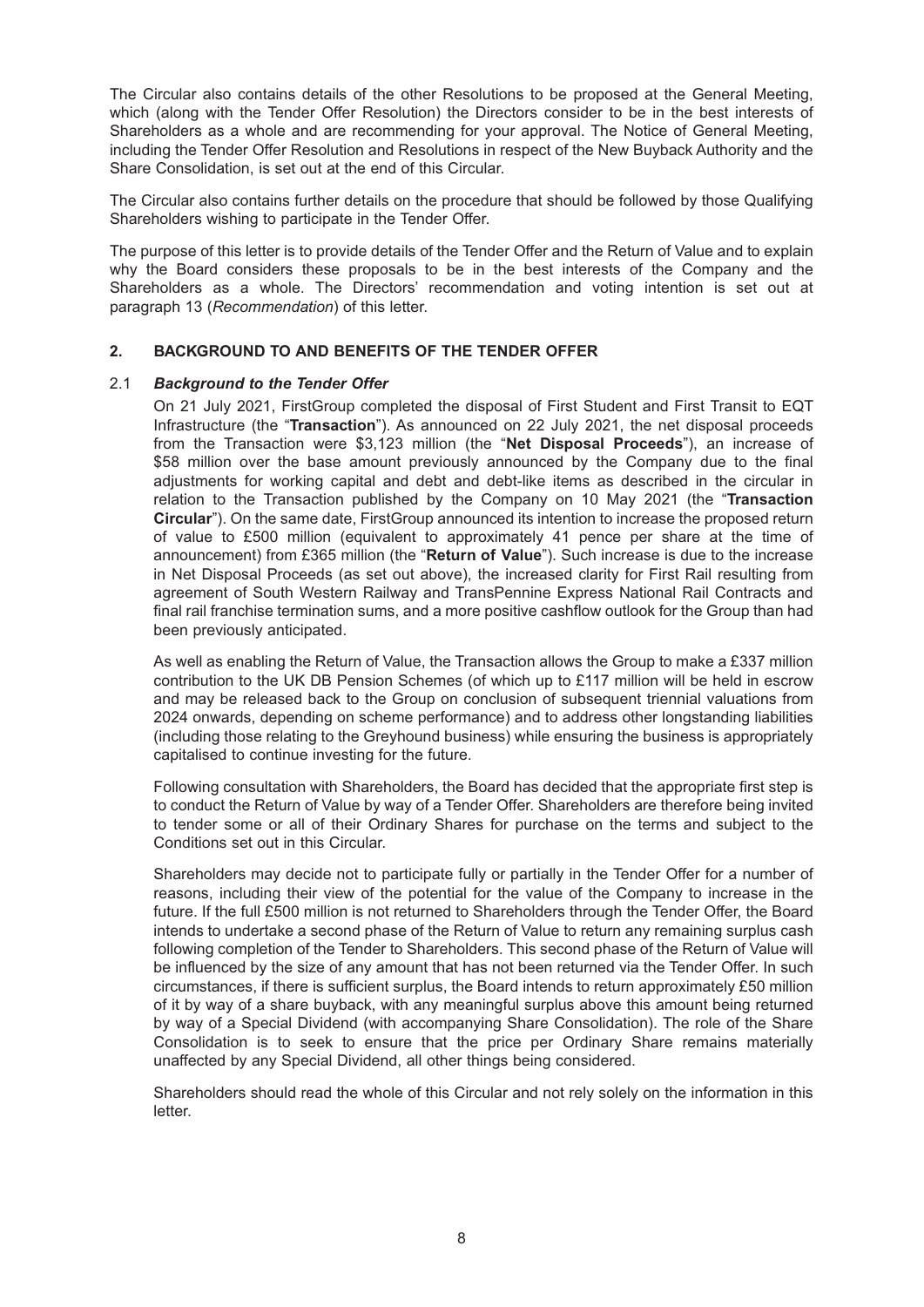The Circular also contains details of the other Resolutions to be proposed at the General Meeting, which (along with the Tender Offer Resolution) the Directors consider to be in the best interests of Shareholders as a whole and are recommending for your approval. The Notice of General Meeting, including the Tender Offer Resolution and Resolutions in respect of the New Buyback Authority and the Share Consolidation, is set out at the end of this Circular.

The Circular also contains further details on the procedure that should be followed by those Qualifying Shareholders wishing to participate in the Tender Offer.

The purpose of this letter is to provide details of the Tender Offer and the Return of Value and to explain why the Board considers these proposals to be in the best interests of the Company and the Shareholders as a whole. The Directors' recommendation and voting intention is set out at paragraph 13 (*Recommendation*) of this letter.

## 2. BACKGROUND TO AND BENEFITS OF THE TENDER OFFER

### 2.1 *Background to the Tender Offer*

On 21 July 2021, FirstGroup completed the disposal of First Student and First Transit to EQT Infrastructure (the "**Transaction**"). As announced on 22 July 2021, the net disposal proceeds from the Transaction were $3,123 million (the "**Net Disposal Proceeds**"), an increase of $58 million over the base amount previously announced by the Company due to the final adjustments for working capital and debt and debt-like items as described in the circular in relation to the Transaction published by the Company on 10 May 2021 (the "**Transaction Circular**"). On the same date, FirstGroup announced its intention to increase the proposed return of value to £500 million (equivalent to approximately 41 pence per share at the time of announcement) from £365 million (the "**Return of Value**"). Such increase is due to the increase in Net Disposal Proceeds (as set out above), the increased clarity for First Rail resulting from agreement of South Western Railway and TransPennine Express National Rail Contracts and final rail franchise termination sums, and a more positive cashflow outlook for the Group than had been previously anticipated.

As well as enabling the Return of Value, the Transaction allows the Group to make a £337 million contribution to the UK DB Pension Schemes (of which up to £117 million will be held in escrow and may be released back to the Group on conclusion of subsequent triennial valuations from 2024 onwards, depending on scheme performance) and to address other longstanding liabilities (including those relating to the Greyhound business) while ensuring the business is appropriately capitalised to continue investing for the future.

Following consultation with Shareholders, the Board has decided that the appropriate first step is to conduct the Return of Value by way of a Tender Offer. Shareholders are therefore being invited to tender some or all of their Ordinary Shares for purchase on the terms and subject to the Conditions set out in this Circular.

Shareholders may decide not to participate fully or partially in the Tender Offer for a number of reasons, including their view of the potential for the value of the Company to increase in the future. If the full £500 million is not returned to Shareholders through the Tender Offer, the Board intends to undertake a second phase of the Return of Value to return any remaining surplus cash following completion of the Tender to Shareholders. This second phase of the Return of Value will be influenced by the size of any amount that has not been returned via the Tender Offer. In such circumstances, if there is sufficient surplus, the Board intends to return approximately £50 million of it by way of a share buyback, with any meaningful surplus above this amount being returned by way of a Special Dividend (with accompanying Share Consolidation). The role of the Share Consolidation is to seek to ensure that the price per Ordinary Share remains materially unaffected by any Special Dividend, all other things being considered.

Shareholders should read the whole of this Circular and not rely solely on the information in this letter.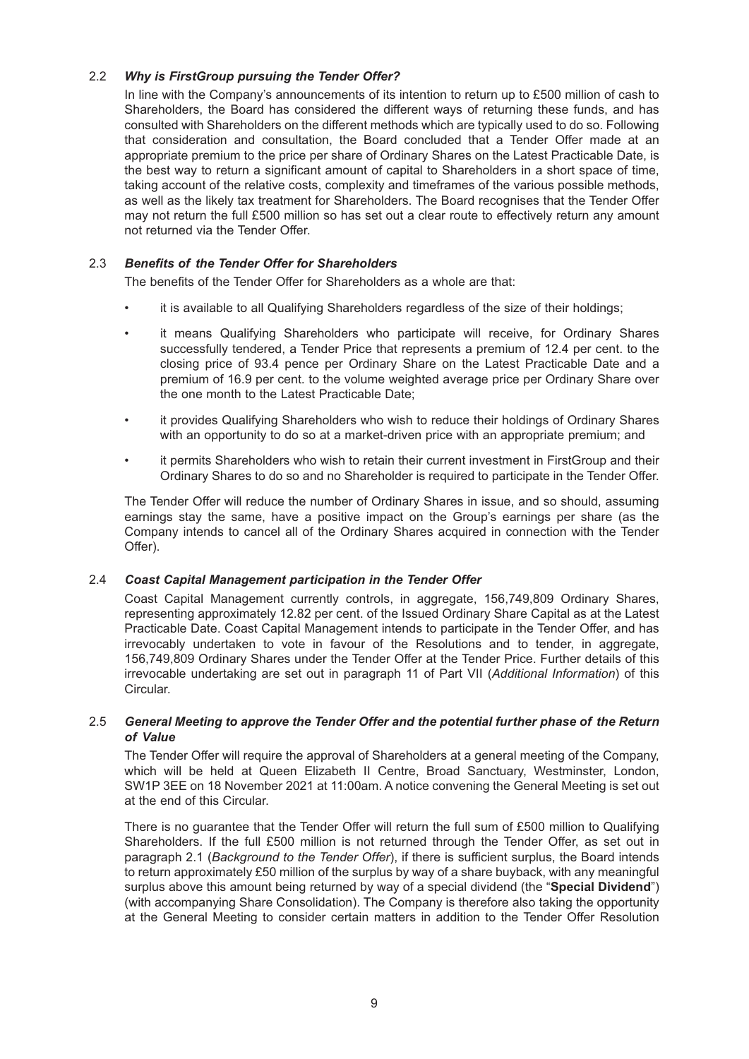### 2.2 *Why is FirstGroup pursuing the Tender Offer?*

In line with the Company's announcements of its intention to return up to £500 million of cash to Shareholders, the Board has considered the different ways of returning these funds, and has consulted with Shareholders on the different methods which are typically used to do so. Following that consideration and consultation, the Board concluded that a Tender Offer made at an appropriate premium to the price per share of Ordinary Shares on the Latest Practicable Date, is the best way to return a significant amount of capital to Shareholders in a short space of time, taking account of the relative costs, complexity and timeframes of the various possible methods, as well as the likely tax treatment for Shareholders. The Board recognises that the Tender Offer may not return the full £500 million so has set out a clear route to effectively return any amount not returned via the Tender Offer.

### 2.3 *Benefits of the Tender Offer for Shareholders*

The benefits of the Tender Offer for Shareholders as a whole are that:

- it is available to all Qualifying Shareholders regardless of the size of their holdings;
- it means Qualifying Shareholders who participate will receive, for Ordinary Shares successfully tendered, a Tender Price that represents a premium of 12.4 per cent. to the closing price of 93.4 pence per Ordinary Share on the Latest Practicable Date and a premium of 16.9 per cent. to the volume weighted average price per Ordinary Share over the one month to the Latest Practicable Date;
- it provides Qualifying Shareholders who wish to reduce their holdings of Ordinary Shares with an opportunity to do so at a market-driven price with an appropriate premium; and
- it permits Shareholders who wish to retain their current investment in FirstGroup and their Ordinary Shares to do so and no Shareholder is required to participate in the Tender Offer.

The Tender Offer will reduce the number of Ordinary Shares in issue, and so should, assuming earnings stay the same, have a positive impact on the Group's earnings per share (as the Company intends to cancel all of the Ordinary Shares acquired in connection with the Tender Offer).

### 2.4 *Coast Capital Management participation in the Tender Offer*

Coast Capital Management currently controls, in aggregate, 156,749,809 Ordinary Shares, representing approximately 12.82 per cent. of the Issued Ordinary Share Capital as at the Latest Practicable Date. Coast Capital Management intends to participate in the Tender Offer, and has irrevocably undertaken to vote in favour of the Resolutions and to tender, in aggregate, 156,749,809 Ordinary Shares under the Tender Offer at the Tender Price. Further details of this irrevocable undertaking are set out in paragraph 11 of Part VII (*Additional Information*) of this Circular.

### 2.5 *General Meeting to approve the Tender Offer and the potential further phase of the Return of Value*

The Tender Offer will require the approval of Shareholders at a general meeting of the Company, which will be held at Queen Elizabeth II Centre, Broad Sanctuary, Westminster, London, SW1P 3EE on 18 November 2021 at 11:00am. A notice convening the General Meeting is set out at the end of this Circular.

There is no guarantee that the Tender Offer will return the full sum of £500 million to Qualifying Shareholders. If the full £500 million is not returned through the Tender Offer, as set out in paragraph 2.1 (*Background to the Tender Offer*), if there is sufficient surplus, the Board intends to return approximately £50 million of the surplus by way of a share buyback, with any meaningful surplus above this amount being returned by way of a special dividend (the "**Special Dividend**") (with accompanying Share Consolidation). The Company is therefore also taking the opportunity at the General Meeting to consider certain matters in addition to the Tender Offer Resolution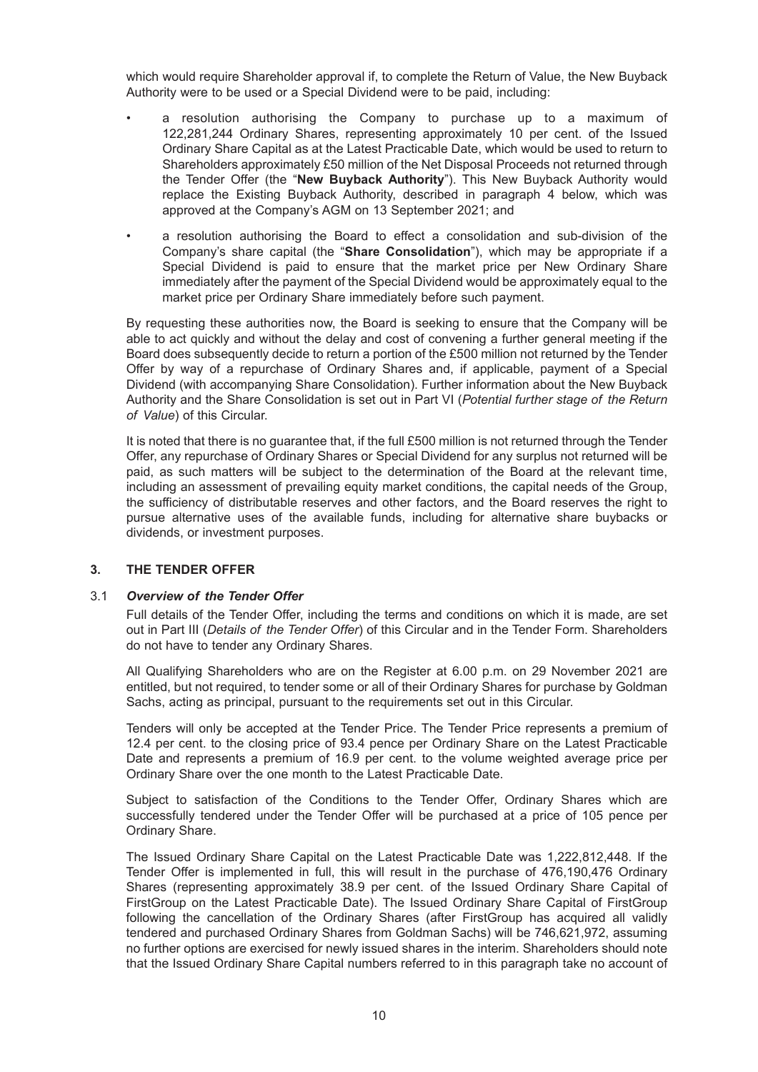which would require Shareholder approval if, to complete the Return of Value, the New Buyback Authority were to be used or a Special Dividend were to be paid, including:

- a resolution authorising the Company to purchase up to a maximum of 122,281,244 Ordinary Shares, representing approximately 10 per cent. of the Issued Ordinary Share Capital as at the Latest Practicable Date, which would be used to return to Shareholders approximately £50 million of the Net Disposal Proceeds not returned through the Tender Offer (the "**New Buyback Authority**"). This New Buyback Authority would replace the Existing Buyback Authority, described in paragraph 4 below, which was approved at the Company's AGM on 13 September 2021; and
- a resolution authorising the Board to effect a consolidation and sub-division of the Company's share capital (the "**Share Consolidation**"), which may be appropriate if a Special Dividend is paid to ensure that the market price per New Ordinary Share immediately after the payment of the Special Dividend would be approximately equal to the market price per Ordinary Share immediately before such payment.

By requesting these authorities now, the Board is seeking to ensure that the Company will be able to act quickly and without the delay and cost of convening a further general meeting if the Board does subsequently decide to return a portion of the £500 million not returned by the Tender Offer by way of a repurchase of Ordinary Shares and, if applicable, payment of a Special Dividend (with accompanying Share Consolidation). Further information about the New Buyback Authority and the Share Consolidation is set out in Part VI (*Potential further stage of the Return of Value*) of this Circular.

It is noted that there is no guarantee that, if the full £500 million is not returned through the Tender Offer, any repurchase of Ordinary Shares or Special Dividend for any surplus not returned will be paid, as such matters will be subject to the determination of the Board at the relevant time, including an assessment of prevailing equity market conditions, the capital needs of the Group, the sufficiency of distributable reserves and other factors, and the Board reserves the right to pursue alternative uses of the available funds, including for alternative share buybacks or dividends, or investment purposes.

## 3. THE TENDER OFFER

### 3.1 *Overview of the Tender Offer*

Full details of the Tender Offer, including the terms and conditions on which it is made, are set out in Part III (*Details of the Tender Offer*) of this Circular and in the Tender Form. Shareholders do not have to tender any Ordinary Shares.

All Qualifying Shareholders who are on the Register at 6.00 p.m. on 29 November 2021 are entitled, but not required, to tender some or all of their Ordinary Shares for purchase by Goldman Sachs, acting as principal, pursuant to the requirements set out in this Circular.

Tenders will only be accepted at the Tender Price. The Tender Price represents a premium of 12.4 per cent. to the closing price of 93.4 pence per Ordinary Share on the Latest Practicable Date and represents a premium of 16.9 per cent. to the volume weighted average price per Ordinary Share over the one month to the Latest Practicable Date.

Subject to satisfaction of the Conditions to the Tender Offer, Ordinary Shares which are successfully tendered under the Tender Offer will be purchased at a price of 105 pence per Ordinary Share.

The Issued Ordinary Share Capital on the Latest Practicable Date was 1,222,812,448. If the Tender Offer is implemented in full, this will result in the purchase of 476,190,476 Ordinary Shares (representing approximately 38.9 per cent. of the Issued Ordinary Share Capital of FirstGroup on the Latest Practicable Date). The Issued Ordinary Share Capital of FirstGroup following the cancellation of the Ordinary Shares (after FirstGroup has acquired all validly tendered and purchased Ordinary Shares from Goldman Sachs) will be 746,621,972, assuming no further options are exercised for newly issued shares in the interim. Shareholders should note that the Issued Ordinary Share Capital numbers referred to in this paragraph take no account of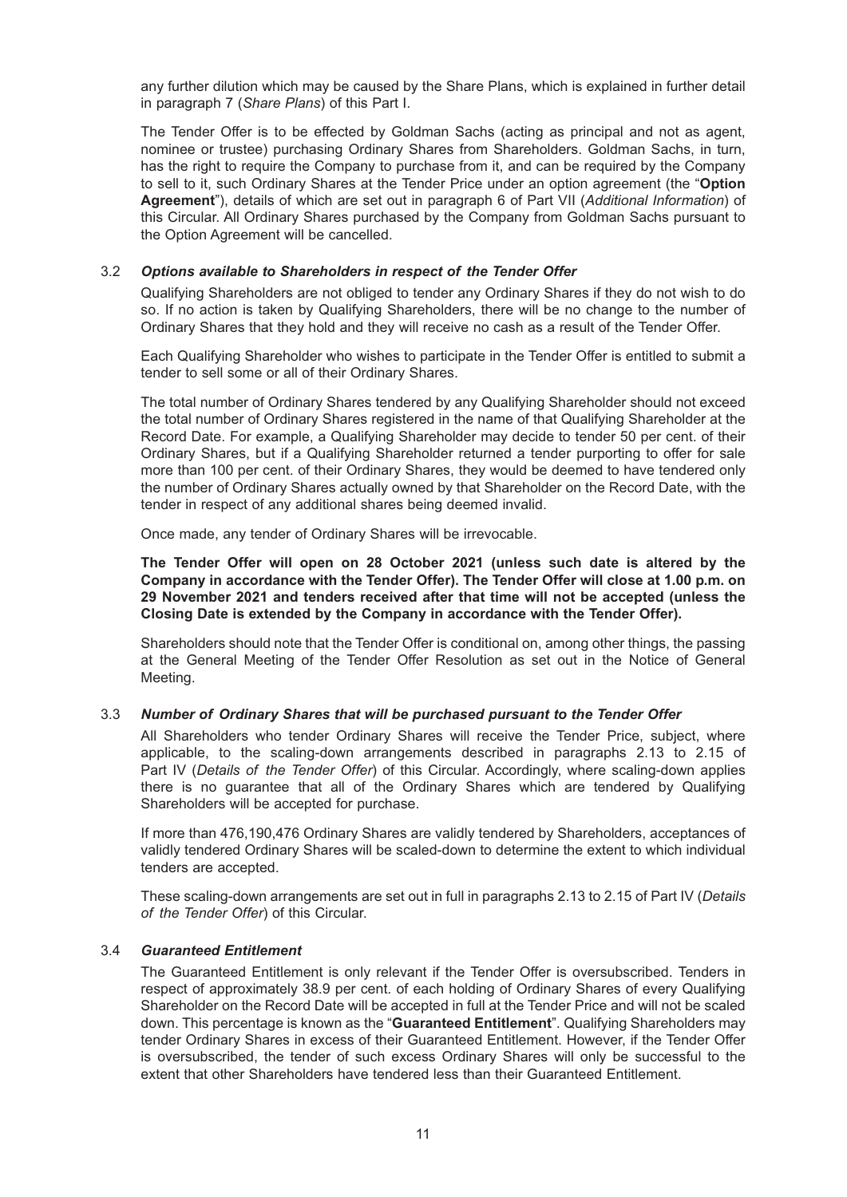any further dilution which may be caused by the Share Plans, which is explained in further detail in paragraph 7 (*Share Plans*) of this Part I.

The Tender Offer is to be effected by Goldman Sachs (acting as principal and not as agent, nominee or trustee) purchasing Ordinary Shares from Shareholders. Goldman Sachs, in turn, has the right to require the Company to purchase from it, and can be required by the Company to sell to it, such Ordinary Shares at the Tender Price under an option agreement (the "**Option Agreement**"), details of which are set out in paragraph 6 of Part VII (*Additional Information*) of this Circular. All Ordinary Shares purchased by the Company from Goldman Sachs pursuant to the Option Agreement will be cancelled.

### 3.2 *Options available to Shareholders in respect of the Tender Offer*

Qualifying Shareholders are not obliged to tender any Ordinary Shares if they do not wish to do so. If no action is taken by Qualifying Shareholders, there will be no change to the number of Ordinary Shares that they hold and they will receive no cash as a result of the Tender Offer.

Each Qualifying Shareholder who wishes to participate in the Tender Offer is entitled to submit a tender to sell some or all of their Ordinary Shares.

The total number of Ordinary Shares tendered by any Qualifying Shareholder should not exceed the total number of Ordinary Shares registered in the name of that Qualifying Shareholder at the Record Date. For example, a Qualifying Shareholder may decide to tender 50 per cent. of their Ordinary Shares, but if a Qualifying Shareholder returned a tender purporting to offer for sale more than 100 per cent. of their Ordinary Shares, they would be deemed to have tendered only the number of Ordinary Shares actually owned by that Shareholder on the Record Date, with the tender in respect of any additional shares being deemed invalid.

Once made, any tender of Ordinary Shares will be irrevocable.

**The Tender Offer will open on 28 October 2021 (unless such date is altered by the Company in accordance with the Tender Offer). The Tender Offer will close at 1.00 p.m. on 29 November 2021 and tenders received after that time will not be accepted (unless the Closing Date is extended by the Company in accordance with the Tender Offer).**

Shareholders should note that the Tender Offer is conditional on, among other things, the passing at the General Meeting of the Tender Offer Resolution as set out in the Notice of General Meeting.

### 3.3 *Number of Ordinary Shares that will be purchased pursuant to the Tender Offer*

All Shareholders who tender Ordinary Shares will receive the Tender Price, subject, where applicable, to the scaling-down arrangements described in paragraphs 2.13 to 2.15 of Part IV (*Details of the Tender Offer*) of this Circular. Accordingly, where scaling-down applies there is no guarantee that all of the Ordinary Shares which are tendered by Qualifying Shareholders will be accepted for purchase.

If more than 476,190,476 Ordinary Shares are validly tendered by Shareholders, acceptances of validly tendered Ordinary Shares will be scaled-down to determine the extent to which individual tenders are accepted.

These scaling-down arrangements are set out in full in paragraphs 2.13 to 2.15 of Part IV (*Details of the Tender Offer*) of this Circular.

### 3.4 *Guaranteed Entitlement*

The Guaranteed Entitlement is only relevant if the Tender Offer is oversubscribed. Tenders in respect of approximately 38.9 per cent. of each holding of Ordinary Shares of every Qualifying Shareholder on the Record Date will be accepted in full at the Tender Price and will not be scaled down. This percentage is known as the "**Guaranteed Entitlement**". Qualifying Shareholders may tender Ordinary Shares in excess of their Guaranteed Entitlement. However, if the Tender Offer is oversubscribed, the tender of such excess Ordinary Shares will only be successful to the extent that other Shareholders have tendered less than their Guaranteed Entitlement.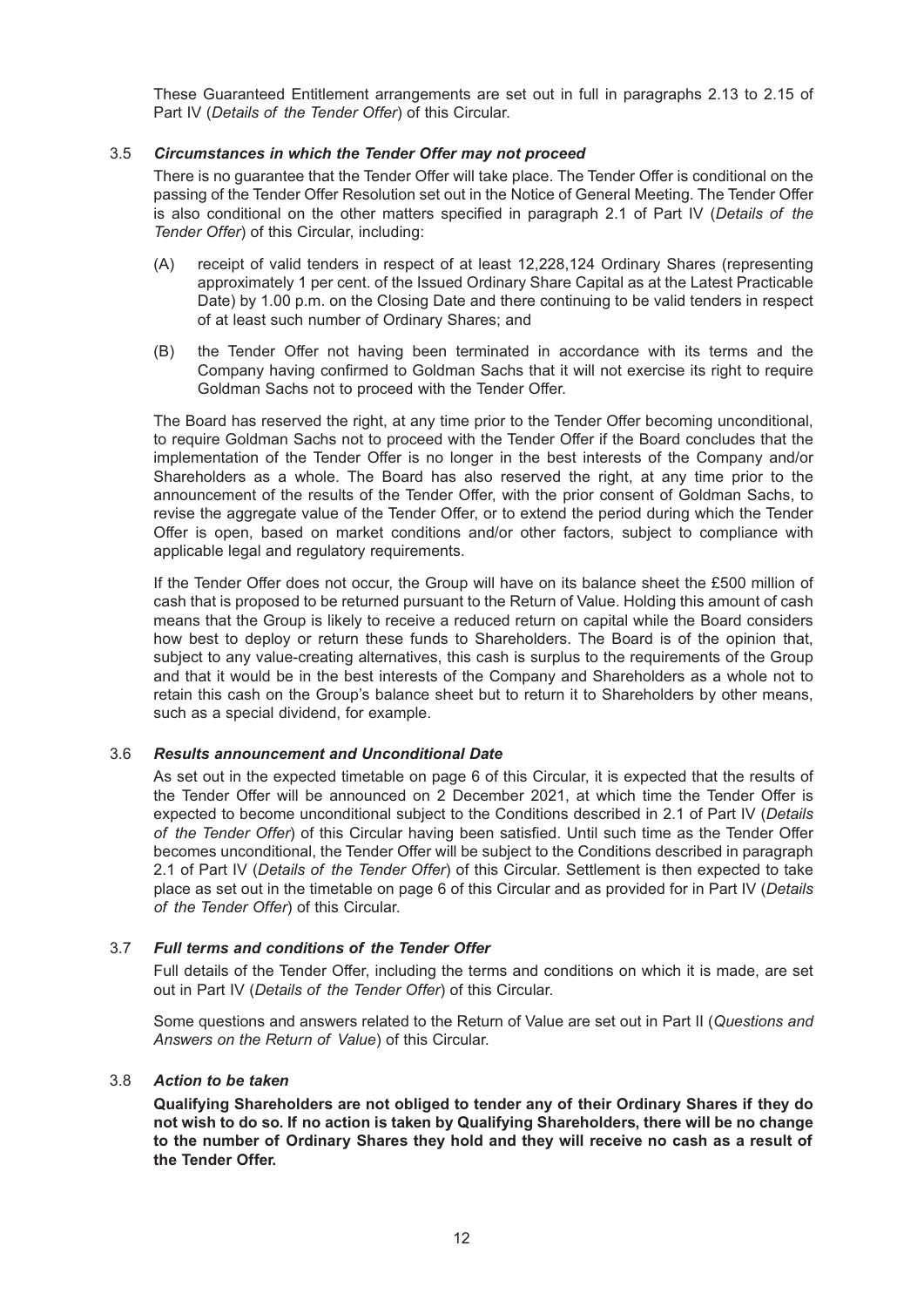These Guaranteed Entitlement arrangements are set out in full in paragraphs 2.13 to 2.15 of Part IV (*Details of the Tender Offer*) of this Circular.

### 3.5 *Circumstances in which the Tender Offer may not proceed*

There is no guarantee that the Tender Offer will take place. The Tender Offer is conditional on the passing of the Tender Offer Resolution set out in the Notice of General Meeting. The Tender Offer is also conditional on the other matters specified in paragraph 2.1 of Part IV (*Details of the Tender Offer*) of this Circular, including:

(A) receipt of valid tenders in respect of at least 12,228,124 Ordinary Shares (representing approximately 1 per cent. of the Issued Ordinary Share Capital as at the Latest Practicable Date) by 1.00 p.m. on the Closing Date and there continuing to be valid tenders in respect of at least such number of Ordinary Shares; and

(B) the Tender Offer not having been terminated in accordance with its terms and the Company having confirmed to Goldman Sachs that it will not exercise its right to require Goldman Sachs not to proceed with the Tender Offer.

The Board has reserved the right, at any time prior to the Tender Offer becoming unconditional, to require Goldman Sachs not to proceed with the Tender Offer if the Board concludes that the implementation of the Tender Offer is no longer in the best interests of the Company and/or Shareholders as a whole. The Board has also reserved the right, at any time prior to the announcement of the results of the Tender Offer, with the prior consent of Goldman Sachs, to revise the aggregate value of the Tender Offer, or to extend the period during which the Tender Offer is open, based on market conditions and/or other factors, subject to compliance with applicable legal and regulatory requirements.

If the Tender Offer does not occur, the Group will have on its balance sheet the £500 million of cash that is proposed to be returned pursuant to the Return of Value. Holding this amount of cash means that the Group is likely to receive a reduced return on capital while the Board considers how best to deploy or return these funds to Shareholders. The Board is of the opinion that, subject to any value-creating alternatives, this cash is surplus to the requirements of the Group and that it would be in the best interests of the Company and Shareholders as a whole not to retain this cash on the Group's balance sheet but to return it to Shareholders by other means, such as a special dividend, for example.

### 3.6 *Results announcement and Unconditional Date*

As set out in the expected timetable on page 6 of this Circular, it is expected that the results of the Tender Offer will be announced on 2 December 2021, at which time the Tender Offer is expected to become unconditional subject to the Conditions described in 2.1 of Part IV (*Details of the Tender Offer*) of this Circular having been satisfied. Until such time as the Tender Offer becomes unconditional, the Tender Offer will be subject to the Conditions described in paragraph 2.1 of Part IV (*Details of the Tender Offer*) of this Circular. Settlement is then expected to take place as set out in the timetable on page 6 of this Circular and as provided for in Part IV (*Details of the Tender Offer*) of this Circular.

### 3.7 *Full terms and conditions of the Tender Offer*

Full details of the Tender Offer, including the terms and conditions on which it is made, are set out in Part IV (*Details of the Tender Offer*) of this Circular.

Some questions and answers related to the Return of Value are set out in Part II (*Questions and Answers on the Return of Value*) of this Circular.

### 3.8 *Action to be taken*

**Qualifying Shareholders are not obliged to tender any of their Ordinary Shares if they do not wish to do so. If no action is taken by Qualifying Shareholders, there will be no change to the number of Ordinary Shares they hold and they will receive no cash as a result of the Tender Offer.**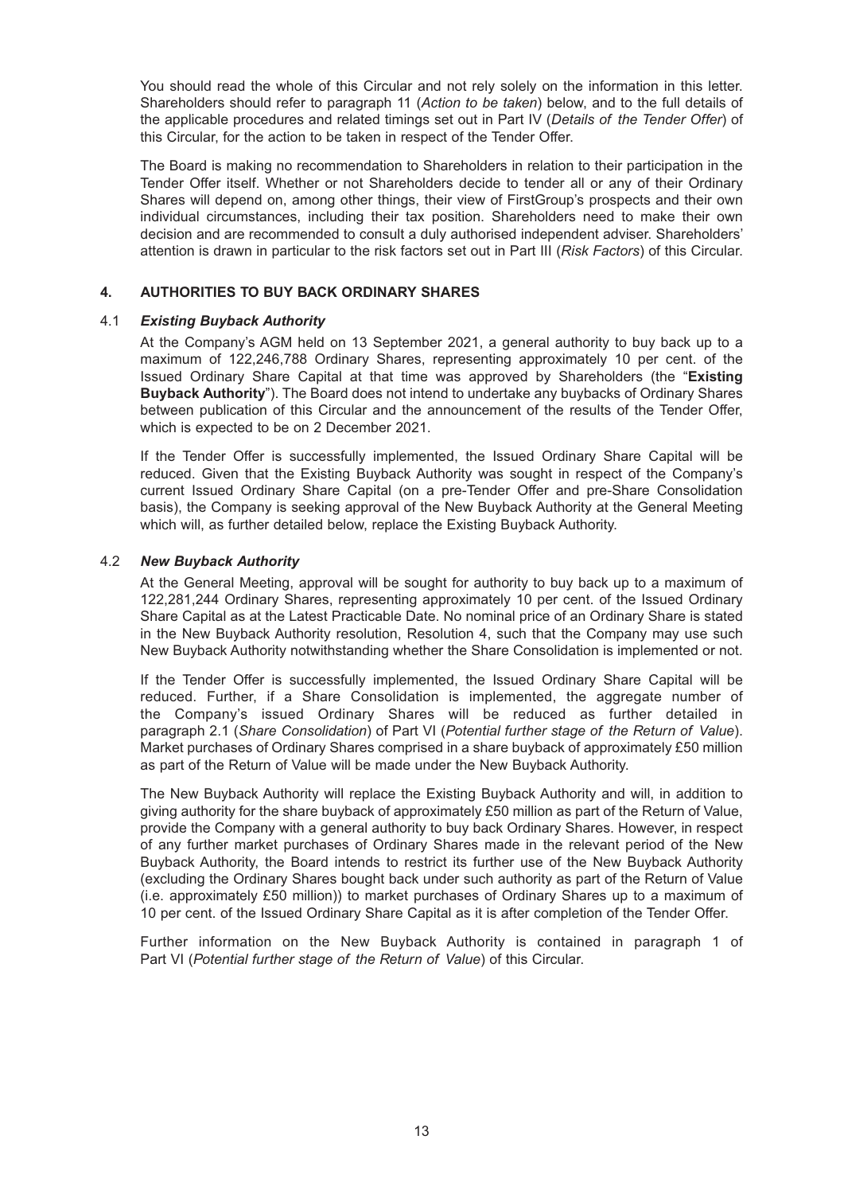You should read the whole of this Circular and not rely solely on the information in this letter. Shareholders should refer to paragraph 11 (*Action to be taken*) below, and to the full details of the applicable procedures and related timings set out in Part IV (*Details of the Tender Offer*) of this Circular, for the action to be taken in respect of the Tender Offer.

The Board is making no recommendation to Shareholders in relation to their participation in the Tender Offer itself. Whether or not Shareholders decide to tender all or any of their Ordinary Shares will depend on, among other things, their view of FirstGroup's prospects and their own individual circumstances, including their tax position. Shareholders need to make their own decision and are recommended to consult a duly authorised independent adviser. Shareholders' attention is drawn in particular to the risk factors set out in Part III (*Risk Factors*) of this Circular.

## 4. AUTHORITIES TO BUY BACK ORDINARY SHARES

### 4.1 *Existing Buyback Authority*

At the Company's AGM held on 13 September 2021, a general authority to buy back up to a maximum of 122,246,788 Ordinary Shares, representing approximately 10 per cent. of the Issued Ordinary Share Capital at that time was approved by Shareholders (the "**Existing Buyback Authority**"). The Board does not intend to undertake any buybacks of Ordinary Shares between publication of this Circular and the announcement of the results of the Tender Offer, which is expected to be on 2 December 2021.

If the Tender Offer is successfully implemented, the Issued Ordinary Share Capital will be reduced. Given that the Existing Buyback Authority was sought in respect of the Company's current Issued Ordinary Share Capital (on a pre-Tender Offer and pre-Share Consolidation basis), the Company is seeking approval of the New Buyback Authority at the General Meeting which will, as further detailed below, replace the Existing Buyback Authority.

### 4.2 *New Buyback Authority*

At the General Meeting, approval will be sought for authority to buy back up to a maximum of 122,281,244 Ordinary Shares, representing approximately 10 per cent. of the Issued Ordinary Share Capital as at the Latest Practicable Date. No nominal price of an Ordinary Share is stated in the New Buyback Authority resolution, Resolution 4, such that the Company may use such New Buyback Authority notwithstanding whether the Share Consolidation is implemented or not.

If the Tender Offer is successfully implemented, the Issued Ordinary Share Capital will be reduced. Further, if a Share Consolidation is implemented, the aggregate number of the Company's issued Ordinary Shares will be reduced as further detailed in paragraph 2.1 (*Share Consolidation*) of Part VI (*Potential further stage of the Return of Value*). Market purchases of Ordinary Shares comprised in a share buyback of approximately £50 million as part of the Return of Value will be made under the New Buyback Authority.

The New Buyback Authority will replace the Existing Buyback Authority and will, in addition to giving authority for the share buyback of approximately £50 million as part of the Return of Value, provide the Company with a general authority to buy back Ordinary Shares. However, in respect of any further market purchases of Ordinary Shares made in the relevant period of the New Buyback Authority, the Board intends to restrict its further use of the New Buyback Authority (excluding the Ordinary Shares bought back under such authority as part of the Return of Value (i.e. approximately £50 million)) to market purchases of Ordinary Shares up to a maximum of 10 per cent. of the Issued Ordinary Share Capital as it is after completion of the Tender Offer.

Further information on the New Buyback Authority is contained in paragraph 1 of Part VI (*Potential further stage of the Return of Value*) of this Circular.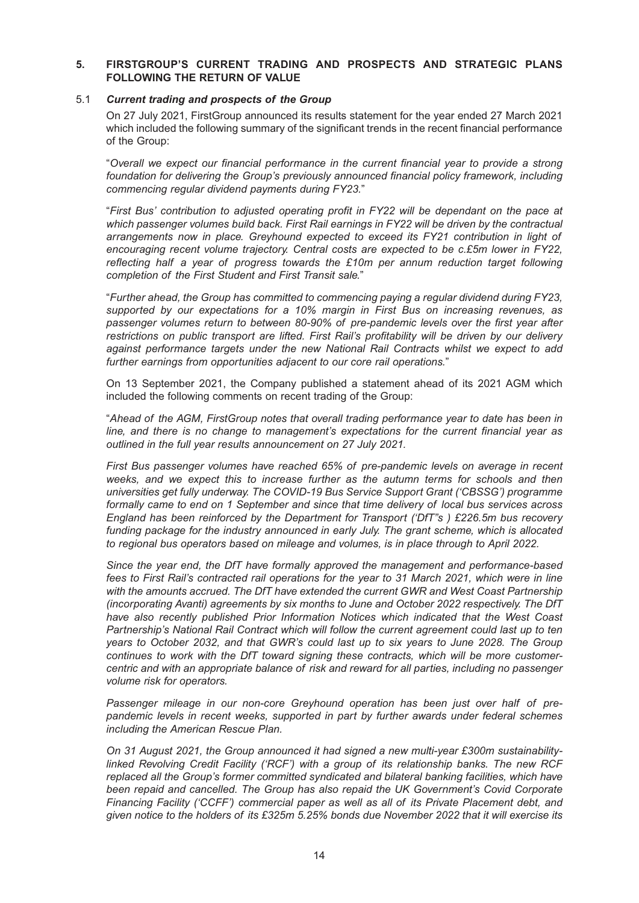## 5. FIRSTGROUP'S CURRENT TRADING AND PROSPECTS AND STRATEGIC PLANS FOLLOWING THE RETURN OF VALUE

### 5.1 *Current trading and prospects of the Group*

On 27 July 2021, FirstGroup announced its results statement for the year ended 27 March 2021 which included the following summary of the significant trends in the recent financial performance of the Group:

"*Overall we expect our financial performance in the current financial year to provide a strong foundation for delivering the Group's previously announced financial policy framework, including commencing regular dividend payments during FY23.*"

"*First Bus' contribution to adjusted operating profit in FY22 will be dependant on the pace at which passenger volumes build back. First Rail earnings in FY22 will be driven by the contractual arrangements now in place. Greyhound expected to exceed its FY21 contribution in light of encouraging recent volume trajectory. Central costs are expected to be c.£5m lower in FY22, reflecting half a year of progress towards the £10m per annum reduction target following completion of the First Student and First Transit sale.*"

"*Further ahead, the Group has committed to commencing paying a regular dividend during FY23, supported by our expectations for a 10% margin in First Bus on increasing revenues, as passenger volumes return to between 80-90% of pre-pandemic levels over the first year after restrictions on public transport are lifted. First Rail's profitability will be driven by our delivery against performance targets under the new National Rail Contracts whilst we expect to add further earnings from opportunities adjacent to our core rail operations.*"

On 13 September 2021, the Company published a statement ahead of its 2021 AGM which included the following comments on recent trading of the Group:

"*Ahead of the AGM, FirstGroup notes that overall trading performance year to date has been in line, and there is no change to management's expectations for the current financial year as outlined in the full year results announcement on 27 July 2021.*

*First Bus passenger volumes have reached 65% of pre-pandemic levels on average in recent weeks, and we expect this to increase further as the autumn terms for schools and then universities get fully underway. The COVID-19 Bus Service Support Grant ('CBSSG') programme formally came to end on 1 September and since that time delivery of local bus services across England has been reinforced by the Department for Transport ('DfT"s ) £226.5m bus recovery funding package for the industry announced in early July. The grant scheme, which is allocated to regional bus operators based on mileage and volumes, is in place through to April 2022.*

*Since the year end, the DfT have formally approved the management and performance-based fees to First Rail's contracted rail operations for the year to 31 March 2021, which were in line with the amounts accrued. The DfT have extended the current GWR and West Coast Partnership (incorporating Avanti) agreements by six months to June and October 2022 respectively. The DfT have also recently published Prior Information Notices which indicated that the West Coast Partnership's National Rail Contract which will follow the current agreement could last up to ten years to October 2032, and that GWR's could last up to six years to June 2028. The Group continues to work with the DfT toward signing these contracts, which will be more customer-centric and with an appropriate balance of risk and reward for all parties, including no passenger volume risk for operators.*

*Passenger mileage in our non-core Greyhound operation has been just over half of pre-pandemic levels in recent weeks, supported in part by further awards under federal schemes including the American Rescue Plan.*

*On 31 August 2021, the Group announced it had signed a new multi-year £300m sustainability-linked Revolving Credit Facility ('RCF') with a group of its relationship banks. The new RCF replaced all the Group's former committed syndicated and bilateral banking facilities, which have been repaid and cancelled. The Group has also repaid the UK Government's Covid Corporate Financing Facility ('CCFF') commercial paper as well as all of its Private Placement debt, and given notice to the holders of its £325m 5.25% bonds due November 2022 that it will exercise its*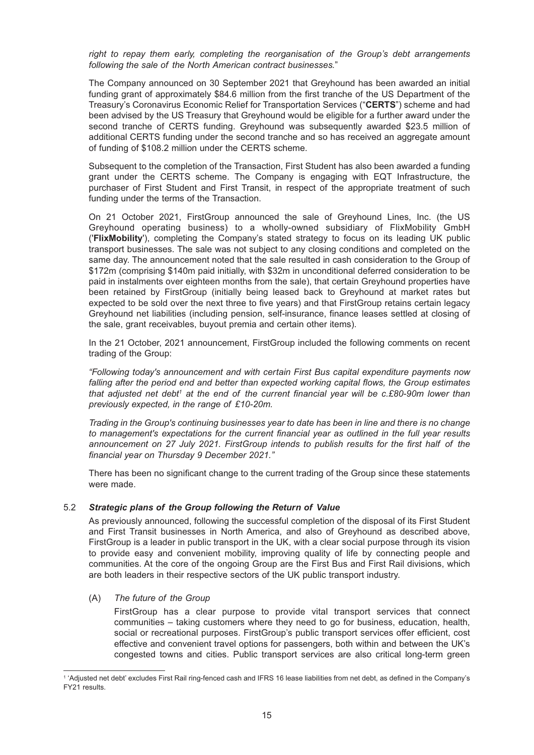*right to repay them early, completing the reorganisation of the Group's debt arrangements following the sale of the North American contract businesses.*"

The Company announced on 30 September 2021 that Greyhound has been awarded an initial funding grant of approximately $84.6 million from the first tranche of the US Department of the Treasury's Coronavirus Economic Relief for Transportation Services ("**CERTS**") scheme and had been advised by the US Treasury that Greyhound would be eligible for a further award under the second tranche of CERTS funding. Greyhound was subsequently awarded $23.5 million of additional CERTS funding under the second tranche and so has received an aggregate amount of funding of $108.2 million under the CERTS scheme.

Subsequent to the completion of the Transaction, First Student has also been awarded a funding grant under the CERTS scheme. The Company is engaging with EQT Infrastructure, the purchaser of First Student and First Transit, in respect of the appropriate treatment of such funding under the terms of the Transaction.

On 21 October 2021, FirstGroup announced the sale of Greyhound Lines, Inc. (the US Greyhound operating business) to a wholly-owned subsidiary of FlixMobility GmbH ('**FlixMobility**'), completing the Company's stated strategy to focus on its leading UK public transport businesses. The sale was not subject to any closing conditions and completed on the same day. The announcement noted that the sale resulted in cash consideration to the Group of $172m (comprising $140m paid initially, with $32m in unconditional deferred consideration to be paid in instalments over eighteen months from the sale), that certain Greyhound properties have been retained by FirstGroup (initially being leased back to Greyhound at market rates but expected to be sold over the next three to five years) and that FirstGroup retains certain legacy Greyhound net liabilities (including pension, self-insurance, finance leases settled at closing of the sale, grant receivables, buyout premia and certain other items).

In the 21 October, 2021 announcement, FirstGroup included the following comments on recent trading of the Group:

*"Following today's announcement and with certain First Bus capital expenditure payments now falling after the period end and better than expected working capital flows, the Group estimates that adjusted net debt[1] at the end of the current financial year will be c.£80-90m lower than previously expected, in the range of £10-20m.*

*Trading in the Group's continuing businesses year to date has been in line and there is no change to management's expectations for the current financial year as outlined in the full year results announcement on 27 July 2021. FirstGroup intends to publish results for the first half of the financial year on Thursday 9 December 2021."*

There has been no significant change to the current trading of the Group since these statements were made.

## 5.2 *Strategic plans of the Group following the Return of Value*

As previously announced, following the successful completion of the disposal of its First Student and First Transit businesses in North America, and also of Greyhound as described above, FirstGroup is a leader in public transport in the UK, with a clear social purpose through its vision to provide easy and convenient mobility, improving quality of life by connecting people and communities. At the core of the ongoing Group are the First Bus and First Rail divisions, which are both leaders in their respective sectors of the UK public transport industry.

### (A) *The future of the Group*

FirstGroup has a clear purpose to provide vital transport services that connect communities – taking customers where they need to go for business, education, health, social or recreational purposes. FirstGroup's public transport services offer efficient, cost effective and convenient travel options for passengers, both within and between the UK's congested towns and cities. Public transport services are also critical long-term green

---

[1] 'Adjusted net debt' excludes First Rail ring-fenced cash and IFRS 16 lease liabilities from net debt, as defined in the Company's FY21 results.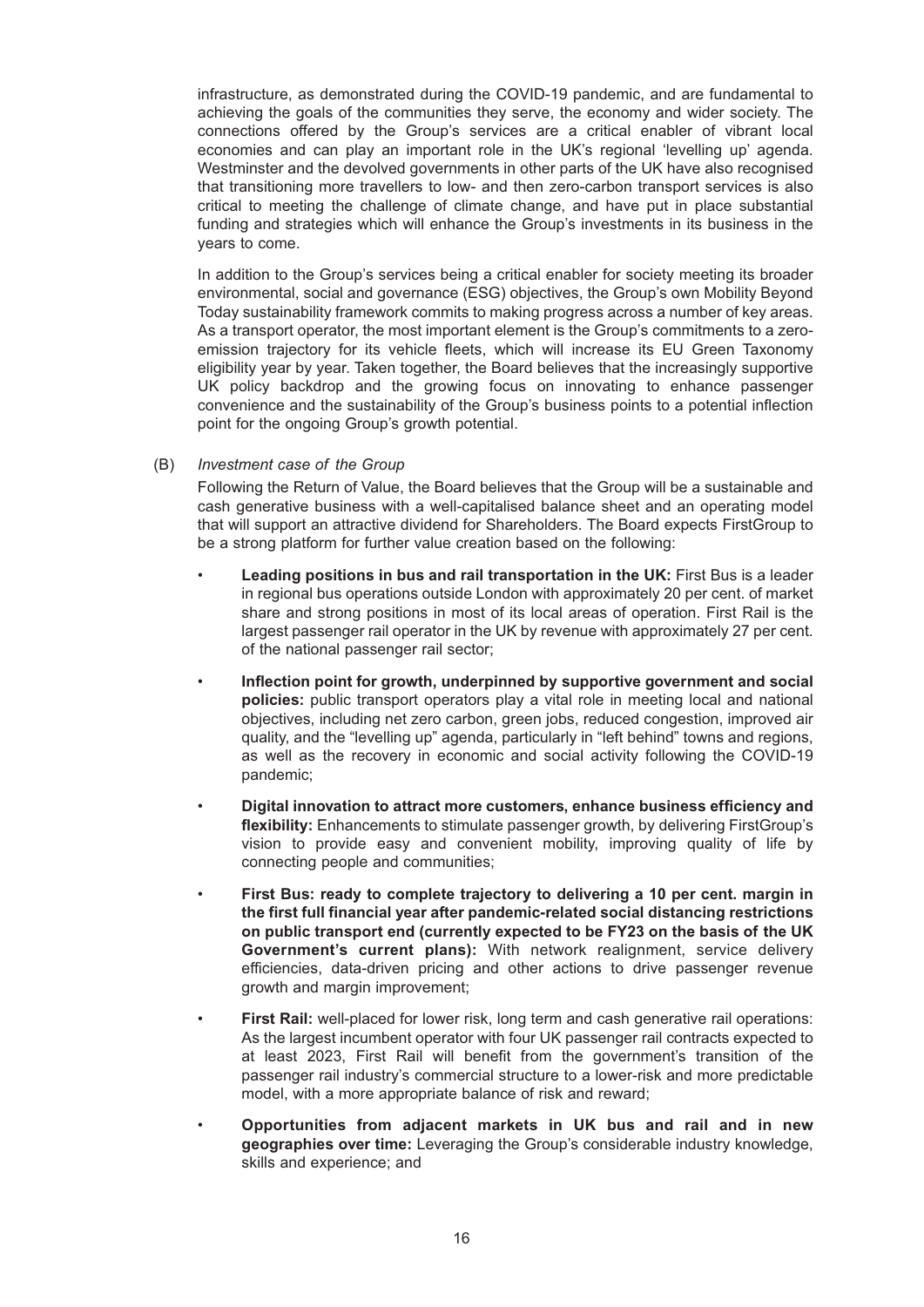infrastructure, as demonstrated during the COVID-19 pandemic, and are fundamental to achieving the goals of the communities they serve, the economy and wider society. The connections offered by the Group's services are a critical enabler of vibrant local economies and can play an important role in the UK's regional 'levelling up' agenda. Westminster and the devolved governments in other parts of the UK have also recognised that transitioning more travellers to low- and then zero-carbon transport services is also critical to meeting the challenge of climate change, and have put in place substantial funding and strategies which will enhance the Group's investments in its business in the years to come.

In addition to the Group's services being a critical enabler for society meeting its broader environmental, social and governance (ESG) objectives, the Group's own Mobility Beyond Today sustainability framework commits to making progress across a number of key areas. As a transport operator, the most important element is the Group's commitments to a zero-emission trajectory for its vehicle fleets, which will increase its EU Green Taxonomy eligibility year by year. Taken together, the Board believes that the increasingly supportive UK policy backdrop and the growing focus on innovating to enhance passenger convenience and the sustainability of the Group's business points to a potential inflection point for the ongoing Group's growth potential.

(B) *Investment case of the Group*

Following the Return of Value, the Board believes that the Group will be a sustainable and cash generative business with a well-capitalised balance sheet and an operating model that will support an attractive dividend for Shareholders. The Board expects FirstGroup to be a strong platform for further value creation based on the following:

- **Leading positions in bus and rail transportation in the UK:** First Bus is a leader in regional bus operations outside London with approximately 20 per cent. of market share and strong positions in most of its local areas of operation. First Rail is the largest passenger rail operator in the UK by revenue with approximately 27 per cent. of the national passenger rail sector;
- **Inflection point for growth, underpinned by supportive government and social policies:** public transport operators play a vital role in meeting local and national objectives, including net zero carbon, green jobs, reduced congestion, improved air quality, and the "levelling up" agenda, particularly in "left behind" towns and regions, as well as the recovery in economic and social activity following the COVID-19 pandemic;
- **Digital innovation to attract more customers, enhance business efficiency and flexibility:** Enhancements to stimulate passenger growth, by delivering FirstGroup's vision to provide easy and convenient mobility, improving quality of life by connecting people and communities;
- **First Bus: ready to complete trajectory to delivering a 10 per cent. margin in the first full financial year after pandemic-related social distancing restrictions on public transport end (currently expected to be FY23 on the basis of the UK Government's current plans):** With network realignment, service delivery efficiencies, data-driven pricing and other actions to drive passenger revenue growth and margin improvement;
- **First Rail:** well-placed for lower risk, long term and cash generative rail operations: As the largest incumbent operator with four UK passenger rail contracts expected to at least 2023, First Rail will benefit from the government's transition of the passenger rail industry's commercial structure to a lower-risk and more predictable model, with a more appropriate balance of risk and reward;
- **Opportunities from adjacent markets in UK bus and rail and in new geographies over time:** Leveraging the Group's considerable industry knowledge, skills and experience; and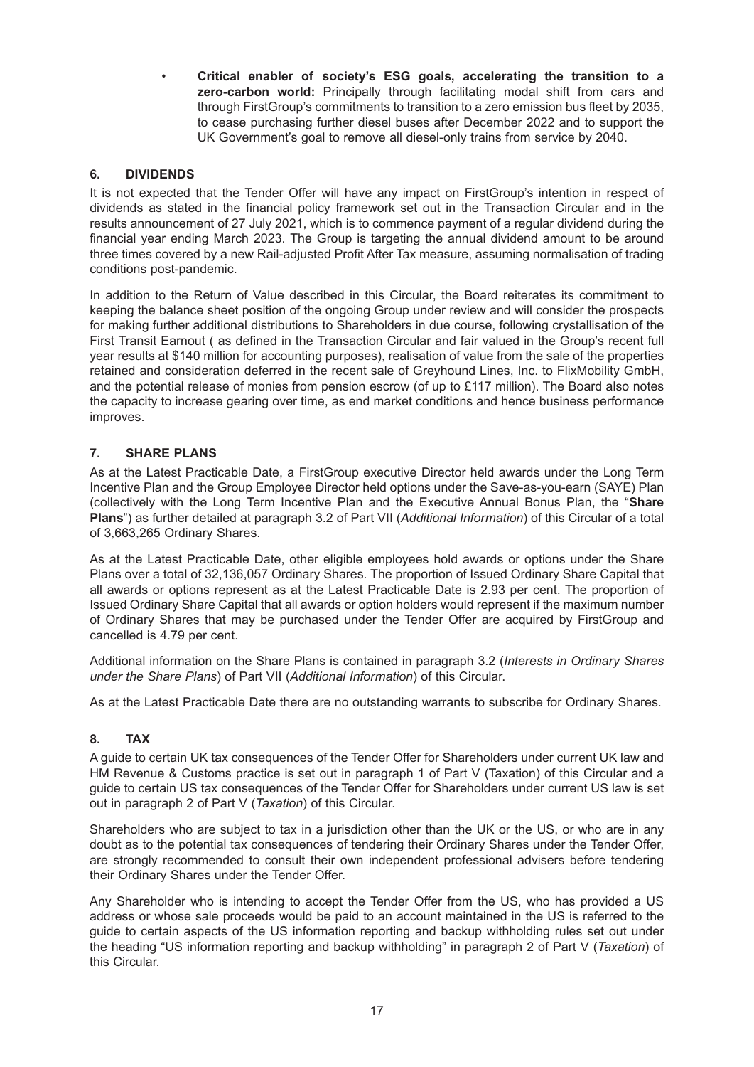- **Critical enabler of society's ESG goals, accelerating the transition to a zero-carbon world:** Principally through facilitating modal shift from cars and through FirstGroup's commitments to transition to a zero emission bus fleet by 2035, to cease purchasing further diesel buses after December 2022 and to support the UK Government's goal to remove all diesel-only trains from service by 2040.

## 6. DIVIDENDS

It is not expected that the Tender Offer will have any impact on FirstGroup's intention in respect of dividends as stated in the financial policy framework set out in the Transaction Circular and in the results announcement of 27 July 2021, which is to commence payment of a regular dividend during the financial year ending March 2023. The Group is targeting the annual dividend amount to be around three times covered by a new Rail-adjusted Profit After Tax measure, assuming normalisation of trading conditions post-pandemic.

In addition to the Return of Value described in this Circular, the Board reiterates its commitment to keeping the balance sheet position of the ongoing Group under review and will consider the prospects for making further additional distributions to Shareholders in due course, following crystallisation of the First Transit Earnout ( as defined in the Transaction Circular and fair valued in the Group's recent full year results at $140 million for accounting purposes), realisation of value from the sale of the properties retained and consideration deferred in the recent sale of Greyhound Lines, Inc. to FlixMobility GmbH, and the potential release of monies from pension escrow (of up to £117 million). The Board also notes the capacity to increase gearing over time, as end market conditions and hence business performance improves.

## 7. SHARE PLANS

As at the Latest Practicable Date, a FirstGroup executive Director held awards under the Long Term Incentive Plan and the Group Employee Director held options under the Save-as-you-earn (SAYE) Plan (collectively with the Long Term Incentive Plan and the Executive Annual Bonus Plan, the "**Share Plans**") as further detailed at paragraph 3.2 of Part VII (*Additional Information*) of this Circular of a total of 3,663,265 Ordinary Shares.

As at the Latest Practicable Date, other eligible employees hold awards or options under the Share Plans over a total of 32,136,057 Ordinary Shares. The proportion of Issued Ordinary Share Capital that all awards or options represent as at the Latest Practicable Date is 2.93 per cent. The proportion of Issued Ordinary Share Capital that all awards or option holders would represent if the maximum number of Ordinary Shares that may be purchased under the Tender Offer are acquired by FirstGroup and cancelled is 4.79 per cent.

Additional information on the Share Plans is contained in paragraph 3.2 (*Interests in Ordinary Shares under the Share Plans*) of Part VII (*Additional Information*) of this Circular.

As at the Latest Practicable Date there are no outstanding warrants to subscribe for Ordinary Shares.

## 8. TAX

A guide to certain UK tax consequences of the Tender Offer for Shareholders under current UK law and HM Revenue & Customs practice is set out in paragraph 1 of Part V (Taxation) of this Circular and a guide to certain US tax consequences of the Tender Offer for Shareholders under current US law is set out in paragraph 2 of Part V (*Taxation*) of this Circular.

Shareholders who are subject to tax in a jurisdiction other than the UK or the US, or who are in any doubt as to the potential tax consequences of tendering their Ordinary Shares under the Tender Offer, are strongly recommended to consult their own independent professional advisers before tendering their Ordinary Shares under the Tender Offer.

Any Shareholder who is intending to accept the Tender Offer from the US, who has provided a US address or whose sale proceeds would be paid to an account maintained in the US is referred to the guide to certain aspects of the US information reporting and backup withholding rules set out under the heading "US information reporting and backup withholding" in paragraph 2 of Part V (*Taxation*) of this Circular.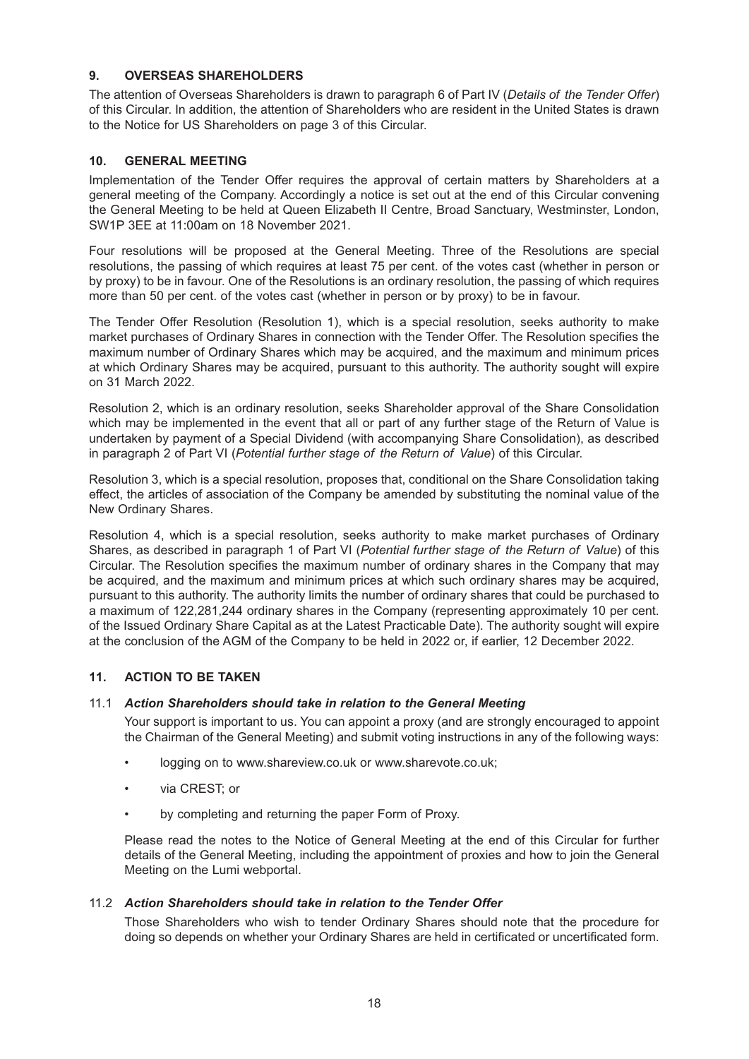## 9. OVERSEAS SHAREHOLDERS

The attention of Overseas Shareholders is drawn to paragraph 6 of Part IV (*Details of the Tender Offer*) of this Circular. In addition, the attention of Shareholders who are resident in the United States is drawn to the Notice for US Shareholders on page 3 of this Circular.

## 10. GENERAL MEETING

Implementation of the Tender Offer requires the approval of certain matters by Shareholders at a general meeting of the Company. Accordingly a notice is set out at the end of this Circular convening the General Meeting to be held at Queen Elizabeth II Centre, Broad Sanctuary, Westminster, London, SW1P 3EE at 11:00am on 18 November 2021.

Four resolutions will be proposed at the General Meeting. Three of the Resolutions are special resolutions, the passing of which requires at least 75 per cent. of the votes cast (whether in person or by proxy) to be in favour. One of the Resolutions is an ordinary resolution, the passing of which requires more than 50 per cent. of the votes cast (whether in person or by proxy) to be in favour.

The Tender Offer Resolution (Resolution 1), which is a special resolution, seeks authority to make market purchases of Ordinary Shares in connection with the Tender Offer. The Resolution specifies the maximum number of Ordinary Shares which may be acquired, and the maximum and minimum prices at which Ordinary Shares may be acquired, pursuant to this authority. The authority sought will expire on 31 March 2022.

Resolution 2, which is an ordinary resolution, seeks Shareholder approval of the Share Consolidation which may be implemented in the event that all or part of any further stage of the Return of Value is undertaken by payment of a Special Dividend (with accompanying Share Consolidation), as described in paragraph 2 of Part VI (*Potential further stage of the Return of Value*) of this Circular.

Resolution 3, which is a special resolution, proposes that, conditional on the Share Consolidation taking effect, the articles of association of the Company be amended by substituting the nominal value of the New Ordinary Shares.

Resolution 4, which is a special resolution, seeks authority to make market purchases of Ordinary Shares, as described in paragraph 1 of Part VI (*Potential further stage of the Return of Value*) of this Circular. The Resolution specifies the maximum number of ordinary shares in the Company that may be acquired, and the maximum and minimum prices at which such ordinary shares may be acquired, pursuant to this authority. The authority limits the number of ordinary shares that could be purchased to a maximum of 122,281,244 ordinary shares in the Company (representing approximately 10 per cent. of the Issued Ordinary Share Capital as at the Latest Practicable Date). The authority sought will expire at the conclusion of the AGM of the Company to be held in 2022 or, if earlier, 12 December 2022.

## 11. ACTION TO BE TAKEN

### 11.1 *Action Shareholders should take in relation to the General Meeting*

Your support is important to us. You can appoint a proxy (and are strongly encouraged to appoint the Chairman of the General Meeting) and submit voting instructions in any of the following ways:

- logging on to www.shareview.co.uk or www.sharevote.co.uk;
- via CREST; or
- by completing and returning the paper Form of Proxy.

Please read the notes to the Notice of General Meeting at the end of this Circular for further details of the General Meeting, including the appointment of proxies and how to join the General Meeting on the Lumi webportal.

### 11.2 *Action Shareholders should take in relation to the Tender Offer*

Those Shareholders who wish to tender Ordinary Shares should note that the procedure for doing so depends on whether your Ordinary Shares are held in certificated or uncertificated form.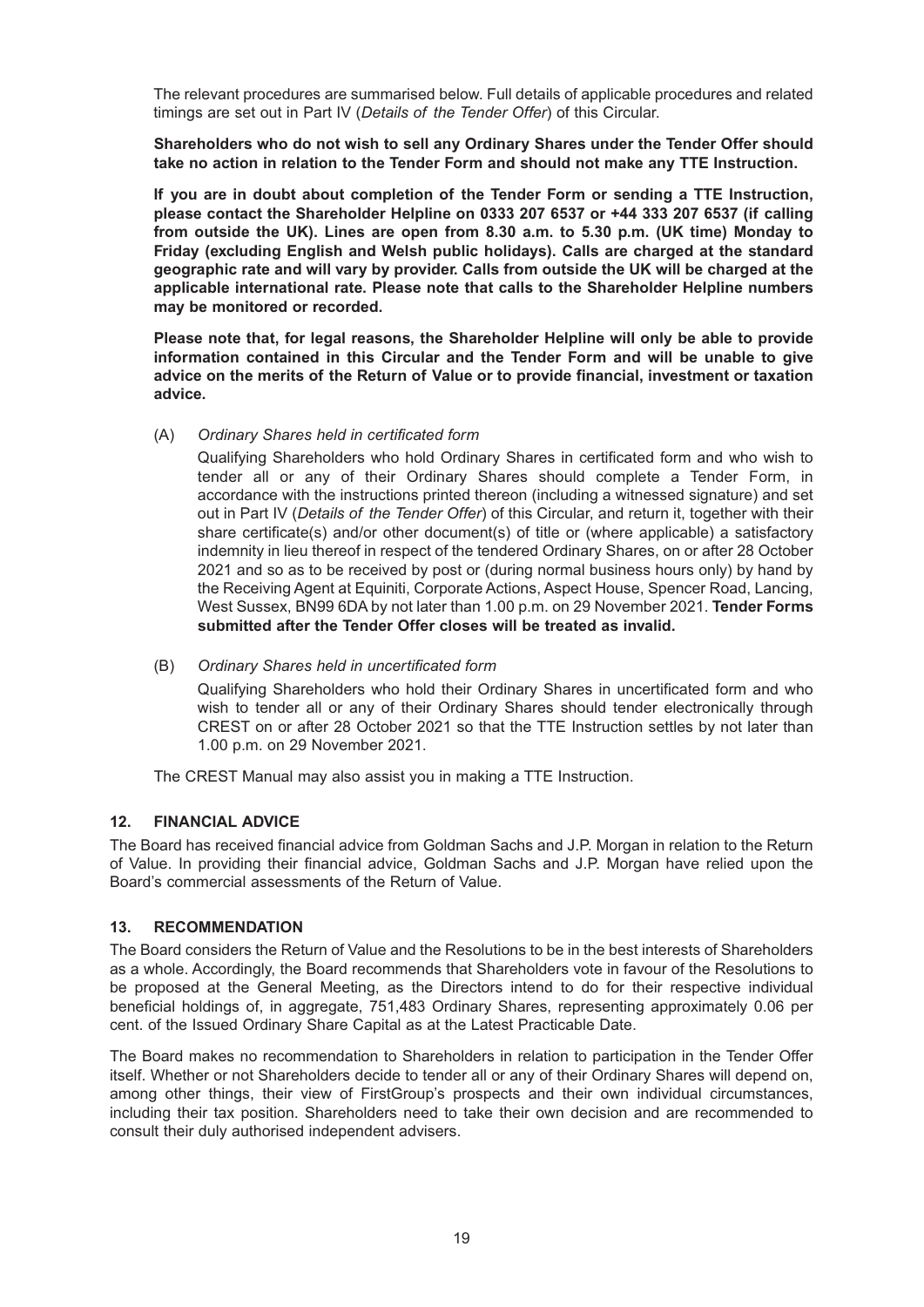The relevant procedures are summarised below. Full details of applicable procedures and related timings are set out in Part IV (*Details of the Tender Offer*) of this Circular.

**Shareholders who do not wish to sell any Ordinary Shares under the Tender Offer should take no action in relation to the Tender Form and should not make any TTE Instruction.**

**If you are in doubt about completion of the Tender Form or sending a TTE Instruction, please contact the Shareholder Helpline on 0333 207 6537 or +44 333 207 6537 (if calling from outside the UK). Lines are open from 8.30 a.m. to 5.30 p.m. (UK time) Monday to Friday (excluding English and Welsh public holidays). Calls are charged at the standard geographic rate and will vary by provider. Calls from outside the UK will be charged at the applicable international rate. Please note that calls to the Shareholder Helpline numbers may be monitored or recorded.**

**Please note that, for legal reasons, the Shareholder Helpline will only be able to provide information contained in this Circular and the Tender Form and will be unable to give advice on the merits of the Return of Value or to provide financial, investment or taxation advice.**

(A) *Ordinary Shares held in certificated form*

Qualifying Shareholders who hold Ordinary Shares in certificated form and who wish to tender all or any of their Ordinary Shares should complete a Tender Form, in accordance with the instructions printed thereon (including a witnessed signature) and set out in Part IV (*Details of the Tender Offer*) of this Circular, and return it, together with their share certificate(s) and/or other document(s) of title or (where applicable) a satisfactory indemnity in lieu thereof in respect of the tendered Ordinary Shares, on or after 28 October 2021 and so as to be received by post or (during normal business hours only) by hand by the Receiving Agent at Equiniti, Corporate Actions, Aspect House, Spencer Road, Lancing, West Sussex, BN99 6DA by not later than 1.00 p.m. on 29 November 2021. **Tender Forms submitted after the Tender Offer closes will be treated as invalid.**

(B) *Ordinary Shares held in uncertificated form*

Qualifying Shareholders who hold their Ordinary Shares in uncertificated form and who wish to tender all or any of their Ordinary Shares should tender electronically through CREST on or after 28 October 2021 so that the TTE Instruction settles by not later than 1.00 p.m. on 29 November 2021.

The CREST Manual may also assist you in making a TTE Instruction.

## 12. FINANCIAL ADVICE

The Board has received financial advice from Goldman Sachs and J.P. Morgan in relation to the Return of Value. In providing their financial advice, Goldman Sachs and J.P. Morgan have relied upon the Board's commercial assessments of the Return of Value.

## 13. RECOMMENDATION

The Board considers the Return of Value and the Resolutions to be in the best interests of Shareholders as a whole. Accordingly, the Board recommends that Shareholders vote in favour of the Resolutions to be proposed at the General Meeting, as the Directors intend to do for their respective individual beneficial holdings of, in aggregate, 751,483 Ordinary Shares, representing approximately 0.06 per cent. of the Issued Ordinary Share Capital as at the Latest Practicable Date.

The Board makes no recommendation to Shareholders in relation to participation in the Tender Offer itself. Whether or not Shareholders decide to tender all or any of their Ordinary Shares will depend on, among other things, their view of FirstGroup's prospects and their own individual circumstances, including their tax position. Shareholders need to take their own decision and are recommended to consult their duly authorised independent advisers.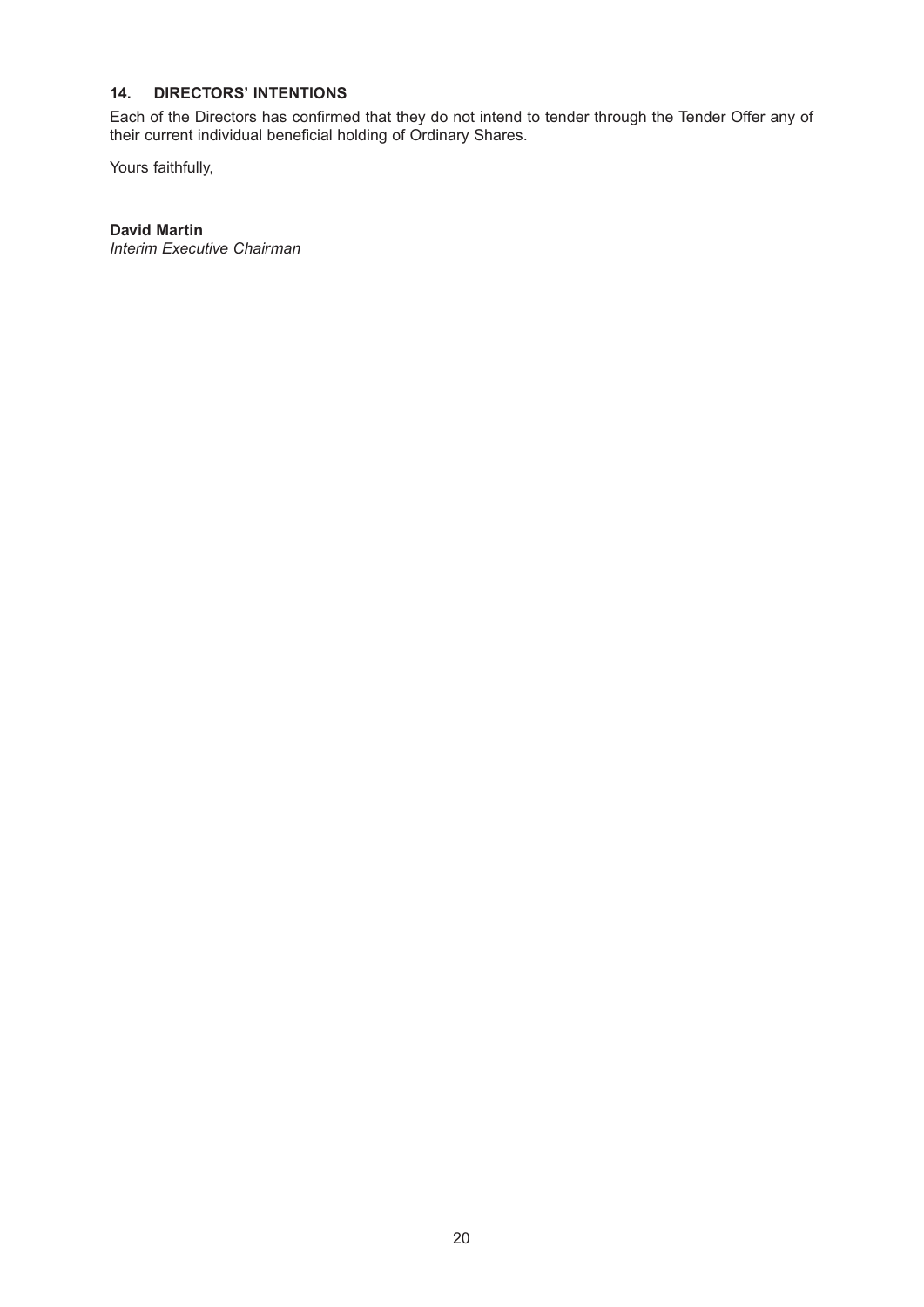## 14. DIRECTORS' INTENTIONS

Each of the Directors has confirmed that they do not intend to tender through the Tender Offer any of their current individual beneficial holding of Ordinary Shares.

Yours faithfully,

**David Martin**
*Interim Executive Chairman*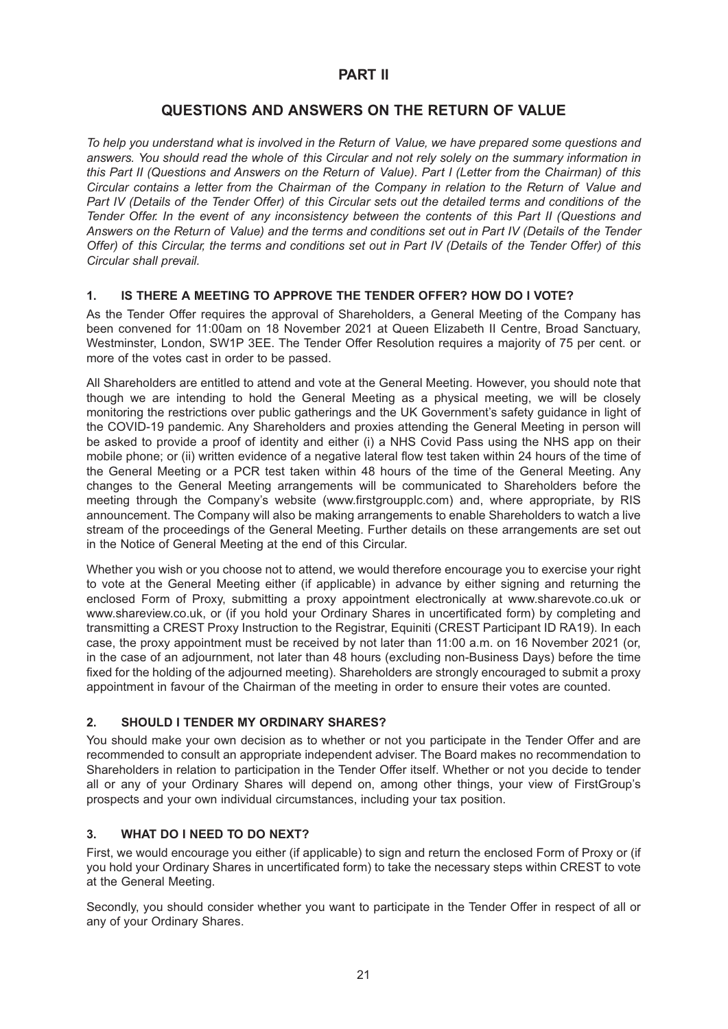# PART II

## QUESTIONS AND ANSWERS ON THE RETURN OF VALUE

*To help you understand what is involved in the Return of Value, we have prepared some questions and answers. You should read the whole of this Circular and not rely solely on the summary information in this Part II (Questions and Answers on the Return of Value). Part I (Letter from the Chairman) of this Circular contains a letter from the Chairman of the Company in relation to the Return of Value and Part IV (Details of the Tender Offer) of this Circular sets out the detailed terms and conditions of the Tender Offer. In the event of any inconsistency between the contents of this Part II (Questions and Answers on the Return of Value) and the terms and conditions set out in Part IV (Details of the Tender Offer) of this Circular, the terms and conditions set out in Part IV (Details of the Tender Offer) of this Circular shall prevail.*

### 1. IS THERE A MEETING TO APPROVE THE TENDER OFFER? HOW DO I VOTE?

As the Tender Offer requires the approval of Shareholders, a General Meeting of the Company has been convened for 11:00am on 18 November 2021 at Queen Elizabeth II Centre, Broad Sanctuary, Westminster, London, SW1P 3EE. The Tender Offer Resolution requires a majority of 75 per cent. or more of the votes cast in order to be passed.

All Shareholders are entitled to attend and vote at the General Meeting. However, you should note that though we are intending to hold the General Meeting as a physical meeting, we will be closely monitoring the restrictions over public gatherings and the UK Government's safety guidance in light of the COVID-19 pandemic. Any Shareholders and proxies attending the General Meeting in person will be asked to provide a proof of identity and either (i) a NHS Covid Pass using the NHS app on their mobile phone; or (ii) written evidence of a negative lateral flow test taken within 24 hours of the time of the General Meeting or a PCR test taken within 48 hours of the time of the General Meeting. Any changes to the General Meeting arrangements will be communicated to Shareholders before the meeting through the Company's website (www.firstgroupplc.com) and, where appropriate, by RIS announcement. The Company will also be making arrangements to enable Shareholders to watch a live stream of the proceedings of the General Meeting. Further details on these arrangements are set out in the Notice of General Meeting at the end of this Circular.

Whether you wish or you choose not to attend, we would therefore encourage you to exercise your right to vote at the General Meeting either (if applicable) in advance by either signing and returning the enclosed Form of Proxy, submitting a proxy appointment electronically at www.sharevote.co.uk or www.shareview.co.uk, or (if you hold your Ordinary Shares in uncertificated form) by completing and transmitting a CREST Proxy Instruction to the Registrar, Equiniti (CREST Participant ID RA19). In each case, the proxy appointment must be received by not later than 11:00 a.m. on 16 November 2021 (or, in the case of an adjournment, not later than 48 hours (excluding non-Business Days) before the time fixed for the holding of the adjourned meeting). Shareholders are strongly encouraged to submit a proxy appointment in favour of the Chairman of the meeting in order to ensure their votes are counted.

### 2. SHOULD I TENDER MY ORDINARY SHARES?

You should make your own decision as to whether or not you participate in the Tender Offer and are recommended to consult an appropriate independent adviser. The Board makes no recommendation to Shareholders in relation to participation in the Tender Offer itself. Whether or not you decide to tender all or any of your Ordinary Shares will depend on, among other things, your view of FirstGroup's prospects and your own individual circumstances, including your tax position.

### 3. WHAT DO I NEED TO DO NEXT?

First, we would encourage you either (if applicable) to sign and return the enclosed Form of Proxy or (if you hold your Ordinary Shares in uncertificated form) to take the necessary steps within CREST to vote at the General Meeting.

Secondly, you should consider whether you want to participate in the Tender Offer in respect of all or any of your Ordinary Shares.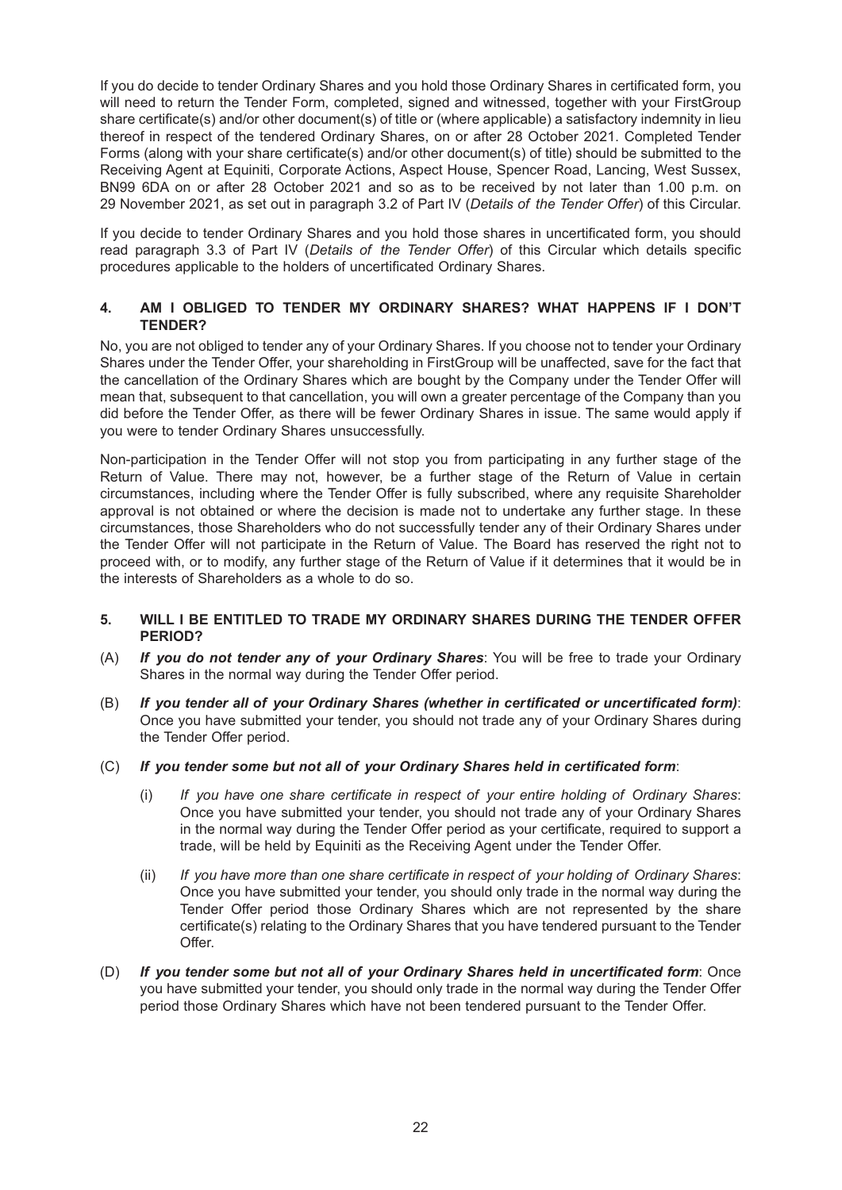If you do decide to tender Ordinary Shares and you hold those Ordinary Shares in certificated form, you will need to return the Tender Form, completed, signed and witnessed, together with your FirstGroup share certificate(s) and/or other document(s) of title or (where applicable) a satisfactory indemnity in lieu thereof in respect of the tendered Ordinary Shares, on or after 28 October 2021. Completed Tender Forms (along with your share certificate(s) and/or other document(s) of title) should be submitted to the Receiving Agent at Equiniti, Corporate Actions, Aspect House, Spencer Road, Lancing, West Sussex, BN99 6DA on or after 28 October 2021 and so as to be received by not later than 1.00 p.m. on 29 November 2021, as set out in paragraph 3.2 of Part IV (*Details of the Tender Offer*) of this Circular.

If you decide to tender Ordinary Shares and you hold those shares in uncertificated form, you should read paragraph 3.3 of Part IV (*Details of the Tender Offer*) of this Circular which details specific procedures applicable to the holders of uncertificated Ordinary Shares.

## 4. AM I OBLIGED TO TENDER MY ORDINARY SHARES? WHAT HAPPENS IF I DON'T TENDER?

No, you are not obliged to tender any of your Ordinary Shares. If you choose not to tender your Ordinary Shares under the Tender Offer, your shareholding in FirstGroup will be unaffected, save for the fact that the cancellation of the Ordinary Shares which are bought by the Company under the Tender Offer will mean that, subsequent to that cancellation, you will own a greater percentage of the Company than you did before the Tender Offer, as there will be fewer Ordinary Shares in issue. The same would apply if you were to tender Ordinary Shares unsuccessfully.

Non-participation in the Tender Offer will not stop you from participating in any further stage of the Return of Value. There may not, however, be a further stage of the Return of Value in certain circumstances, including where the Tender Offer is fully subscribed, where any requisite Shareholder approval is not obtained or where the decision is made not to undertake any further stage. In these circumstances, those Shareholders who do not successfully tender any of their Ordinary Shares under the Tender Offer will not participate in the Return of Value. The Board has reserved the right not to proceed with, or to modify, any further stage of the Return of Value if it determines that it would be in the interests of Shareholders as a whole to do so.

## 5. WILL I BE ENTITLED TO TRADE MY ORDINARY SHARES DURING THE TENDER OFFER PERIOD?

(A) ***If you do not tender any of your Ordinary Shares***: You will be free to trade your Ordinary Shares in the normal way during the Tender Offer period.

(B) ***If you tender all of your Ordinary Shares (whether in certificated or uncertificated form)***: Once you have submitted your tender, you should not trade any of your Ordinary Shares during the Tender Offer period.

(C) ***If you tender some but not all of your Ordinary Shares held in certificated form***:

(i) *If you have one share certificate in respect of your entire holding of Ordinary Shares*: Once you have submitted your tender, you should not trade any of your Ordinary Shares in the normal way during the Tender Offer period as your certificate, required to support a trade, will be held by Equiniti as the Receiving Agent under the Tender Offer.

(ii) *If you have more than one share certificate in respect of your holding of Ordinary Shares*: Once you have submitted your tender, you should only trade in the normal way during the Tender Offer period those Ordinary Shares which are not represented by the share certificate(s) relating to the Ordinary Shares that you have tendered pursuant to the Tender Offer.

(D) ***If you tender some but not all of your Ordinary Shares held in uncertificated form***: Once you have submitted your tender, you should only trade in the normal way during the Tender Offer period those Ordinary Shares which have not been tendered pursuant to the Tender Offer.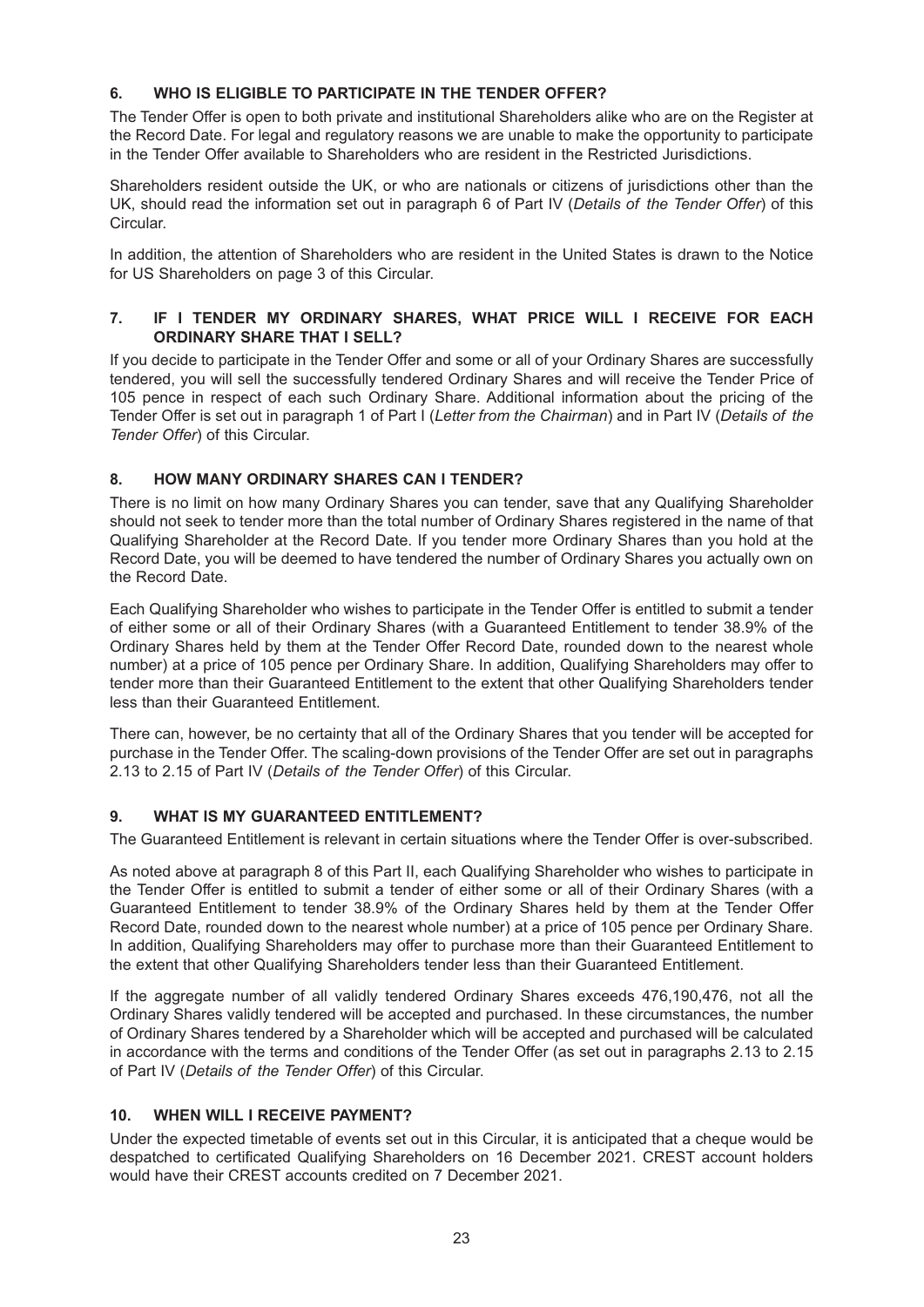### 6. WHO IS ELIGIBLE TO PARTICIPATE IN THE TENDER OFFER?

The Tender Offer is open to both private and institutional Shareholders alike who are on the Register at the Record Date. For legal and regulatory reasons we are unable to make the opportunity to participate in the Tender Offer available to Shareholders who are resident in the Restricted Jurisdictions.

Shareholders resident outside the UK, or who are nationals or citizens of jurisdictions other than the UK, should read the information set out in paragraph 6 of Part IV (*Details of the Tender Offer*) of this Circular.

In addition, the attention of Shareholders who are resident in the United States is drawn to the Notice for US Shareholders on page 3 of this Circular.

### 7. IF I TENDER MY ORDINARY SHARES, WHAT PRICE WILL I RECEIVE FOR EACH ORDINARY SHARE THAT I SELL?

If you decide to participate in the Tender Offer and some or all of your Ordinary Shares are successfully tendered, you will sell the successfully tendered Ordinary Shares and will receive the Tender Price of 105 pence in respect of each such Ordinary Share. Additional information about the pricing of the Tender Offer is set out in paragraph 1 of Part I (*Letter from the Chairman*) and in Part IV (*Details of the Tender Offer*) of this Circular.

### 8. HOW MANY ORDINARY SHARES CAN I TENDER?

There is no limit on how many Ordinary Shares you can tender, save that any Qualifying Shareholder should not seek to tender more than the total number of Ordinary Shares registered in the name of that Qualifying Shareholder at the Record Date. If you tender more Ordinary Shares than you hold at the Record Date, you will be deemed to have tendered the number of Ordinary Shares you actually own on the Record Date.

Each Qualifying Shareholder who wishes to participate in the Tender Offer is entitled to submit a tender of either some or all of their Ordinary Shares (with a Guaranteed Entitlement to tender 38.9% of the Ordinary Shares held by them at the Tender Offer Record Date, rounded down to the nearest whole number) at a price of 105 pence per Ordinary Share. In addition, Qualifying Shareholders may offer to tender more than their Guaranteed Entitlement to the extent that other Qualifying Shareholders tender less than their Guaranteed Entitlement.

There can, however, be no certainty that all of the Ordinary Shares that you tender will be accepted for purchase in the Tender Offer. The scaling-down provisions of the Tender Offer are set out in paragraphs 2.13 to 2.15 of Part IV (*Details of the Tender Offer*) of this Circular.

### 9. WHAT IS MY GUARANTEED ENTITLEMENT?

The Guaranteed Entitlement is relevant in certain situations where the Tender Offer is over-subscribed.

As noted above at paragraph 8 of this Part II, each Qualifying Shareholder who wishes to participate in the Tender Offer is entitled to submit a tender of either some or all of their Ordinary Shares (with a Guaranteed Entitlement to tender 38.9% of the Ordinary Shares held by them at the Tender Offer Record Date, rounded down to the nearest whole number) at a price of 105 pence per Ordinary Share. In addition, Qualifying Shareholders may offer to purchase more than their Guaranteed Entitlement to the extent that other Qualifying Shareholders tender less than their Guaranteed Entitlement.

If the aggregate number of all validly tendered Ordinary Shares exceeds 476,190,476, not all the Ordinary Shares validly tendered will be accepted and purchased. In these circumstances, the number of Ordinary Shares tendered by a Shareholder which will be accepted and purchased will be calculated in accordance with the terms and conditions of the Tender Offer (as set out in paragraphs 2.13 to 2.15 of Part IV (*Details of the Tender Offer*) of this Circular.

### 10. WHEN WILL I RECEIVE PAYMENT?

Under the expected timetable of events set out in this Circular, it is anticipated that a cheque would be despatched to certificated Qualifying Shareholders on 16 December 2021. CREST account holders would have their CREST accounts credited on 7 December 2021.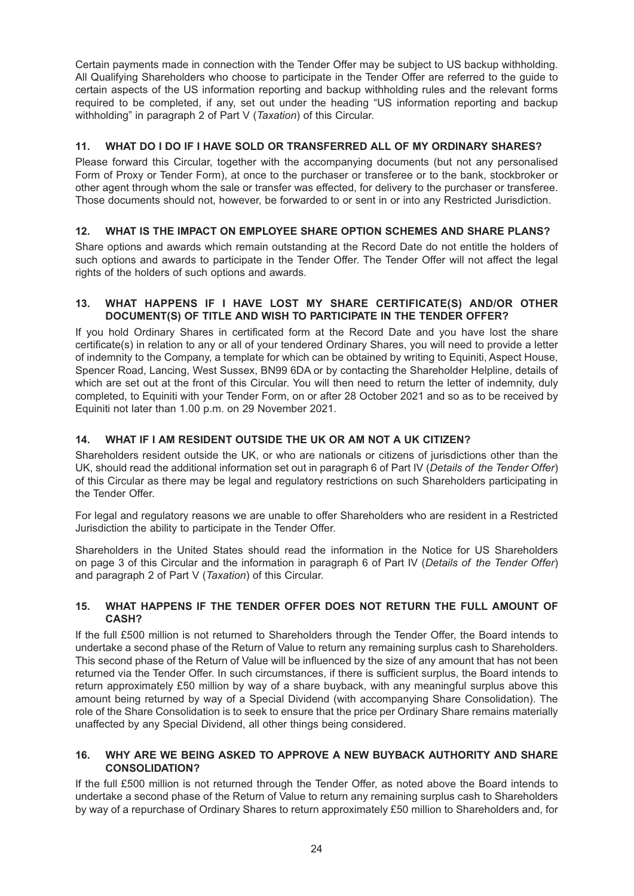Certain payments made in connection with the Tender Offer may be subject to US backup withholding. All Qualifying Shareholders who choose to participate in the Tender Offer are referred to the guide to certain aspects of the US information reporting and backup withholding rules and the relevant forms required to be completed, if any, set out under the heading "US information reporting and backup withholding" in paragraph 2 of Part V (*Taxation*) of this Circular.

### 11. WHAT DO I DO IF I HAVE SOLD OR TRANSFERRED ALL OF MY ORDINARY SHARES?

Please forward this Circular, together with the accompanying documents (but not any personalised Form of Proxy or Tender Form), at once to the purchaser or transferee or to the bank, stockbroker or other agent through whom the sale or transfer was effected, for delivery to the purchaser or transferee. Those documents should not, however, be forwarded to or sent in or into any Restricted Jurisdiction.

### 12. WHAT IS THE IMPACT ON EMPLOYEE SHARE OPTION SCHEMES AND SHARE PLANS?

Share options and awards which remain outstanding at the Record Date do not entitle the holders of such options and awards to participate in the Tender Offer. The Tender Offer will not affect the legal rights of the holders of such options and awards.

### 13. WHAT HAPPENS IF I HAVE LOST MY SHARE CERTIFICATE(S) AND/OR OTHER DOCUMENT(S) OF TITLE AND WISH TO PARTICIPATE IN THE TENDER OFFER?

If you hold Ordinary Shares in certificated form at the Record Date and you have lost the share certificate(s) in relation to any or all of your tendered Ordinary Shares, you will need to provide a letter of indemnity to the Company, a template for which can be obtained by writing to Equiniti, Aspect House, Spencer Road, Lancing, West Sussex, BN99 6DA or by contacting the Shareholder Helpline, details of which are set out at the front of this Circular. You will then need to return the letter of indemnity, duly completed, to Equiniti with your Tender Form, on or after 28 October 2021 and so as to be received by Equiniti not later than 1.00 p.m. on 29 November 2021.

### 14. WHAT IF I AM RESIDENT OUTSIDE THE UK OR AM NOT A UK CITIZEN?

Shareholders resident outside the UK, or who are nationals or citizens of jurisdictions other than the UK, should read the additional information set out in paragraph 6 of Part IV (*Details of the Tender Offer*) of this Circular as there may be legal and regulatory restrictions on such Shareholders participating in the Tender Offer.

For legal and regulatory reasons we are unable to offer Shareholders who are resident in a Restricted Jurisdiction the ability to participate in the Tender Offer.

Shareholders in the United States should read the information in the Notice for US Shareholders on page 3 of this Circular and the information in paragraph 6 of Part IV (*Details of the Tender Offer*) and paragraph 2 of Part V (*Taxation*) of this Circular.

### 15. WHAT HAPPENS IF THE TENDER OFFER DOES NOT RETURN THE FULL AMOUNT OF CASH?

If the full £500 million is not returned to Shareholders through the Tender Offer, the Board intends to undertake a second phase of the Return of Value to return any remaining surplus cash to Shareholders. This second phase of the Return of Value will be influenced by the size of any amount that has not been returned via the Tender Offer. In such circumstances, if there is sufficient surplus, the Board intends to return approximately £50 million by way of a share buyback, with any meaningful surplus above this amount being returned by way of a Special Dividend (with accompanying Share Consolidation). The role of the Share Consolidation is to seek to ensure that the price per Ordinary Share remains materially unaffected by any Special Dividend, all other things being considered.

### 16. WHY ARE WE BEING ASKED TO APPROVE A NEW BUYBACK AUTHORITY AND SHARE CONSOLIDATION?

If the full £500 million is not returned through the Tender Offer, as noted above the Board intends to undertake a second phase of the Return of Value to return any remaining surplus cash to Shareholders by way of a repurchase of Ordinary Shares to return approximately £50 million to Shareholders and, for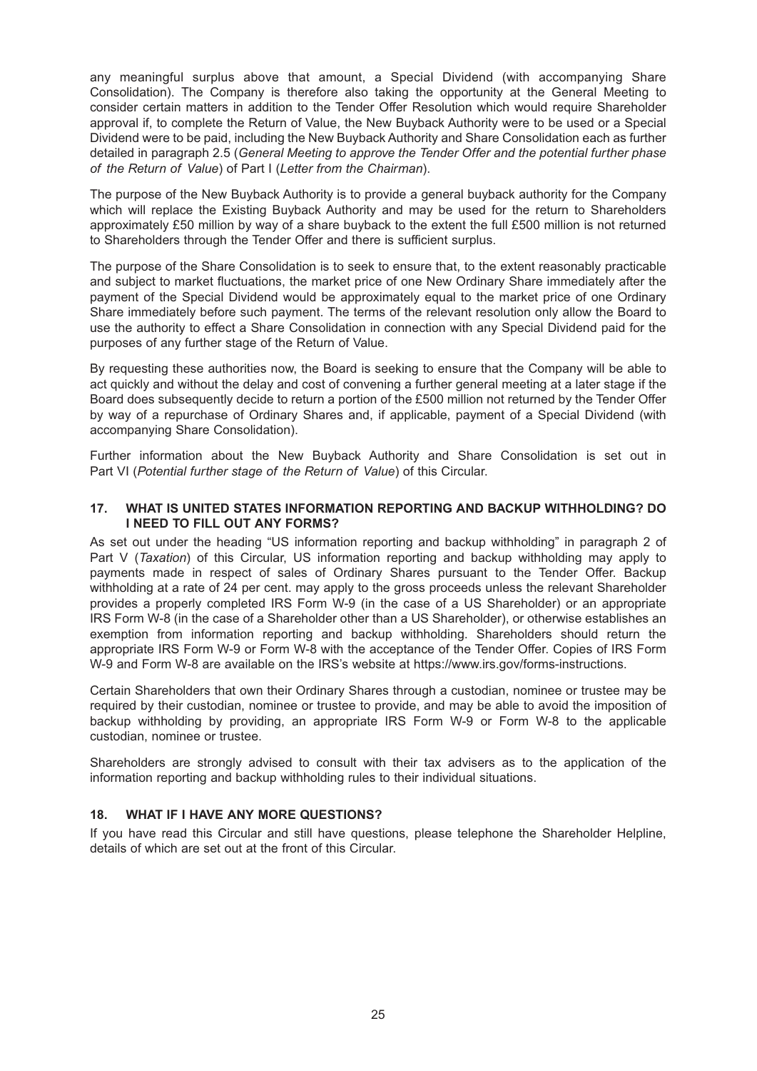any meaningful surplus above that amount, a Special Dividend (with accompanying Share Consolidation). The Company is therefore also taking the opportunity at the General Meeting to consider certain matters in addition to the Tender Offer Resolution which would require Shareholder approval if, to complete the Return of Value, the New Buyback Authority were to be used or a Special Dividend were to be paid, including the New Buyback Authority and Share Consolidation each as further detailed in paragraph 2.5 (*General Meeting to approve the Tender Offer and the potential further phase of the Return of Value*) of Part I (*Letter from the Chairman*).

The purpose of the New Buyback Authority is to provide a general buyback authority for the Company which will replace the Existing Buyback Authority and may be used for the return to Shareholders approximately £50 million by way of a share buyback to the extent the full £500 million is not returned to Shareholders through the Tender Offer and there is sufficient surplus.

The purpose of the Share Consolidation is to seek to ensure that, to the extent reasonably practicable and subject to market fluctuations, the market price of one New Ordinary Share immediately after the payment of the Special Dividend would be approximately equal to the market price of one Ordinary Share immediately before such payment. The terms of the relevant resolution only allow the Board to use the authority to effect a Share Consolidation in connection with any Special Dividend paid for the purposes of any further stage of the Return of Value.

By requesting these authorities now, the Board is seeking to ensure that the Company will be able to act quickly and without the delay and cost of convening a further general meeting at a later stage if the Board does subsequently decide to return a portion of the £500 million not returned by the Tender Offer by way of a repurchase of Ordinary Shares and, if applicable, payment of a Special Dividend (with accompanying Share Consolidation).

Further information about the New Buyback Authority and Share Consolidation is set out in Part VI (*Potential further stage of the Return of Value*) of this Circular.

## 17. WHAT IS UNITED STATES INFORMATION REPORTING AND BACKUP WITHHOLDING? DO I NEED TO FILL OUT ANY FORMS?

As set out under the heading "US information reporting and backup withholding" in paragraph 2 of Part V (*Taxation*) of this Circular, US information reporting and backup withholding may apply to payments made in respect of sales of Ordinary Shares pursuant to the Tender Offer. Backup withholding at a rate of 24 per cent. may apply to the gross proceeds unless the relevant Shareholder provides a properly completed IRS Form W-9 (in the case of a US Shareholder) or an appropriate IRS Form W-8 (in the case of a Shareholder other than a US Shareholder), or otherwise establishes an exemption from information reporting and backup withholding. Shareholders should return the appropriate IRS Form W-9 or Form W-8 with the acceptance of the Tender Offer. Copies of IRS Form W-9 and Form W-8 are available on the IRS's website at https://www.irs.gov/forms-instructions.

Certain Shareholders that own their Ordinary Shares through a custodian, nominee or trustee may be required by their custodian, nominee or trustee to provide, and may be able to avoid the imposition of backup withholding by providing, an appropriate IRS Form W-9 or Form W-8 to the applicable custodian, nominee or trustee.

Shareholders are strongly advised to consult with their tax advisers as to the application of the information reporting and backup withholding rules to their individual situations.

## 18. WHAT IF I HAVE ANY MORE QUESTIONS?

If you have read this Circular and still have questions, please telephone the Shareholder Helpline, details of which are set out at the front of this Circular.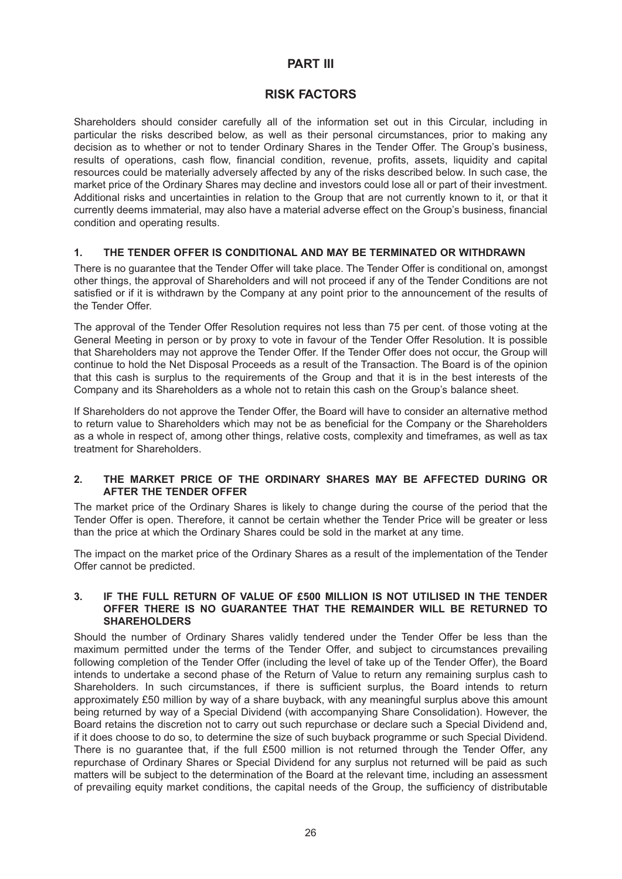# PART III

# RISK FACTORS

Shareholders should consider carefully all of the information set out in this Circular, including in particular the risks described below, as well as their personal circumstances, prior to making any decision as to whether or not to tender Ordinary Shares in the Tender Offer. The Group's business, results of operations, cash flow, financial condition, revenue, profits, assets, liquidity and capital resources could be materially adversely affected by any of the risks described below. In such case, the market price of the Ordinary Shares may decline and investors could lose all or part of their investment. Additional risks and uncertainties in relation to the Group that are not currently known to it, or that it currently deems immaterial, may also have a material adverse effect on the Group's business, financial condition and operating results.

## 1. THE TENDER OFFER IS CONDITIONAL AND MAY BE TERMINATED OR WITHDRAWN

There is no guarantee that the Tender Offer will take place. The Tender Offer is conditional on, amongst other things, the approval of Shareholders and will not proceed if any of the Tender Conditions are not satisfied or if it is withdrawn by the Company at any point prior to the announcement of the results of the Tender Offer.

The approval of the Tender Offer Resolution requires not less than 75 per cent. of those voting at the General Meeting in person or by proxy to vote in favour of the Tender Offer Resolution. It is possible that Shareholders may not approve the Tender Offer. If the Tender Offer does not occur, the Group will continue to hold the Net Disposal Proceeds as a result of the Transaction. The Board is of the opinion that this cash is surplus to the requirements of the Group and that it is in the best interests of the Company and its Shareholders as a whole not to retain this cash on the Group's balance sheet.

If Shareholders do not approve the Tender Offer, the Board will have to consider an alternative method to return value to Shareholders which may not be as beneficial for the Company or the Shareholders as a whole in respect of, among other things, relative costs, complexity and timeframes, as well as tax treatment for Shareholders.

## 2. THE MARKET PRICE OF THE ORDINARY SHARES MAY BE AFFECTED DURING OR AFTER THE TENDER OFFER

The market price of the Ordinary Shares is likely to change during the course of the period that the Tender Offer is open. Therefore, it cannot be certain whether the Tender Price will be greater or less than the price at which the Ordinary Shares could be sold in the market at any time.

The impact on the market price of the Ordinary Shares as a result of the implementation of the Tender Offer cannot be predicted.

## 3. IF THE FULL RETURN OF VALUE OF £500 MILLION IS NOT UTILISED IN THE TENDER OFFER THERE IS NO GUARANTEE THAT THE REMAINDER WILL BE RETURNED TO SHAREHOLDERS

Should the number of Ordinary Shares validly tendered under the Tender Offer be less than the maximum permitted under the terms of the Tender Offer, and subject to circumstances prevailing following completion of the Tender Offer (including the level of take up of the Tender Offer), the Board intends to undertake a second phase of the Return of Value to return any remaining surplus cash to Shareholders. In such circumstances, if there is sufficient surplus, the Board intends to return approximately £50 million by way of a share buyback, with any meaningful surplus above this amount being returned by way of a Special Dividend (with accompanying Share Consolidation). However, the Board retains the discretion not to carry out such repurchase or declare such a Special Dividend and, if it does choose to do so, to determine the size of such buyback programme or such Special Dividend. There is no guarantee that, if the full £500 million is not returned through the Tender Offer, any repurchase of Ordinary Shares or Special Dividend for any surplus not returned will be paid as such matters will be subject to the determination of the Board at the relevant time, including an assessment of prevailing equity market conditions, the capital needs of the Group, the sufficiency of distributable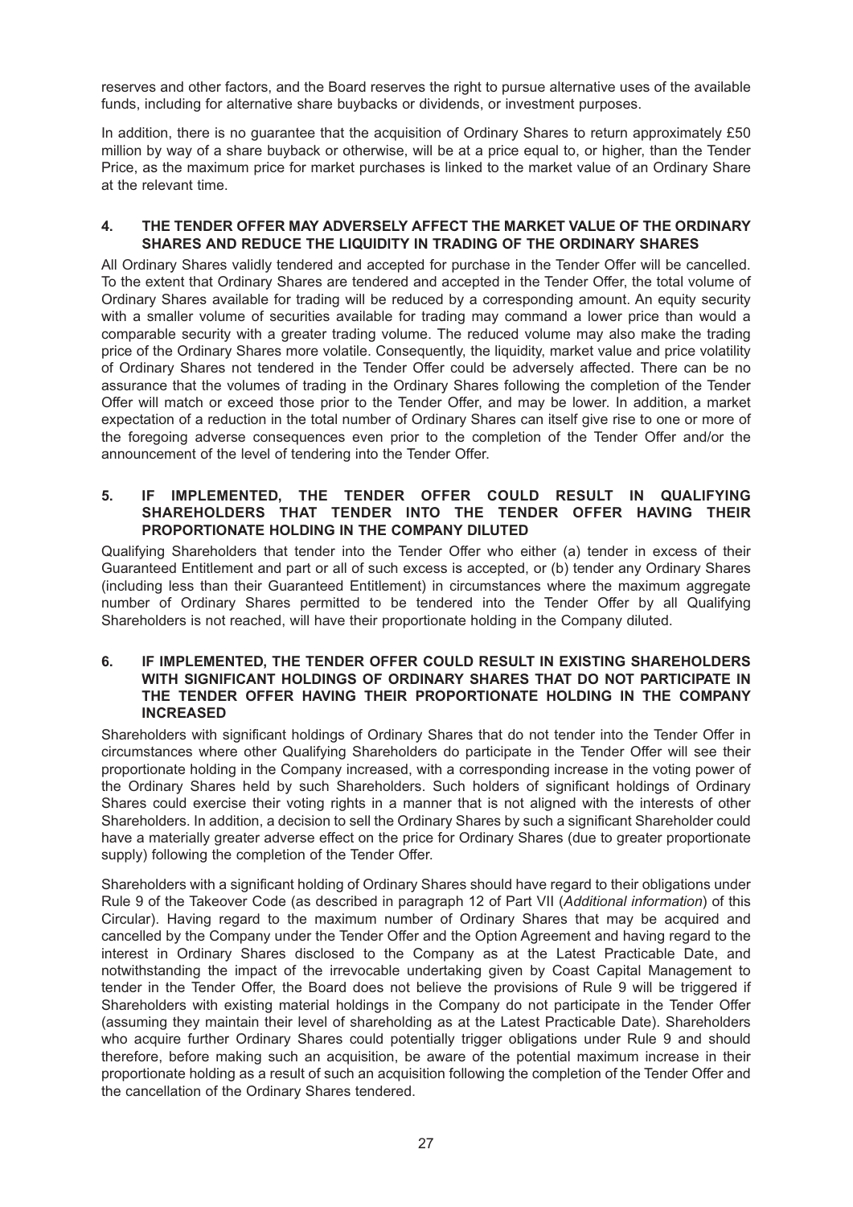reserves and other factors, and the Board reserves the right to pursue alternative uses of the available funds, including for alternative share buybacks or dividends, or investment purposes.

In addition, there is no guarantee that the acquisition of Ordinary Shares to return approximately £50 million by way of a share buyback or otherwise, will be at a price equal to, or higher, than the Tender Price, as the maximum price for market purchases is linked to the market value of an Ordinary Share at the relevant time.

## 4. THE TENDER OFFER MAY ADVERSELY AFFECT THE MARKET VALUE OF THE ORDINARY SHARES AND REDUCE THE LIQUIDITY IN TRADING OF THE ORDINARY SHARES

All Ordinary Shares validly tendered and accepted for purchase in the Tender Offer will be cancelled. To the extent that Ordinary Shares are tendered and accepted in the Tender Offer, the total volume of Ordinary Shares available for trading will be reduced by a corresponding amount. An equity security with a smaller volume of securities available for trading may command a lower price than would a comparable security with a greater trading volume. The reduced volume may also make the trading price of the Ordinary Shares more volatile. Consequently, the liquidity, market value and price volatility of Ordinary Shares not tendered in the Tender Offer could be adversely affected. There can be no assurance that the volumes of trading in the Ordinary Shares following the completion of the Tender Offer will match or exceed those prior to the Tender Offer, and may be lower. In addition, a market expectation of a reduction in the total number of Ordinary Shares can itself give rise to one or more of the foregoing adverse consequences even prior to the completion of the Tender Offer and/or the announcement of the level of tendering into the Tender Offer.

## 5. IF IMPLEMENTED, THE TENDER OFFER COULD RESULT IN QUALIFYING SHAREHOLDERS THAT TENDER INTO THE TENDER OFFER HAVING THEIR PROPORTIONATE HOLDING IN THE COMPANY DILUTED

Qualifying Shareholders that tender into the Tender Offer who either (a) tender in excess of their Guaranteed Entitlement and part or all of such excess is accepted, or (b) tender any Ordinary Shares (including less than their Guaranteed Entitlement) in circumstances where the maximum aggregate number of Ordinary Shares permitted to be tendered into the Tender Offer by all Qualifying Shareholders is not reached, will have their proportionate holding in the Company diluted.

## 6. IF IMPLEMENTED, THE TENDER OFFER COULD RESULT IN EXISTING SHAREHOLDERS WITH SIGNIFICANT HOLDINGS OF ORDINARY SHARES THAT DO NOT PARTICIPATE IN THE TENDER OFFER HAVING THEIR PROPORTIONATE HOLDING IN THE COMPANY INCREASED

Shareholders with significant holdings of Ordinary Shares that do not tender into the Tender Offer in circumstances where other Qualifying Shareholders do participate in the Tender Offer will see their proportionate holding in the Company increased, with a corresponding increase in the voting power of the Ordinary Shares held by such Shareholders. Such holders of significant holdings of Ordinary Shares could exercise their voting rights in a manner that is not aligned with the interests of other Shareholders. In addition, a decision to sell the Ordinary Shares by such a significant Shareholder could have a materially greater adverse effect on the price for Ordinary Shares (due to greater proportionate supply) following the completion of the Tender Offer.

Shareholders with a significant holding of Ordinary Shares should have regard to their obligations under Rule 9 of the Takeover Code (as described in paragraph 12 of Part VII (*Additional information*) of this Circular). Having regard to the maximum number of Ordinary Shares that may be acquired and cancelled by the Company under the Tender Offer and the Option Agreement and having regard to the interest in Ordinary Shares disclosed to the Company as at the Latest Practicable Date, and notwithstanding the impact of the irrevocable undertaking given by Coast Capital Management to tender in the Tender Offer, the Board does not believe the provisions of Rule 9 will be triggered if Shareholders with existing material holdings in the Company do not participate in the Tender Offer (assuming they maintain their level of shareholding as at the Latest Practicable Date). Shareholders who acquire further Ordinary Shares could potentially trigger obligations under Rule 9 and should therefore, before making such an acquisition, be aware of the potential maximum increase in their proportionate holding as a result of such an acquisition following the completion of the Tender Offer and the cancellation of the Ordinary Shares tendered.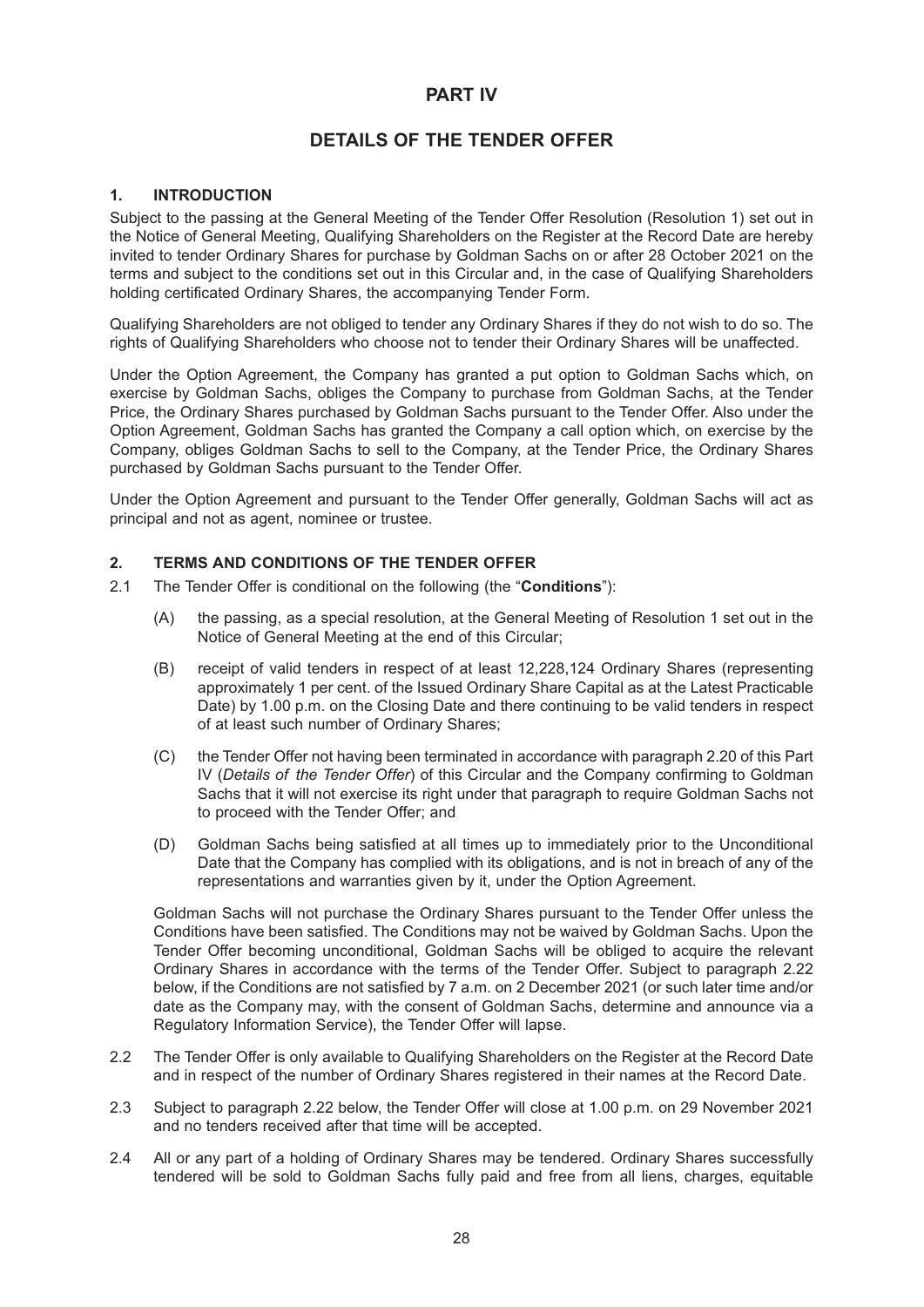# PART IV

## DETAILS OF THE TENDER OFFER

### 1. INTRODUCTION

Subject to the passing at the General Meeting of the Tender Offer Resolution (Resolution 1) set out in the Notice of General Meeting, Qualifying Shareholders on the Register at the Record Date are hereby invited to tender Ordinary Shares for purchase by Goldman Sachs on or after 28 October 2021 on the terms and subject to the conditions set out in this Circular and, in the case of Qualifying Shareholders holding certificated Ordinary Shares, the accompanying Tender Form.

Qualifying Shareholders are not obliged to tender any Ordinary Shares if they do not wish to do so. The rights of Qualifying Shareholders who choose not to tender their Ordinary Shares will be unaffected.

Under the Option Agreement, the Company has granted a put option to Goldman Sachs which, on exercise by Goldman Sachs, obliges the Company to purchase from Goldman Sachs, at the Tender Price, the Ordinary Shares purchased by Goldman Sachs pursuant to the Tender Offer. Also under the Option Agreement, Goldman Sachs has granted the Company a call option which, on exercise by the Company, obliges Goldman Sachs to sell to the Company, at the Tender Price, the Ordinary Shares purchased by Goldman Sachs pursuant to the Tender Offer.

Under the Option Agreement and pursuant to the Tender Offer generally, Goldman Sachs will act as principal and not as agent, nominee or trustee.

### 2. TERMS AND CONDITIONS OF THE TENDER OFFER

2.1 The Tender Offer is conditional on the following (the "**Conditions**"):

(A) the passing, as a special resolution, at the General Meeting of Resolution 1 set out in the Notice of General Meeting at the end of this Circular;

(B) receipt of valid tenders in respect of at least 12,228,124 Ordinary Shares (representing approximately 1 per cent. of the Issued Ordinary Share Capital as at the Latest Practicable Date) by 1.00 p.m. on the Closing Date and there continuing to be valid tenders in respect of at least such number of Ordinary Shares;

(C) the Tender Offer not having been terminated in accordance with paragraph 2.20 of this Part IV (*Details of the Tender Offer*) of this Circular and the Company confirming to Goldman Sachs that it will not exercise its right under that paragraph to require Goldman Sachs not to proceed with the Tender Offer; and

(D) Goldman Sachs being satisfied at all times up to immediately prior to the Unconditional Date that the Company has complied with its obligations, and is not in breach of any of the representations and warranties given by it, under the Option Agreement.

Goldman Sachs will not purchase the Ordinary Shares pursuant to the Tender Offer unless the Conditions have been satisfied. The Conditions may not be waived by Goldman Sachs. Upon the Tender Offer becoming unconditional, Goldman Sachs will be obliged to acquire the relevant Ordinary Shares in accordance with the terms of the Tender Offer. Subject to paragraph 2.22 below, if the Conditions are not satisfied by 7 a.m. on 2 December 2021 (or such later time and/or date as the Company may, with the consent of Goldman Sachs, determine and announce via a Regulatory Information Service), the Tender Offer will lapse.

2.2 The Tender Offer is only available to Qualifying Shareholders on the Register at the Record Date and in respect of the number of Ordinary Shares registered in their names at the Record Date.

2.3 Subject to paragraph 2.22 below, the Tender Offer will close at 1.00 p.m. on 29 November 2021 and no tenders received after that time will be accepted.

2.4 All or any part of a holding of Ordinary Shares may be tendered. Ordinary Shares successfully tendered will be sold to Goldman Sachs fully paid and free from all liens, charges, equitable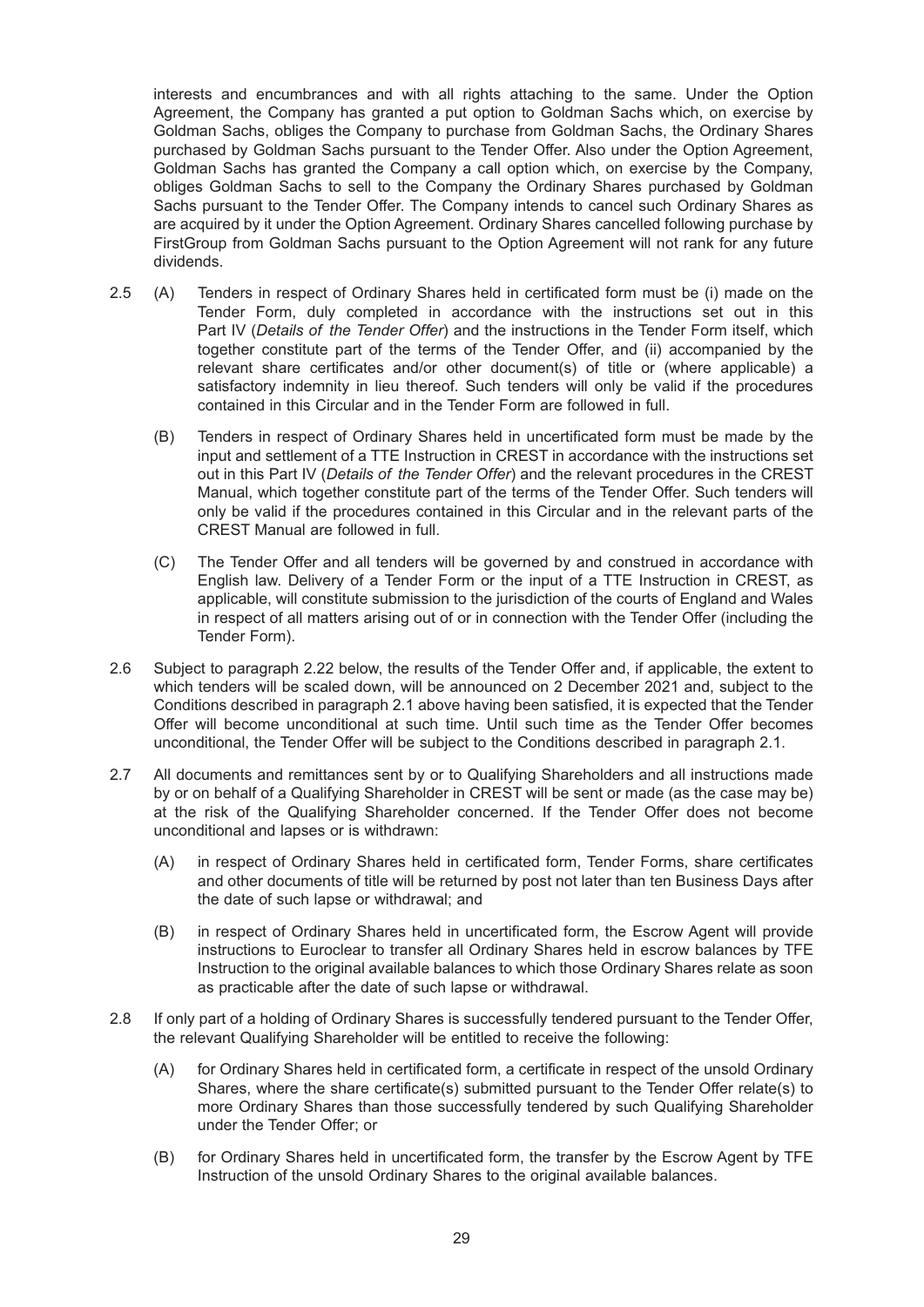interests and encumbrances and with all rights attaching to the same. Under the Option Agreement, the Company has granted a put option to Goldman Sachs which, on exercise by Goldman Sachs, obliges the Company to purchase from Goldman Sachs, the Ordinary Shares purchased by Goldman Sachs pursuant to the Tender Offer. Also under the Option Agreement, Goldman Sachs has granted the Company a call option which, on exercise by the Company, obliges Goldman Sachs to sell to the Company the Ordinary Shares purchased by Goldman Sachs pursuant to the Tender Offer. The Company intends to cancel such Ordinary Shares as are acquired by it under the Option Agreement. Ordinary Shares cancelled following purchase by FirstGroup from Goldman Sachs pursuant to the Option Agreement will not rank for any future dividends.

2.5 (A) Tenders in respect of Ordinary Shares held in certificated form must be (i) made on the Tender Form, duly completed in accordance with the instructions set out in this Part IV (*Details of the Tender Offer*) and the instructions in the Tender Form itself, which together constitute part of the terms of the Tender Offer, and (ii) accompanied by the relevant share certificates and/or other document(s) of title or (where applicable) a satisfactory indemnity in lieu thereof. Such tenders will only be valid if the procedures contained in this Circular and in the Tender Form are followed in full.

(B) Tenders in respect of Ordinary Shares held in uncertificated form must be made by the input and settlement of a TTE Instruction in CREST in accordance with the instructions set out in this Part IV (*Details of the Tender Offer*) and the relevant procedures in the CREST Manual, which together constitute part of the terms of the Tender Offer. Such tenders will only be valid if the procedures contained in this Circular and in the relevant parts of the CREST Manual are followed in full.

(C) The Tender Offer and all tenders will be governed by and construed in accordance with English law. Delivery of a Tender Form or the input of a TTE Instruction in CREST, as applicable, will constitute submission to the jurisdiction of the courts of England and Wales in respect of all matters arising out of or in connection with the Tender Offer (including the Tender Form).

2.6 Subject to paragraph 2.22 below, the results of the Tender Offer and, if applicable, the extent to which tenders will be scaled down, will be announced on 2 December 2021 and, subject to the Conditions described in paragraph 2.1 above having been satisfied, it is expected that the Tender Offer will become unconditional at such time. Until such time as the Tender Offer becomes unconditional, the Tender Offer will be subject to the Conditions described in paragraph 2.1.

2.7 All documents and remittances sent by or to Qualifying Shareholders and all instructions made by or on behalf of a Qualifying Shareholder in CREST will be sent or made (as the case may be) at the risk of the Qualifying Shareholder concerned. If the Tender Offer does not become unconditional and lapses or is withdrawn:

(A) in respect of Ordinary Shares held in certificated form, Tender Forms, share certificates and other documents of title will be returned by post not later than ten Business Days after the date of such lapse or withdrawal; and

(B) in respect of Ordinary Shares held in uncertificated form, the Escrow Agent will provide instructions to Euroclear to transfer all Ordinary Shares held in escrow balances by TFE Instruction to the original available balances to which those Ordinary Shares relate as soon as practicable after the date of such lapse or withdrawal.

2.8 If only part of a holding of Ordinary Shares is successfully tendered pursuant to the Tender Offer, the relevant Qualifying Shareholder will be entitled to receive the following:

(A) for Ordinary Shares held in certificated form, a certificate in respect of the unsold Ordinary Shares, where the share certificate(s) submitted pursuant to the Tender Offer relate(s) to more Ordinary Shares than those successfully tendered by such Qualifying Shareholder under the Tender Offer; or

(B) for Ordinary Shares held in uncertificated form, the transfer by the Escrow Agent by TFE Instruction of the unsold Ordinary Shares to the original available balances.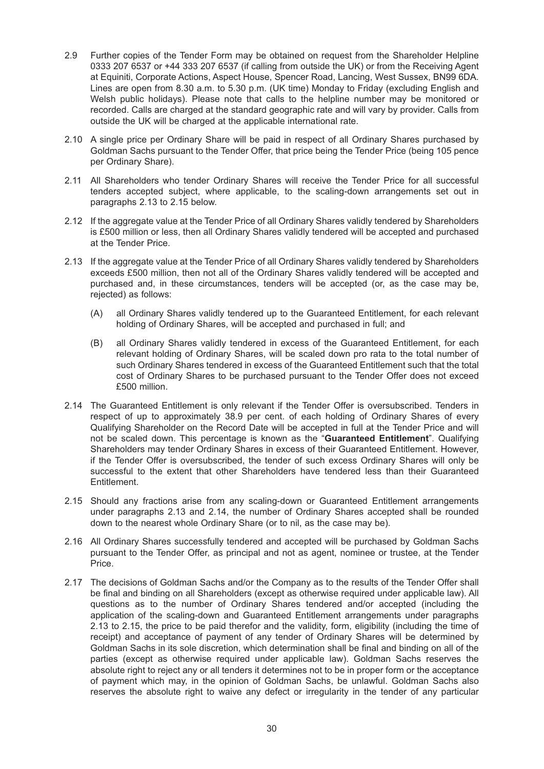2.9 Further copies of the Tender Form may be obtained on request from the Shareholder Helpline 0333 207 6537 or +44 333 207 6537 (if calling from outside the UK) or from the Receiving Agent at Equiniti, Corporate Actions, Aspect House, Spencer Road, Lancing, West Sussex, BN99 6DA. Lines are open from 8.30 a.m. to 5.30 p.m. (UK time) Monday to Friday (excluding English and Welsh public holidays). Please note that calls to the helpline number may be monitored or recorded. Calls are charged at the standard geographic rate and will vary by provider. Calls from outside the UK will be charged at the applicable international rate.

2.10 A single price per Ordinary Share will be paid in respect of all Ordinary Shares purchased by Goldman Sachs pursuant to the Tender Offer, that price being the Tender Price (being 105 pence per Ordinary Share).

2.11 All Shareholders who tender Ordinary Shares will receive the Tender Price for all successful tenders accepted subject, where applicable, to the scaling-down arrangements set out in paragraphs 2.13 to 2.15 below.

2.12 If the aggregate value at the Tender Price of all Ordinary Shares validly tendered by Shareholders is £500 million or less, then all Ordinary Shares validly tendered will be accepted and purchased at the Tender Price.

2.13 If the aggregate value at the Tender Price of all Ordinary Shares validly tendered by Shareholders exceeds £500 million, then not all of the Ordinary Shares validly tendered will be accepted and purchased and, in these circumstances, tenders will be accepted (or, as the case may be, rejected) as follows:

(A) all Ordinary Shares validly tendered up to the Guaranteed Entitlement, for each relevant holding of Ordinary Shares, will be accepted and purchased in full; and

(B) all Ordinary Shares validly tendered in excess of the Guaranteed Entitlement, for each relevant holding of Ordinary Shares, will be scaled down pro rata to the total number of such Ordinary Shares tendered in excess of the Guaranteed Entitlement such that the total cost of Ordinary Shares to be purchased pursuant to the Tender Offer does not exceed £500 million.

2.14 The Guaranteed Entitlement is only relevant if the Tender Offer is oversubscribed. Tenders in respect of up to approximately 38.9 per cent. of each holding of Ordinary Shares of every Qualifying Shareholder on the Record Date will be accepted in full at the Tender Price and will not be scaled down. This percentage is known as the "**Guaranteed Entitlement**". Qualifying Shareholders may tender Ordinary Shares in excess of their Guaranteed Entitlement. However, if the Tender Offer is oversubscribed, the tender of such excess Ordinary Shares will only be successful to the extent that other Shareholders have tendered less than their Guaranteed Entitlement.

2.15 Should any fractions arise from any scaling-down or Guaranteed Entitlement arrangements under paragraphs 2.13 and 2.14, the number of Ordinary Shares accepted shall be rounded down to the nearest whole Ordinary Share (or to nil, as the case may be).

2.16 All Ordinary Shares successfully tendered and accepted will be purchased by Goldman Sachs pursuant to the Tender Offer, as principal and not as agent, nominee or trustee, at the Tender Price.

2.17 The decisions of Goldman Sachs and/or the Company as to the results of the Tender Offer shall be final and binding on all Shareholders (except as otherwise required under applicable law). All questions as to the number of Ordinary Shares tendered and/or accepted (including the application of the scaling-down and Guaranteed Entitlement arrangements under paragraphs 2.13 to 2.15, the price to be paid therefor and the validity, form, eligibility (including the time of receipt) and acceptance of payment of any tender of Ordinary Shares will be determined by Goldman Sachs in its sole discretion, which determination shall be final and binding on all of the parties (except as otherwise required under applicable law). Goldman Sachs reserves the absolute right to reject any or all tenders it determines not to be in proper form or the acceptance of payment which may, in the opinion of Goldman Sachs, be unlawful. Goldman Sachs also reserves the absolute right to waive any defect or irregularity in the tender of any particular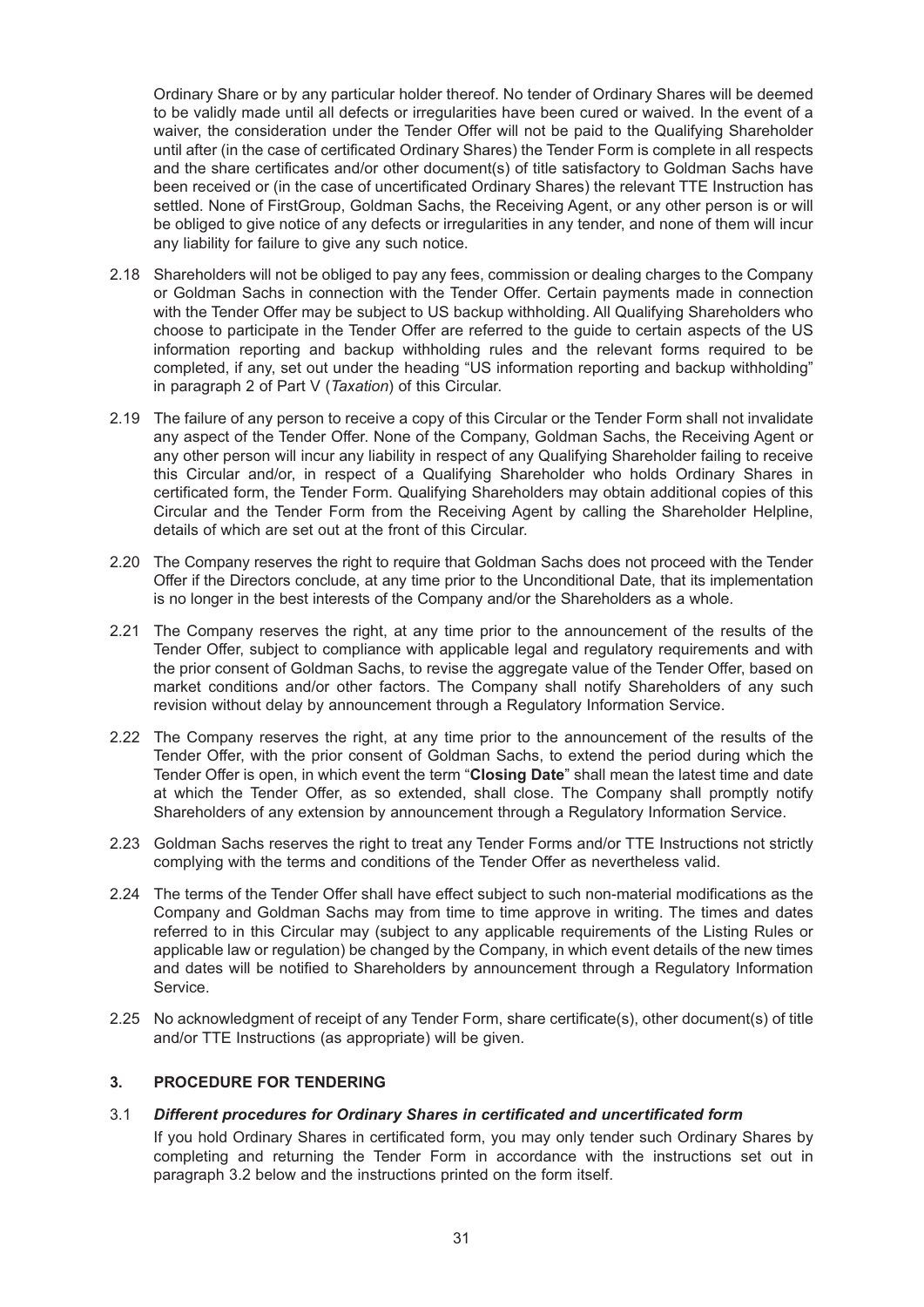Ordinary Share or by any particular holder thereof. No tender of Ordinary Shares will be deemed to be validly made until all defects or irregularities have been cured or waived. In the event of a waiver, the consideration under the Tender Offer will not be paid to the Qualifying Shareholder until after (in the case of certificated Ordinary Shares) the Tender Form is complete in all respects and the share certificates and/or other document(s) of title satisfactory to Goldman Sachs have been received or (in the case of uncertificated Ordinary Shares) the relevant TTE Instruction has settled. None of FirstGroup, Goldman Sachs, the Receiving Agent, or any other person is or will be obliged to give notice of any defects or irregularities in any tender, and none of them will incur any liability for failure to give any such notice.

2.18 Shareholders will not be obliged to pay any fees, commission or dealing charges to the Company or Goldman Sachs in connection with the Tender Offer. Certain payments made in connection with the Tender Offer may be subject to US backup withholding. All Qualifying Shareholders who choose to participate in the Tender Offer are referred to the guide to certain aspects of the US information reporting and backup withholding rules and the relevant forms required to be completed, if any, set out under the heading "US information reporting and backup withholding" in paragraph 2 of Part V (*Taxation*) of this Circular.

2.19 The failure of any person to receive a copy of this Circular or the Tender Form shall not invalidate any aspect of the Tender Offer. None of the Company, Goldman Sachs, the Receiving Agent or any other person will incur any liability in respect of any Qualifying Shareholder failing to receive this Circular and/or, in respect of a Qualifying Shareholder who holds Ordinary Shares in certificated form, the Tender Form. Qualifying Shareholders may obtain additional copies of this Circular and the Tender Form from the Receiving Agent by calling the Shareholder Helpline, details of which are set out at the front of this Circular.

2.20 The Company reserves the right to require that Goldman Sachs does not proceed with the Tender Offer if the Directors conclude, at any time prior to the Unconditional Date, that its implementation is no longer in the best interests of the Company and/or the Shareholders as a whole.

2.21 The Company reserves the right, at any time prior to the announcement of the results of the Tender Offer, subject to compliance with applicable legal and regulatory requirements and with the prior consent of Goldman Sachs, to revise the aggregate value of the Tender Offer, based on market conditions and/or other factors. The Company shall notify Shareholders of any such revision without delay by announcement through a Regulatory Information Service.

2.22 The Company reserves the right, at any time prior to the announcement of the results of the Tender Offer, with the prior consent of Goldman Sachs, to extend the period during which the Tender Offer is open, in which event the term "**Closing Date**" shall mean the latest time and date at which the Tender Offer, as so extended, shall close. The Company shall promptly notify Shareholders of any extension by announcement through a Regulatory Information Service.

2.23 Goldman Sachs reserves the right to treat any Tender Forms and/or TTE Instructions not strictly complying with the terms and conditions of the Tender Offer as nevertheless valid.

2.24 The terms of the Tender Offer shall have effect subject to such non-material modifications as the Company and Goldman Sachs may from time to time approve in writing. The times and dates referred to in this Circular may (subject to any applicable requirements of the Listing Rules or applicable law or regulation) be changed by the Company, in which event details of the new times and dates will be notified to Shareholders by announcement through a Regulatory Information Service.

2.25 No acknowledgment of receipt of any Tender Form, share certificate(s), other document(s) of title and/or TTE Instructions (as appropriate) will be given.

## 3. PROCEDURE FOR TENDERING

3.1 ***Different procedures for Ordinary Shares in certificated and uncertificated form***

If you hold Ordinary Shares in certificated form, you may only tender such Ordinary Shares by completing and returning the Tender Form in accordance with the instructions set out in paragraph 3.2 below and the instructions printed on the form itself.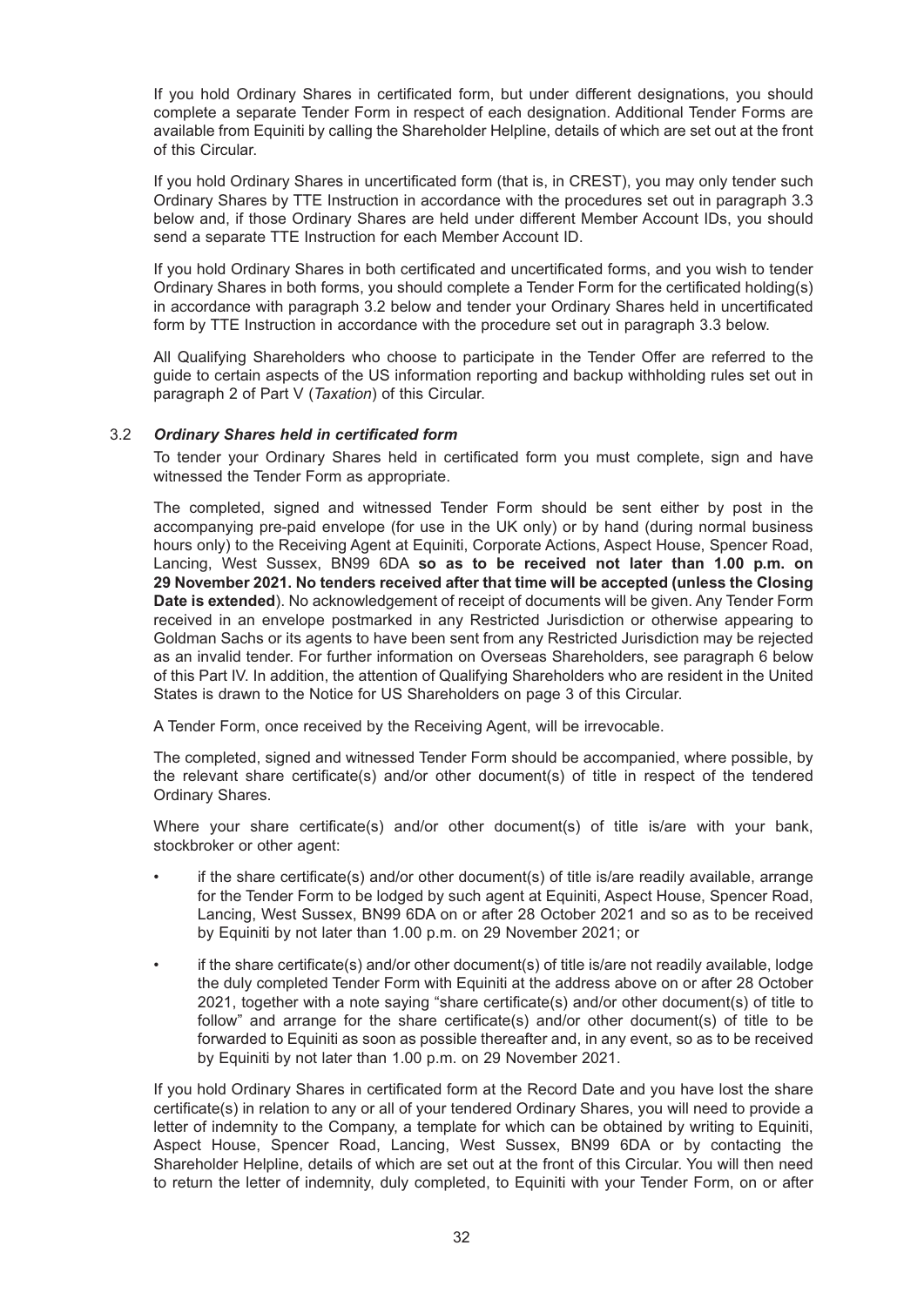If you hold Ordinary Shares in certificated form, but under different designations, you should complete a separate Tender Form in respect of each designation. Additional Tender Forms are available from Equiniti by calling the Shareholder Helpline, details of which are set out at the front of this Circular.

If you hold Ordinary Shares in uncertificated form (that is, in CREST), you may only tender such Ordinary Shares by TTE Instruction in accordance with the procedures set out in paragraph 3.3 below and, if those Ordinary Shares are held under different Member Account IDs, you should send a separate TTE Instruction for each Member Account ID.

If you hold Ordinary Shares in both certificated and uncertificated forms, and you wish to tender Ordinary Shares in both forms, you should complete a Tender Form for the certificated holding(s) in accordance with paragraph 3.2 below and tender your Ordinary Shares held in uncertificated form by TTE Instruction in accordance with the procedure set out in paragraph 3.3 below.

All Qualifying Shareholders who choose to participate in the Tender Offer are referred to the guide to certain aspects of the US information reporting and backup withholding rules set out in paragraph 2 of Part V (*Taxation*) of this Circular.

### 3.2 *Ordinary Shares held in certificated form*

To tender your Ordinary Shares held in certificated form you must complete, sign and have witnessed the Tender Form as appropriate.

The completed, signed and witnessed Tender Form should be sent either by post in the accompanying pre-paid envelope (for use in the UK only) or by hand (during normal business hours only) to the Receiving Agent at Equiniti, Corporate Actions, Aspect House, Spencer Road, Lancing, West Sussex, BN99 6DA **so as to be received not later than 1.00 p.m. on 29 November 2021. No tenders received after that time will be accepted (unless the Closing Date is extended**). No acknowledgement of receipt of documents will be given. Any Tender Form received in an envelope postmarked in any Restricted Jurisdiction or otherwise appearing to Goldman Sachs or its agents to have been sent from any Restricted Jurisdiction may be rejected as an invalid tender. For further information on Overseas Shareholders, see paragraph 6 below of this Part IV. In addition, the attention of Qualifying Shareholders who are resident in the United States is drawn to the Notice for US Shareholders on page 3 of this Circular.

A Tender Form, once received by the Receiving Agent, will be irrevocable.

The completed, signed and witnessed Tender Form should be accompanied, where possible, by the relevant share certificate(s) and/or other document(s) of title in respect of the tendered Ordinary Shares.

Where your share certificate(s) and/or other document(s) of title is/are with your bank, stockbroker or other agent:

- if the share certificate(s) and/or other document(s) of title is/are readily available, arrange for the Tender Form to be lodged by such agent at Equiniti, Aspect House, Spencer Road, Lancing, West Sussex, BN99 6DA on or after 28 October 2021 and so as to be received by Equiniti by not later than 1.00 p.m. on 29 November 2021; or
- if the share certificate(s) and/or other document(s) of title is/are not readily available, lodge the duly completed Tender Form with Equiniti at the address above on or after 28 October 2021, together with a note saying "share certificate(s) and/or other document(s) of title to follow" and arrange for the share certificate(s) and/or other document(s) of title to be forwarded to Equiniti as soon as possible thereafter and, in any event, so as to be received by Equiniti by not later than 1.00 p.m. on 29 November 2021.

If you hold Ordinary Shares in certificated form at the Record Date and you have lost the share certificate(s) in relation to any or all of your tendered Ordinary Shares, you will need to provide a letter of indemnity to the Company, a template for which can be obtained by writing to Equiniti, Aspect House, Spencer Road, Lancing, West Sussex, BN99 6DA or by contacting the Shareholder Helpline, details of which are set out at the front of this Circular. You will then need to return the letter of indemnity, duly completed, to Equiniti with your Tender Form, on or after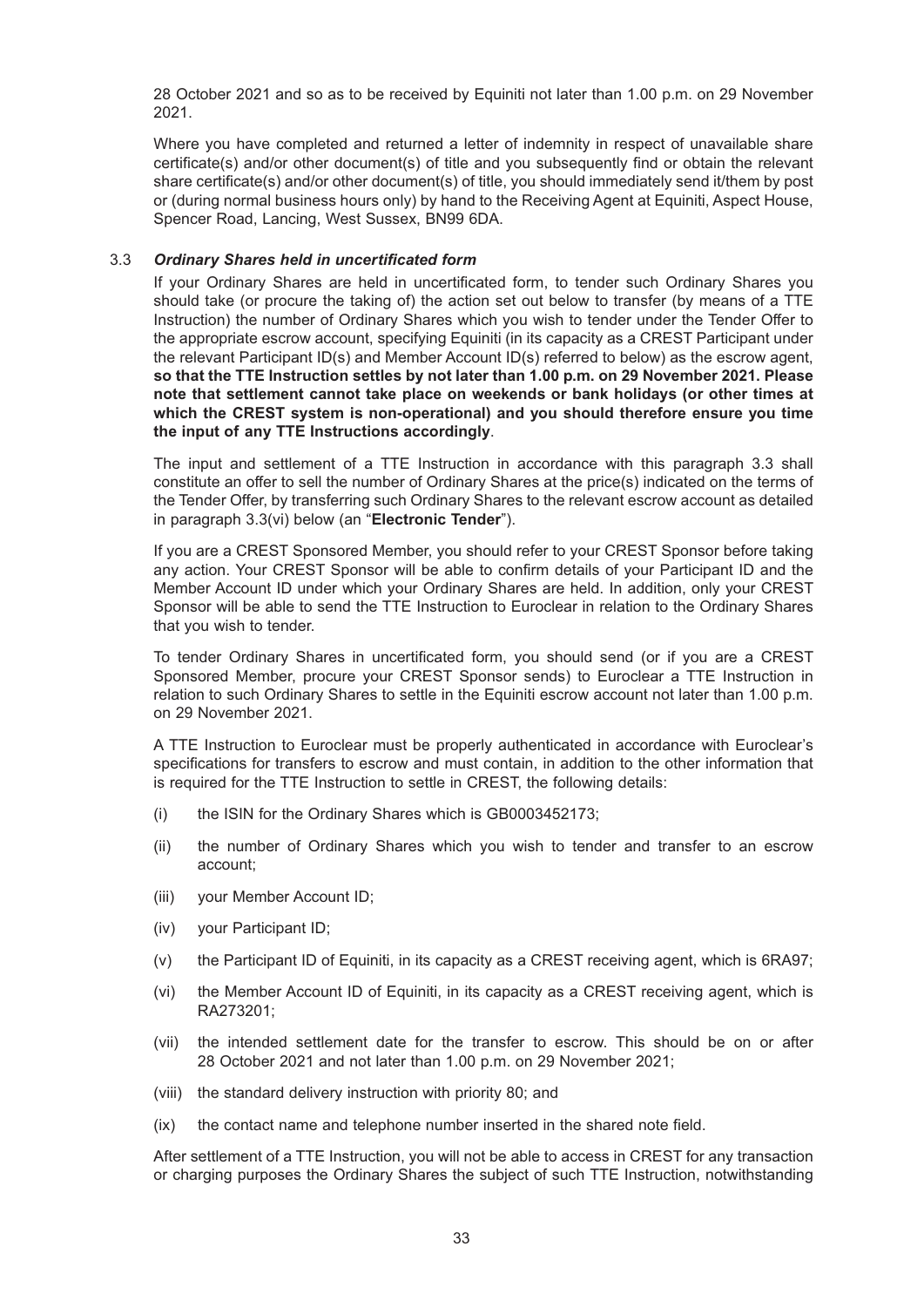28 October 2021 and so as to be received by Equiniti not later than 1.00 p.m. on 29 November 2021.

Where you have completed and returned a letter of indemnity in respect of unavailable share certificate(s) and/or other document(s) of title and you subsequently find or obtain the relevant share certificate(s) and/or other document(s) of title, you should immediately send it/them by post or (during normal business hours only) by hand to the Receiving Agent at Equiniti, Aspect House, Spencer Road, Lancing, West Sussex, BN99 6DA.

### 3.3 *Ordinary Shares held in uncertificated form*

If your Ordinary Shares are held in uncertificated form, to tender such Ordinary Shares you should take (or procure the taking of) the action set out below to transfer (by means of a TTE Instruction) the number of Ordinary Shares which you wish to tender under the Tender Offer to the appropriate escrow account, specifying Equiniti (in its capacity as a CREST Participant under the relevant Participant ID(s) and Member Account ID(s) referred to below) as the escrow agent, **so that the TTE Instruction settles by not later than 1.00 p.m. on 29 November 2021. Please note that settlement cannot take place on weekends or bank holidays (or other times at which the CREST system is non-operational) and you should therefore ensure you time the input of any TTE Instructions accordingly**.

The input and settlement of a TTE Instruction in accordance with this paragraph 3.3 shall constitute an offer to sell the number of Ordinary Shares at the price(s) indicated on the terms of the Tender Offer, by transferring such Ordinary Shares to the relevant escrow account as detailed in paragraph 3.3(vi) below (an "**Electronic Tender**").

If you are a CREST Sponsored Member, you should refer to your CREST Sponsor before taking any action. Your CREST Sponsor will be able to confirm details of your Participant ID and the Member Account ID under which your Ordinary Shares are held. In addition, only your CREST Sponsor will be able to send the TTE Instruction to Euroclear in relation to the Ordinary Shares that you wish to tender.

To tender Ordinary Shares in uncertificated form, you should send (or if you are a CREST Sponsored Member, procure your CREST Sponsor sends) to Euroclear a TTE Instruction in relation to such Ordinary Shares to settle in the Equiniti escrow account not later than 1.00 p.m. on 29 November 2021.

A TTE Instruction to Euroclear must be properly authenticated in accordance with Euroclear's specifications for transfers to escrow and must contain, in addition to the other information that is required for the TTE Instruction to settle in CREST, the following details:

(i) the ISIN for the Ordinary Shares which is GB0003452173;

(ii) the number of Ordinary Shares which you wish to tender and transfer to an escrow account;

(iii) your Member Account ID;

(iv) your Participant ID;

(v) the Participant ID of Equiniti, in its capacity as a CREST receiving agent, which is 6RA97;

(vi) the Member Account ID of Equiniti, in its capacity as a CREST receiving agent, which is RA273201;

(vii) the intended settlement date for the transfer to escrow. This should be on or after 28 October 2021 and not later than 1.00 p.m. on 29 November 2021;

(viii) the standard delivery instruction with priority 80; and

(ix) the contact name and telephone number inserted in the shared note field.

After settlement of a TTE Instruction, you will not be able to access in CREST for any transaction or charging purposes the Ordinary Shares the subject of such TTE Instruction, notwithstanding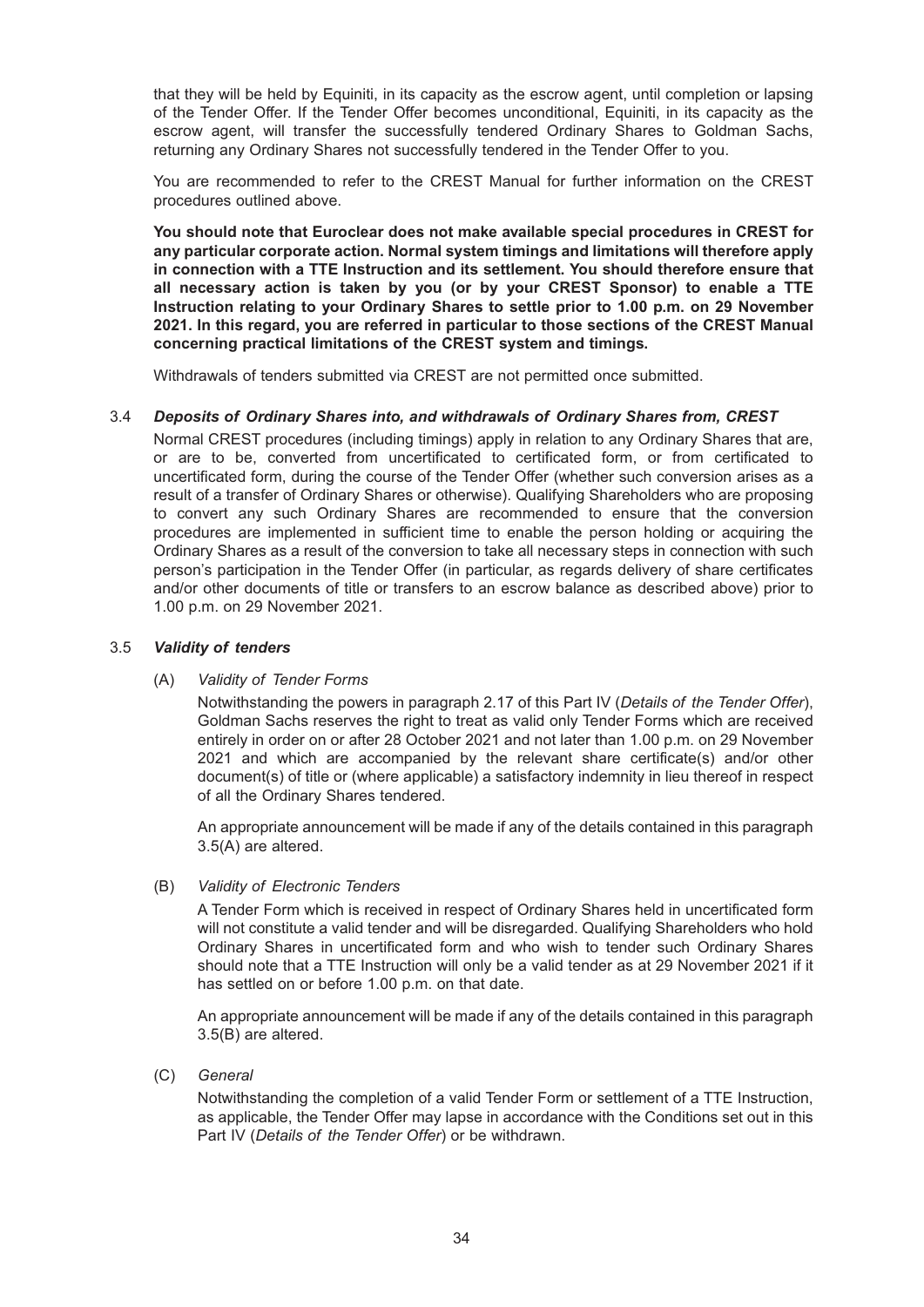that they will be held by Equiniti, in its capacity as the escrow agent, until completion or lapsing of the Tender Offer. If the Tender Offer becomes unconditional, Equiniti, in its capacity as the escrow agent, will transfer the successfully tendered Ordinary Shares to Goldman Sachs, returning any Ordinary Shares not successfully tendered in the Tender Offer to you.

You are recommended to refer to the CREST Manual for further information on the CREST procedures outlined above.

**You should note that Euroclear does not make available special procedures in CREST for any particular corporate action. Normal system timings and limitations will therefore apply in connection with a TTE Instruction and its settlement. You should therefore ensure that all necessary action is taken by you (or by your CREST Sponsor) to enable a TTE Instruction relating to your Ordinary Shares to settle prior to 1.00 p.m. on 29 November 2021. In this regard, you are referred in particular to those sections of the CREST Manual concerning practical limitations of the CREST system and timings.**

Withdrawals of tenders submitted via CREST are not permitted once submitted.

### 3.4 *Deposits of Ordinary Shares into, and withdrawals of Ordinary Shares from, CREST*

Normal CREST procedures (including timings) apply in relation to any Ordinary Shares that are, or are to be, converted from uncertificated to certificated form, or from certificated to uncertificated form, during the course of the Tender Offer (whether such conversion arises as a result of a transfer of Ordinary Shares or otherwise). Qualifying Shareholders who are proposing to convert any such Ordinary Shares are recommended to ensure that the conversion procedures are implemented in sufficient time to enable the person holding or acquiring the Ordinary Shares as a result of the conversion to take all necessary steps in connection with such person's participation in the Tender Offer (in particular, as regards delivery of share certificates and/or other documents of title or transfers to an escrow balance as described above) prior to 1.00 p.m. on 29 November 2021.

### 3.5 *Validity of tenders*

(A) *Validity of Tender Forms*

Notwithstanding the powers in paragraph 2.17 of this Part IV (*Details of the Tender Offer*), Goldman Sachs reserves the right to treat as valid only Tender Forms which are received entirely in order on or after 28 October 2021 and not later than 1.00 p.m. on 29 November 2021 and which are accompanied by the relevant share certificate(s) and/or other document(s) of title or (where applicable) a satisfactory indemnity in lieu thereof in respect of all the Ordinary Shares tendered.

An appropriate announcement will be made if any of the details contained in this paragraph 3.5(A) are altered.

(B) *Validity of Electronic Tenders*

A Tender Form which is received in respect of Ordinary Shares held in uncertificated form will not constitute a valid tender and will be disregarded. Qualifying Shareholders who hold Ordinary Shares in uncertificated form and who wish to tender such Ordinary Shares should note that a TTE Instruction will only be a valid tender as at 29 November 2021 if it has settled on or before 1.00 p.m. on that date.

An appropriate announcement will be made if any of the details contained in this paragraph 3.5(B) are altered.

(C) *General*

Notwithstanding the completion of a valid Tender Form or settlement of a TTE Instruction, as applicable, the Tender Offer may lapse in accordance with the Conditions set out in this Part IV (*Details of the Tender Offer*) or be withdrawn.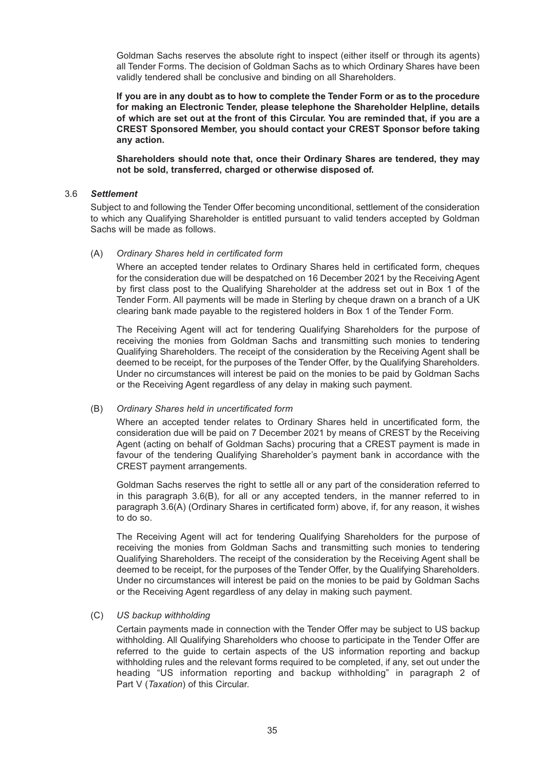Goldman Sachs reserves the absolute right to inspect (either itself or through its agents) all Tender Forms. The decision of Goldman Sachs as to which Ordinary Shares have been validly tendered shall be conclusive and binding on all Shareholders.

**If you are in any doubt as to how to complete the Tender Form or as to the procedure for making an Electronic Tender, please telephone the Shareholder Helpline, details of which are set out at the front of this Circular. You are reminded that, if you are a CREST Sponsored Member, you should contact your CREST Sponsor before taking any action.**

**Shareholders should note that, once their Ordinary Shares are tendered, they may not be sold, transferred, charged or otherwise disposed of.**

3.6 ***Settlement***

Subject to and following the Tender Offer becoming unconditional, settlement of the consideration to which any Qualifying Shareholder is entitled pursuant to valid tenders accepted by Goldman Sachs will be made as follows.

(A) *Ordinary Shares held in certificated form*

Where an accepted tender relates to Ordinary Shares held in certificated form, cheques for the consideration due will be despatched on 16 December 2021 by the Receiving Agent by first class post to the Qualifying Shareholder at the address set out in Box 1 of the Tender Form. All payments will be made in Sterling by cheque drawn on a branch of a UK clearing bank made payable to the registered holders in Box 1 of the Tender Form.

The Receiving Agent will act for tendering Qualifying Shareholders for the purpose of receiving the monies from Goldman Sachs and transmitting such monies to tendering Qualifying Shareholders. The receipt of the consideration by the Receiving Agent shall be deemed to be receipt, for the purposes of the Tender Offer, by the Qualifying Shareholders. Under no circumstances will interest be paid on the monies to be paid by Goldman Sachs or the Receiving Agent regardless of any delay in making such payment.

(B) *Ordinary Shares held in uncertificated form*

Where an accepted tender relates to Ordinary Shares held in uncertificated form, the consideration due will be paid on 7 December 2021 by means of CREST by the Receiving Agent (acting on behalf of Goldman Sachs) procuring that a CREST payment is made in favour of the tendering Qualifying Shareholder's payment bank in accordance with the CREST payment arrangements.

Goldman Sachs reserves the right to settle all or any part of the consideration referred to in this paragraph 3.6(B), for all or any accepted tenders, in the manner referred to in paragraph 3.6(A) (Ordinary Shares in certificated form) above, if, for any reason, it wishes to do so.

The Receiving Agent will act for tendering Qualifying Shareholders for the purpose of receiving the monies from Goldman Sachs and transmitting such monies to tendering Qualifying Shareholders. The receipt of the consideration by the Receiving Agent shall be deemed to be receipt, for the purposes of the Tender Offer, by the Qualifying Shareholders. Under no circumstances will interest be paid on the monies to be paid by Goldman Sachs or the Receiving Agent regardless of any delay in making such payment.

(C) *US backup withholding*

Certain payments made in connection with the Tender Offer may be subject to US backup withholding. All Qualifying Shareholders who choose to participate in the Tender Offer are referred to the guide to certain aspects of the US information reporting and backup withholding rules and the relevant forms required to be completed, if any, set out under the heading "US information reporting and backup withholding" in paragraph 2 of Part V (*Taxation*) of this Circular.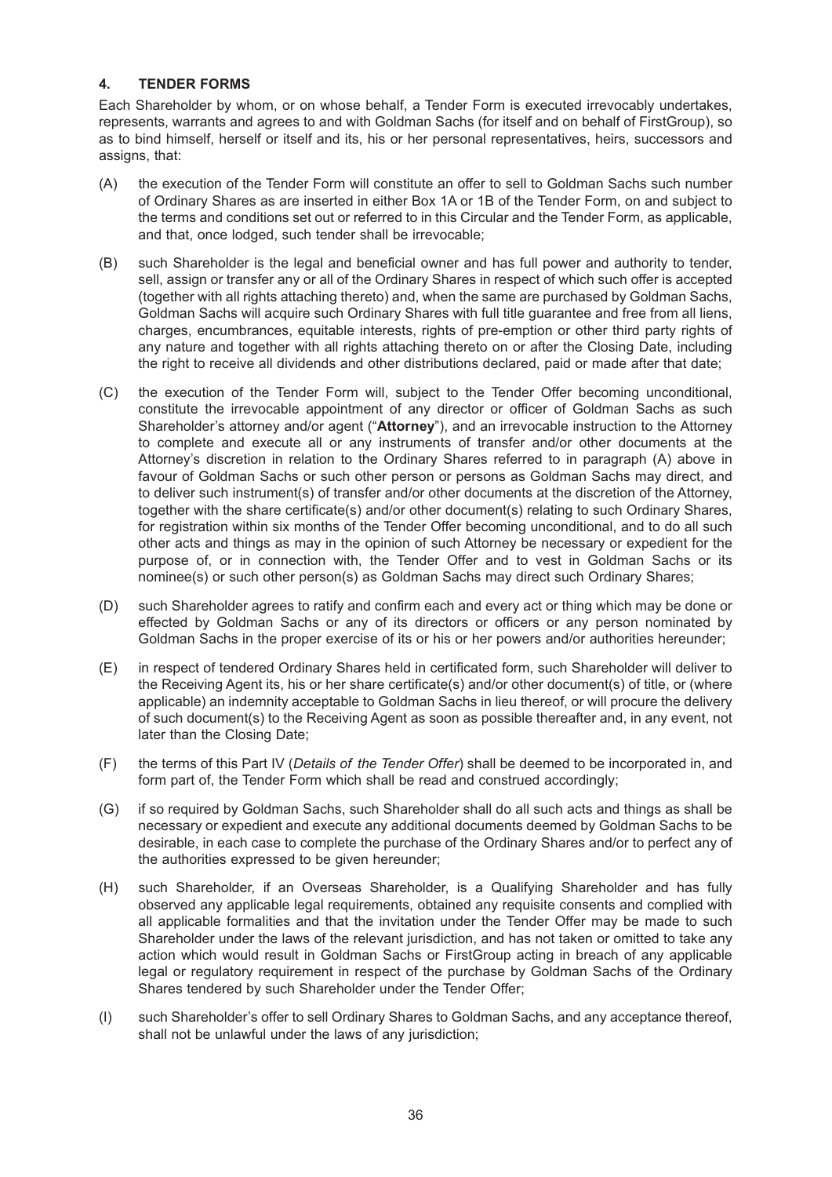#### 4. TENDER FORMS

Each Shareholder by whom, or on whose behalf, a Tender Form is executed irrevocably undertakes, represents, warrants and agrees to and with Goldman Sachs (for itself and on behalf of FirstGroup), so as to bind himself, herself or itself and its, his or her personal representatives, heirs, successors and assigns, that:

(A) the execution of the Tender Form will constitute an offer to sell to Goldman Sachs such number of Ordinary Shares as are inserted in either Box 1A or 1B of the Tender Form, on and subject to the terms and conditions set out or referred to in this Circular and the Tender Form, as applicable, and that, once lodged, such tender shall be irrevocable;

(B) such Shareholder is the legal and beneficial owner and has full power and authority to tender, sell, assign or transfer any or all of the Ordinary Shares in respect of which such offer is accepted (together with all rights attaching thereto) and, when the same are purchased by Goldman Sachs, Goldman Sachs will acquire such Ordinary Shares with full title guarantee and free from all liens, charges, encumbrances, equitable interests, rights of pre-emption or other third party rights of any nature and together with all rights attaching thereto on or after the Closing Date, including the right to receive all dividends and other distributions declared, paid or made after that date;

(C) the execution of the Tender Form will, subject to the Tender Offer becoming unconditional, constitute the irrevocable appointment of any director or officer of Goldman Sachs as such Shareholder's attorney and/or agent ("**Attorney**"), and an irrevocable instruction to the Attorney to complete and execute all or any instruments of transfer and/or other documents at the Attorney's discretion in relation to the Ordinary Shares referred to in paragraph (A) above in favour of Goldman Sachs or such other person or persons as Goldman Sachs may direct, and to deliver such instrument(s) of transfer and/or other documents at the discretion of the Attorney, together with the share certificate(s) and/or other document(s) relating to such Ordinary Shares, for registration within six months of the Tender Offer becoming unconditional, and to do all such other acts and things as may in the opinion of such Attorney be necessary or expedient for the purpose of, or in connection with, the Tender Offer and to vest in Goldman Sachs or its nominee(s) or such other person(s) as Goldman Sachs may direct such Ordinary Shares;

(D) such Shareholder agrees to ratify and confirm each and every act or thing which may be done or effected by Goldman Sachs or any of its directors or officers or any person nominated by Goldman Sachs in the proper exercise of its or his or her powers and/or authorities hereunder;

(E) in respect of tendered Ordinary Shares held in certificated form, such Shareholder will deliver to the Receiving Agent its, his or her share certificate(s) and/or other document(s) of title, or (where applicable) an indemnity acceptable to Goldman Sachs in lieu thereof, or will procure the delivery of such document(s) to the Receiving Agent as soon as possible thereafter and, in any event, not later than the Closing Date;

(F) the terms of this Part IV (*Details of the Tender Offer*) shall be deemed to be incorporated in, and form part of, the Tender Form which shall be read and construed accordingly;

(G) if so required by Goldman Sachs, such Shareholder shall do all such acts and things as shall be necessary or expedient and execute any additional documents deemed by Goldman Sachs to be desirable, in each case to complete the purchase of the Ordinary Shares and/or to perfect any of the authorities expressed to be given hereunder;

(H) such Shareholder, if an Overseas Shareholder, is a Qualifying Shareholder and has fully observed any applicable legal requirements, obtained any requisite consents and complied with all applicable formalities and that the invitation under the Tender Offer may be made to such Shareholder under the laws of the relevant jurisdiction, and has not taken or omitted to take any action which would result in Goldman Sachs or FirstGroup acting in breach of any applicable legal or regulatory requirement in respect of the purchase by Goldman Sachs of the Ordinary Shares tendered by such Shareholder under the Tender Offer;

(I) such Shareholder's offer to sell Ordinary Shares to Goldman Sachs, and any acceptance thereof, shall not be unlawful under the laws of any jurisdiction;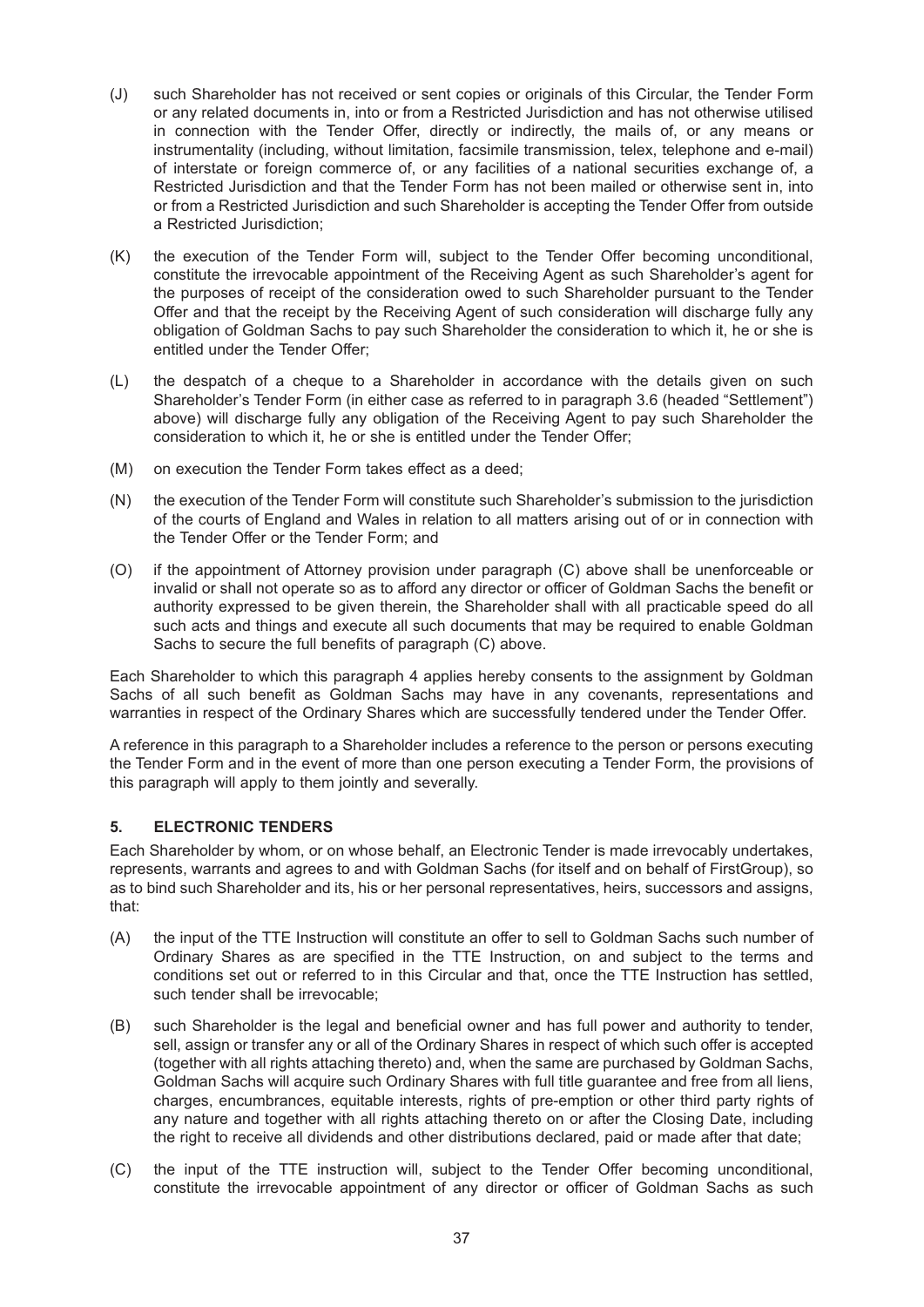(J) such Shareholder has not received or sent copies or originals of this Circular, the Tender Form or any related documents in, into or from a Restricted Jurisdiction and has not otherwise utilised in connection with the Tender Offer, directly or indirectly, the mails of, or any means or instrumentality (including, without limitation, facsimile transmission, telex, telephone and e-mail) of interstate or foreign commerce of, or any facilities of a national securities exchange of, a Restricted Jurisdiction and that the Tender Form has not been mailed or otherwise sent in, into or from a Restricted Jurisdiction and such Shareholder is accepting the Tender Offer from outside a Restricted Jurisdiction;

(K) the execution of the Tender Form will, subject to the Tender Offer becoming unconditional, constitute the irrevocable appointment of the Receiving Agent as such Shareholder's agent for the purposes of receipt of the consideration owed to such Shareholder pursuant to the Tender Offer and that the receipt by the Receiving Agent of such consideration will discharge fully any obligation of Goldman Sachs to pay such Shareholder the consideration to which it, he or she is entitled under the Tender Offer;

(L) the despatch of a cheque to a Shareholder in accordance with the details given on such Shareholder's Tender Form (in either case as referred to in paragraph 3.6 (headed "Settlement") above) will discharge fully any obligation of the Receiving Agent to pay such Shareholder the consideration to which it, he or she is entitled under the Tender Offer;

(M) on execution the Tender Form takes effect as a deed;

(N) the execution of the Tender Form will constitute such Shareholder's submission to the jurisdiction of the courts of England and Wales in relation to all matters arising out of or in connection with the Tender Offer or the Tender Form; and

(O) if the appointment of Attorney provision under paragraph (C) above shall be unenforceable or invalid or shall not operate so as to afford any director or officer of Goldman Sachs the benefit or authority expressed to be given therein, the Shareholder shall with all practicable speed do all such acts and things and execute all such documents that may be required to enable Goldman Sachs to secure the full benefits of paragraph (C) above.

Each Shareholder to which this paragraph 4 applies hereby consents to the assignment by Goldman Sachs of all such benefit as Goldman Sachs may have in any covenants, representations and warranties in respect of the Ordinary Shares which are successfully tendered under the Tender Offer.

A reference in this paragraph to a Shareholder includes a reference to the person or persons executing the Tender Form and in the event of more than one person executing a Tender Form, the provisions of this paragraph will apply to them jointly and severally.

## 5. ELECTRONIC TENDERS

Each Shareholder by whom, or on whose behalf, an Electronic Tender is made irrevocably undertakes, represents, warrants and agrees to and with Goldman Sachs (for itself and on behalf of FirstGroup), so as to bind such Shareholder and its, his or her personal representatives, heirs, successors and assigns, that:

(A) the input of the TTE Instruction will constitute an offer to sell to Goldman Sachs such number of Ordinary Shares as are specified in the TTE Instruction, on and subject to the terms and conditions set out or referred to in this Circular and that, once the TTE Instruction has settled, such tender shall be irrevocable;

(B) such Shareholder is the legal and beneficial owner and has full power and authority to tender, sell, assign or transfer any or all of the Ordinary Shares in respect of which such offer is accepted (together with all rights attaching thereto) and, when the same are purchased by Goldman Sachs, Goldman Sachs will acquire such Ordinary Shares with full title guarantee and free from all liens, charges, encumbrances, equitable interests, rights of pre-emption or other third party rights of any nature and together with all rights attaching thereto on or after the Closing Date, including the right to receive all dividends and other distributions declared, paid or made after that date;

(C) the input of the TTE instruction will, subject to the Tender Offer becoming unconditional, constitute the irrevocable appointment of any director or officer of Goldman Sachs as such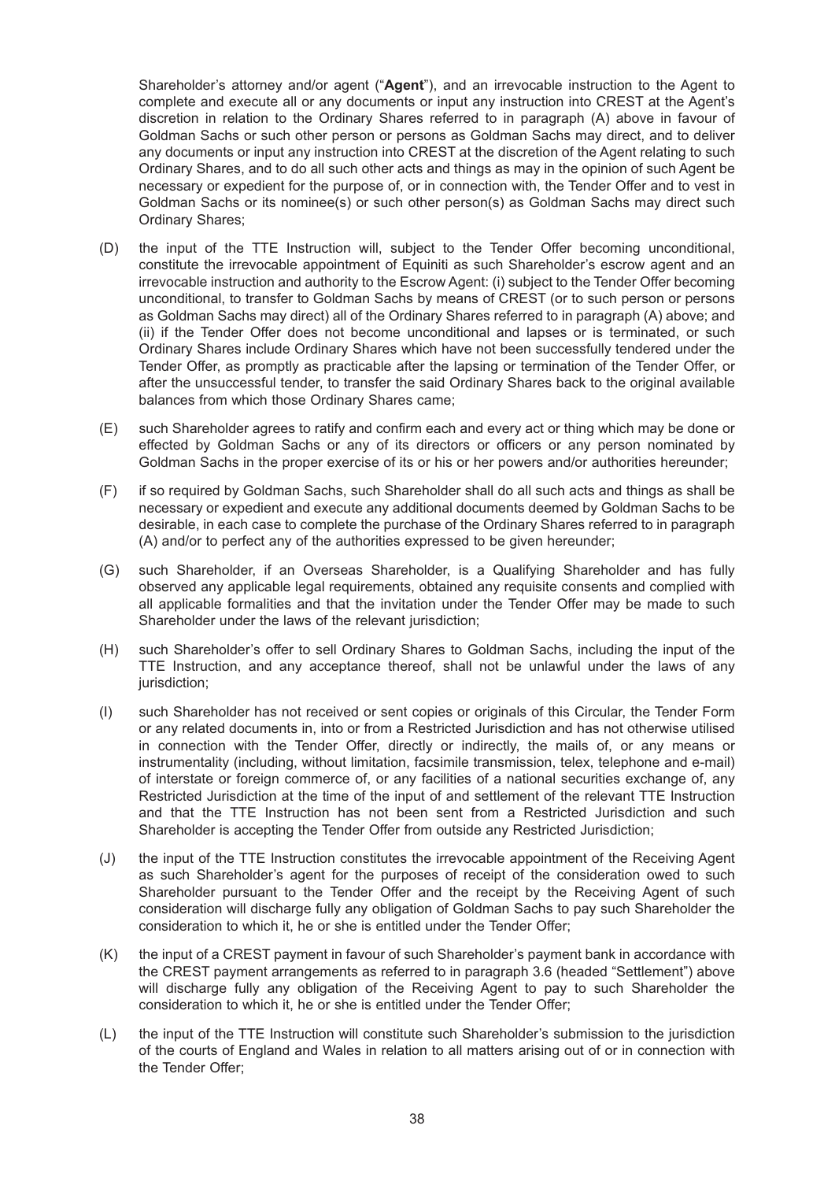Shareholder's attorney and/or agent ("**Agent**"), and an irrevocable instruction to the Agent to complete and execute all or any documents or input any instruction into CREST at the Agent's discretion in relation to the Ordinary Shares referred to in paragraph (A) above in favour of Goldman Sachs or such other person or persons as Goldman Sachs may direct, and to deliver any documents or input any instruction into CREST at the discretion of the Agent relating to such Ordinary Shares, and to do all such other acts and things as may in the opinion of such Agent be necessary or expedient for the purpose of, or in connection with, the Tender Offer and to vest in Goldman Sachs or its nominee(s) or such other person(s) as Goldman Sachs may direct such Ordinary Shares;

(D) the input of the TTE Instruction will, subject to the Tender Offer becoming unconditional, constitute the irrevocable appointment of Equiniti as such Shareholder's escrow agent and an irrevocable instruction and authority to the Escrow Agent: (i) subject to the Tender Offer becoming unconditional, to transfer to Goldman Sachs by means of CREST (or to such person or persons as Goldman Sachs may direct) all of the Ordinary Shares referred to in paragraph (A) above; and (ii) if the Tender Offer does not become unconditional and lapses or is terminated, or such Ordinary Shares include Ordinary Shares which have not been successfully tendered under the Tender Offer, as promptly as practicable after the lapsing or termination of the Tender Offer, or after the unsuccessful tender, to transfer the said Ordinary Shares back to the original available balances from which those Ordinary Shares came;

(E) such Shareholder agrees to ratify and confirm each and every act or thing which may be done or effected by Goldman Sachs or any of its directors or officers or any person nominated by Goldman Sachs in the proper exercise of its or his or her powers and/or authorities hereunder;

(F) if so required by Goldman Sachs, such Shareholder shall do all such acts and things as shall be necessary or expedient and execute any additional documents deemed by Goldman Sachs to be desirable, in each case to complete the purchase of the Ordinary Shares referred to in paragraph (A) and/or to perfect any of the authorities expressed to be given hereunder;

(G) such Shareholder, if an Overseas Shareholder, is a Qualifying Shareholder and has fully observed any applicable legal requirements, obtained any requisite consents and complied with all applicable formalities and that the invitation under the Tender Offer may be made to such Shareholder under the laws of the relevant jurisdiction;

(H) such Shareholder's offer to sell Ordinary Shares to Goldman Sachs, including the input of the TTE Instruction, and any acceptance thereof, shall not be unlawful under the laws of any jurisdiction;

(I) such Shareholder has not received or sent copies or originals of this Circular, the Tender Form or any related documents in, into or from a Restricted Jurisdiction and has not otherwise utilised in connection with the Tender Offer, directly or indirectly, the mails of, or any means or instrumentality (including, without limitation, facsimile transmission, telex, telephone and e-mail) of interstate or foreign commerce of, or any facilities of a national securities exchange of, any Restricted Jurisdiction at the time of the input of and settlement of the relevant TTE Instruction and that the TTE Instruction has not been sent from a Restricted Jurisdiction and such Shareholder is accepting the Tender Offer from outside any Restricted Jurisdiction;

(J) the input of the TTE Instruction constitutes the irrevocable appointment of the Receiving Agent as such Shareholder's agent for the purposes of receipt of the consideration owed to such Shareholder pursuant to the Tender Offer and the receipt by the Receiving Agent of such consideration will discharge fully any obligation of Goldman Sachs to pay such Shareholder the consideration to which it, he or she is entitled under the Tender Offer;

(K) the input of a CREST payment in favour of such Shareholder's payment bank in accordance with the CREST payment arrangements as referred to in paragraph 3.6 (headed "Settlement") above will discharge fully any obligation of the Receiving Agent to pay to such Shareholder the consideration to which it, he or she is entitled under the Tender Offer;

(L) the input of the TTE Instruction will constitute such Shareholder's submission to the jurisdiction of the courts of England and Wales in relation to all matters arising out of or in connection with the Tender Offer;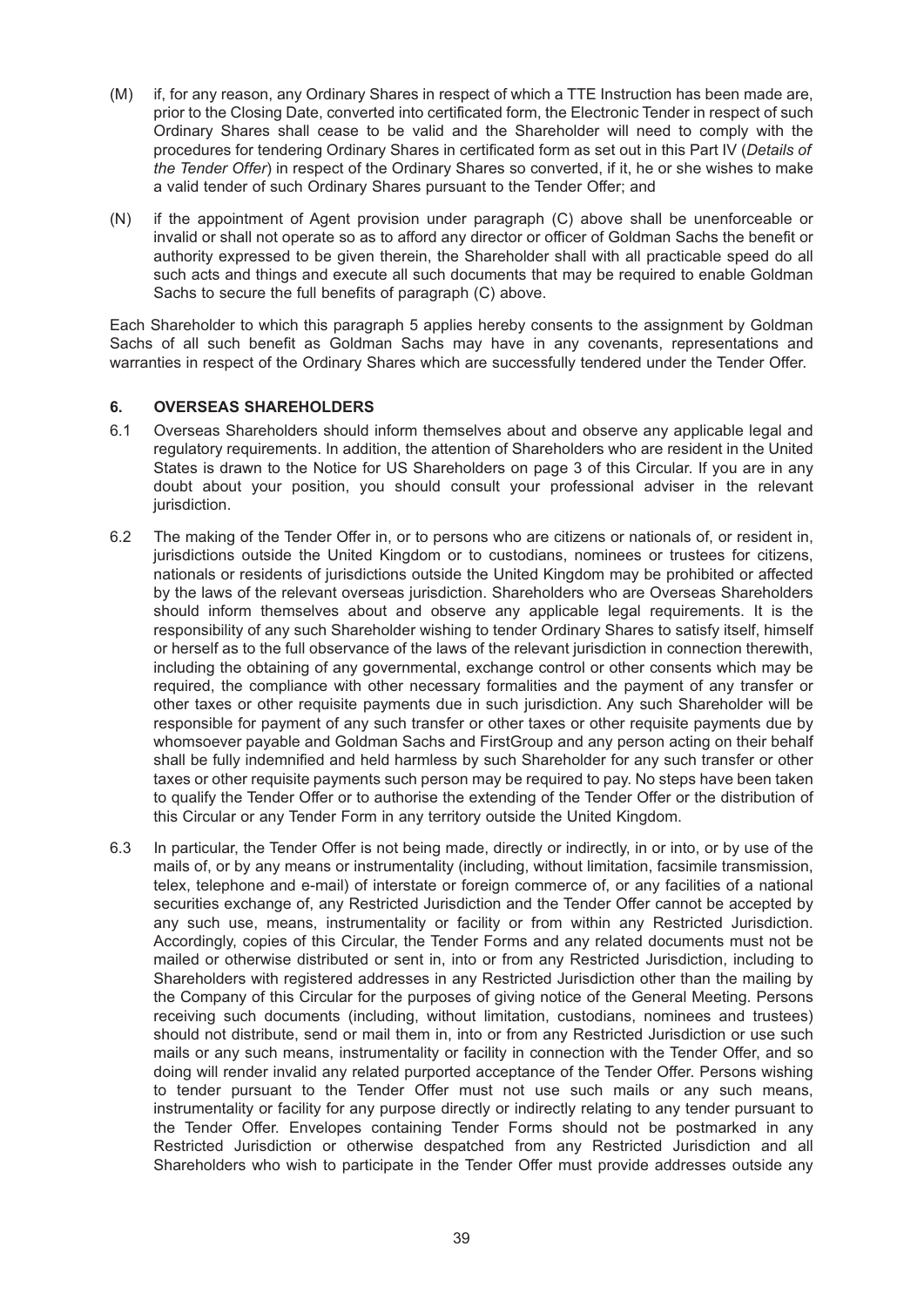(M) if, for any reason, any Ordinary Shares in respect of which a TTE Instruction has been made are, prior to the Closing Date, converted into certificated form, the Electronic Tender in respect of such Ordinary Shares shall cease to be valid and the Shareholder will need to comply with the procedures for tendering Ordinary Shares in certificated form as set out in this Part IV (*Details of the Tender Offer*) in respect of the Ordinary Shares so converted, if it, he or she wishes to make a valid tender of such Ordinary Shares pursuant to the Tender Offer; and

(N) if the appointment of Agent provision under paragraph (C) above shall be unenforceable or invalid or shall not operate so as to afford any director or officer of Goldman Sachs the benefit or authority expressed to be given therein, the Shareholder shall with all practicable speed do all such acts and things and execute all such documents that may be required to enable Goldman Sachs to secure the full benefits of paragraph (C) above.

Each Shareholder to which this paragraph 5 applies hereby consents to the assignment by Goldman Sachs of all such benefit as Goldman Sachs may have in any covenants, representations and warranties in respect of the Ordinary Shares which are successfully tendered under the Tender Offer.

## 6. OVERSEAS SHAREHOLDERS

6.1 Overseas Shareholders should inform themselves about and observe any applicable legal and regulatory requirements. In addition, the attention of Shareholders who are resident in the United States is drawn to the Notice for US Shareholders on page 3 of this Circular. If you are in any doubt about your position, you should consult your professional adviser in the relevant jurisdiction.

6.2 The making of the Tender Offer in, or to persons who are citizens or nationals of, or resident in, jurisdictions outside the United Kingdom or to custodians, nominees or trustees for citizens, nationals or residents of jurisdictions outside the United Kingdom may be prohibited or affected by the laws of the relevant overseas jurisdiction. Shareholders who are Overseas Shareholders should inform themselves about and observe any applicable legal requirements. It is the responsibility of any such Shareholder wishing to tender Ordinary Shares to satisfy itself, himself or herself as to the full observance of the laws of the relevant jurisdiction in connection therewith, including the obtaining of any governmental, exchange control or other consents which may be required, the compliance with other necessary formalities and the payment of any transfer or other taxes or other requisite payments due in such jurisdiction. Any such Shareholder will be responsible for payment of any such transfer or other taxes or other requisite payments due by whomsoever payable and Goldman Sachs and FirstGroup and any person acting on their behalf shall be fully indemnified and held harmless by such Shareholder for any such transfer or other taxes or other requisite payments such person may be required to pay. No steps have been taken to qualify the Tender Offer or to authorise the extending of the Tender Offer or the distribution of this Circular or any Tender Form in any territory outside the United Kingdom.

6.3 In particular, the Tender Offer is not being made, directly or indirectly, in or into, or by use of the mails of, or by any means or instrumentality (including, without limitation, facsimile transmission, telex, telephone and e-mail) of interstate or foreign commerce of, or any facilities of a national securities exchange of, any Restricted Jurisdiction and the Tender Offer cannot be accepted by any such use, means, instrumentality or facility or from within any Restricted Jurisdiction. Accordingly, copies of this Circular, the Tender Forms and any related documents must not be mailed or otherwise distributed or sent in, into or from any Restricted Jurisdiction, including to Shareholders with registered addresses in any Restricted Jurisdiction other than the mailing by the Company of this Circular for the purposes of giving notice of the General Meeting. Persons receiving such documents (including, without limitation, custodians, nominees and trustees) should not distribute, send or mail them in, into or from any Restricted Jurisdiction or use such mails or any such means, instrumentality or facility in connection with the Tender Offer, and so doing will render invalid any related purported acceptance of the Tender Offer. Persons wishing to tender pursuant to the Tender Offer must not use such mails or any such means, instrumentality or facility for any purpose directly or indirectly relating to any tender pursuant to the Tender Offer. Envelopes containing Tender Forms should not be postmarked in any Restricted Jurisdiction or otherwise despatched from any Restricted Jurisdiction and all Shareholders who wish to participate in the Tender Offer must provide addresses outside any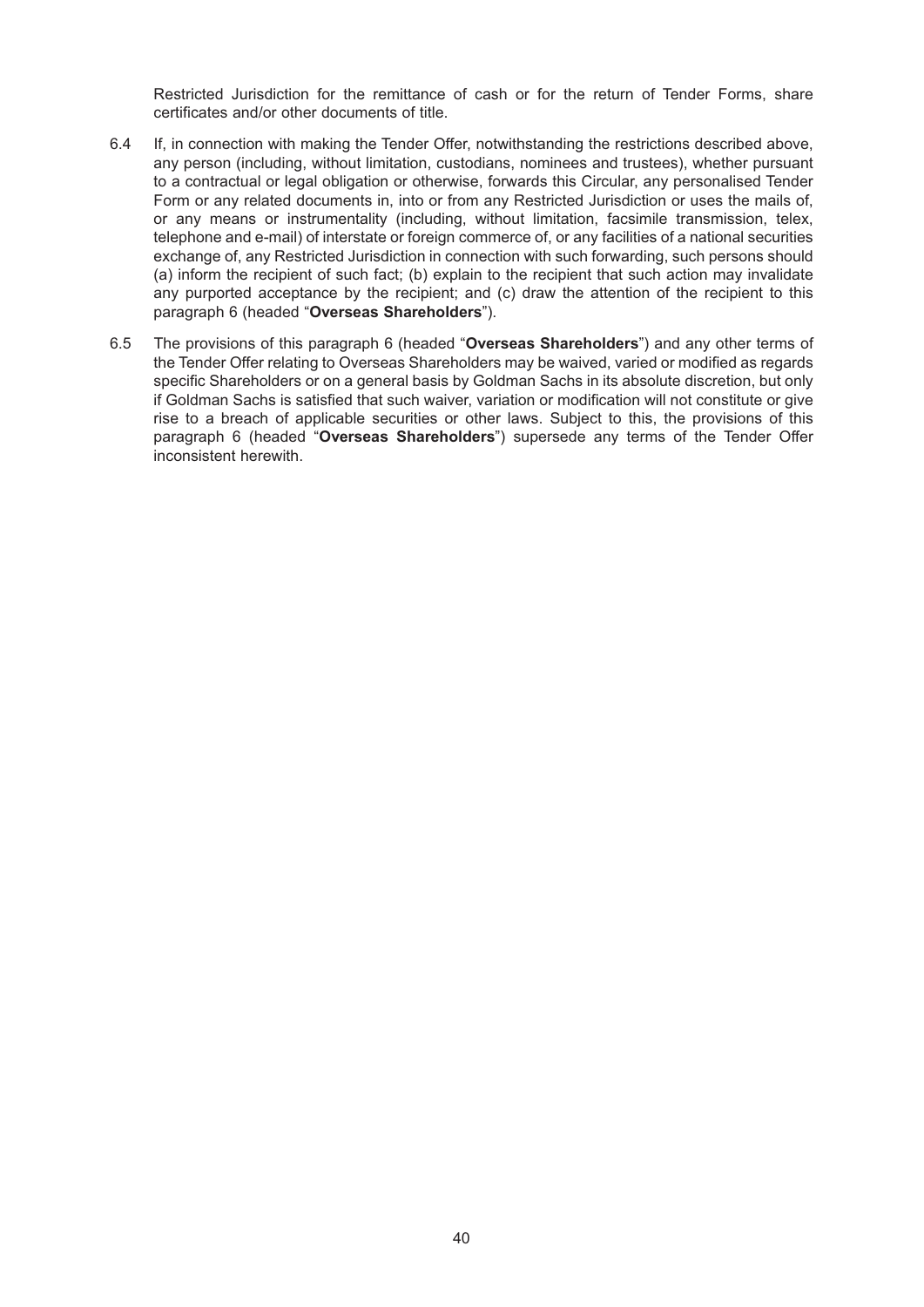Restricted Jurisdiction for the remittance of cash or for the return of Tender Forms, share certificates and/or other documents of title.

6.4 If, in connection with making the Tender Offer, notwithstanding the restrictions described above, any person (including, without limitation, custodians, nominees and trustees), whether pursuant to a contractual or legal obligation or otherwise, forwards this Circular, any personalised Tender Form or any related documents in, into or from any Restricted Jurisdiction or uses the mails of, or any means or instrumentality (including, without limitation, facsimile transmission, telex, telephone and e-mail) of interstate or foreign commerce of, or any facilities of a national securities exchange of, any Restricted Jurisdiction in connection with such forwarding, such persons should (a) inform the recipient of such fact; (b) explain to the recipient that such action may invalidate any purported acceptance by the recipient; and (c) draw the attention of the recipient to this paragraph 6 (headed "**Overseas Shareholders**").

6.5 The provisions of this paragraph 6 (headed "**Overseas Shareholders**") and any other terms of the Tender Offer relating to Overseas Shareholders may be waived, varied or modified as regards specific Shareholders or on a general basis by Goldman Sachs in its absolute discretion, but only if Goldman Sachs is satisfied that such waiver, variation or modification will not constitute or give rise to a breach of applicable securities or other laws. Subject to this, the provisions of this paragraph 6 (headed "**Overseas Shareholders**") supersede any terms of the Tender Offer inconsistent herewith.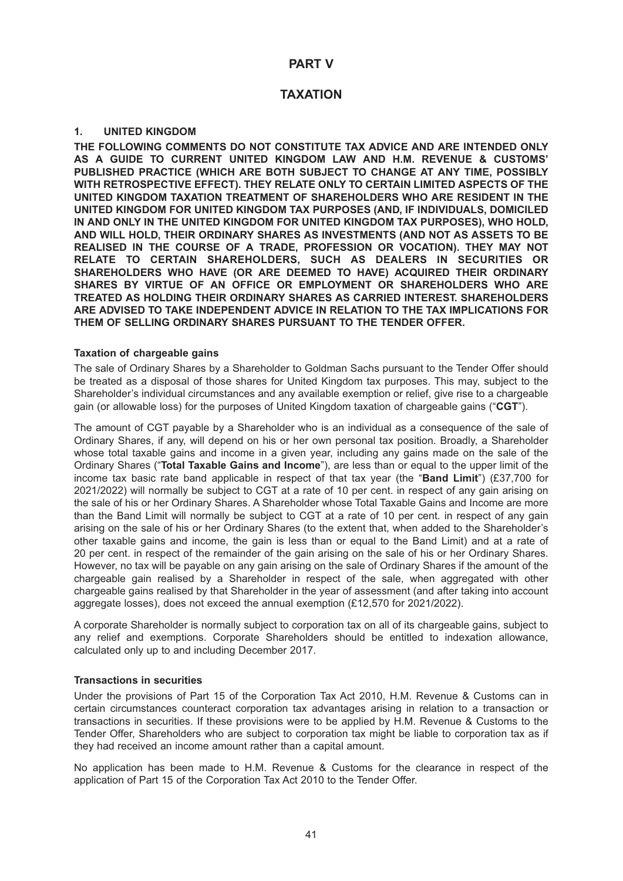# PART V

# TAXATION

## 1. UNITED KINGDOM

**THE FOLLOWING COMMENTS DO NOT CONSTITUTE TAX ADVICE AND ARE INTENDED ONLY AS A GUIDE TO CURRENT UNITED KINGDOM LAW AND H.M. REVENUE & CUSTOMS' PUBLISHED PRACTICE (WHICH ARE BOTH SUBJECT TO CHANGE AT ANY TIME, POSSIBLY WITH RETROSPECTIVE EFFECT). THEY RELATE ONLY TO CERTAIN LIMITED ASPECTS OF THE UNITED KINGDOM TAXATION TREATMENT OF SHAREHOLDERS WHO ARE RESIDENT IN THE UNITED KINGDOM FOR UNITED KINGDOM TAX PURPOSES (AND, IF INDIVIDUALS, DOMICILED IN AND ONLY IN THE UNITED KINGDOM FOR UNITED KINGDOM TAX PURPOSES), WHO HOLD, AND WILL HOLD, THEIR ORDINARY SHARES AS INVESTMENTS (AND NOT AS ASSETS TO BE REALISED IN THE COURSE OF A TRADE, PROFESSION OR VOCATION). THEY MAY NOT RELATE TO CERTAIN SHAREHOLDERS, SUCH AS DEALERS IN SECURITIES OR SHAREHOLDERS WHO HAVE (OR ARE DEEMED TO HAVE) ACQUIRED THEIR ORDINARY SHARES BY VIRTUE OF AN OFFICE OR EMPLOYMENT OR SHAREHOLDERS WHO ARE TREATED AS HOLDING THEIR ORDINARY SHARES AS CARRIED INTEREST. SHAREHOLDERS ARE ADVISED TO TAKE INDEPENDENT ADVICE IN RELATION TO THE TAX IMPLICATIONS FOR THEM OF SELLING ORDINARY SHARES PURSUANT TO THE TENDER OFFER.**

### Taxation of chargeable gains

The sale of Ordinary Shares by a Shareholder to Goldman Sachs pursuant to the Tender Offer should be treated as a disposal of those shares for United Kingdom tax purposes. This may, subject to the Shareholder's individual circumstances and any available exemption or relief, give rise to a chargeable gain (or allowable loss) for the purposes of United Kingdom taxation of chargeable gains ("**CGT**").

The amount of CGT payable by a Shareholder who is an individual as a consequence of the sale of Ordinary Shares, if any, will depend on his or her own personal tax position. Broadly, a Shareholder whose total taxable gains and income in a given year, including any gains made on the sale of the Ordinary Shares ("**Total Taxable Gains and Income**"), are less than or equal to the upper limit of the income tax basic rate band applicable in respect of that tax year (the "**Band Limit**") (£37,700 for 2021/2022) will normally be subject to CGT at a rate of 10 per cent. in respect of any gain arising on the sale of his or her Ordinary Shares. A Shareholder whose Total Taxable Gains and Income are more than the Band Limit will normally be subject to CGT at a rate of 10 per cent. in respect of any gain arising on the sale of his or her Ordinary Shares (to the extent that, when added to the Shareholder's other taxable gains and income, the gain is less than or equal to the Band Limit) and at a rate of 20 per cent. in respect of the remainder of the gain arising on the sale of his or her Ordinary Shares. However, no tax will be payable on any gain arising on the sale of Ordinary Shares if the amount of the chargeable gain realised by a Shareholder in respect of the sale, when aggregated with other chargeable gains realised by that Shareholder in the year of assessment (and after taking into account aggregate losses), does not exceed the annual exemption (£12,570 for 2021/2022).

A corporate Shareholder is normally subject to corporation tax on all of its chargeable gains, subject to any relief and exemptions. Corporate Shareholders should be entitled to indexation allowance, calculated only up to and including December 2017.

### Transactions in securities

Under the provisions of Part 15 of the Corporation Tax Act 2010, H.M. Revenue & Customs can in certain circumstances counteract corporation tax advantages arising in relation to a transaction or transactions in securities. If these provisions were to be applied by H.M. Revenue & Customs to the Tender Offer, Shareholders who are subject to corporation tax might be liable to corporation tax as if they had received an income amount rather than a capital amount.

No application has been made to H.M. Revenue & Customs for the clearance in respect of the application of Part 15 of the Corporation Tax Act 2010 to the Tender Offer.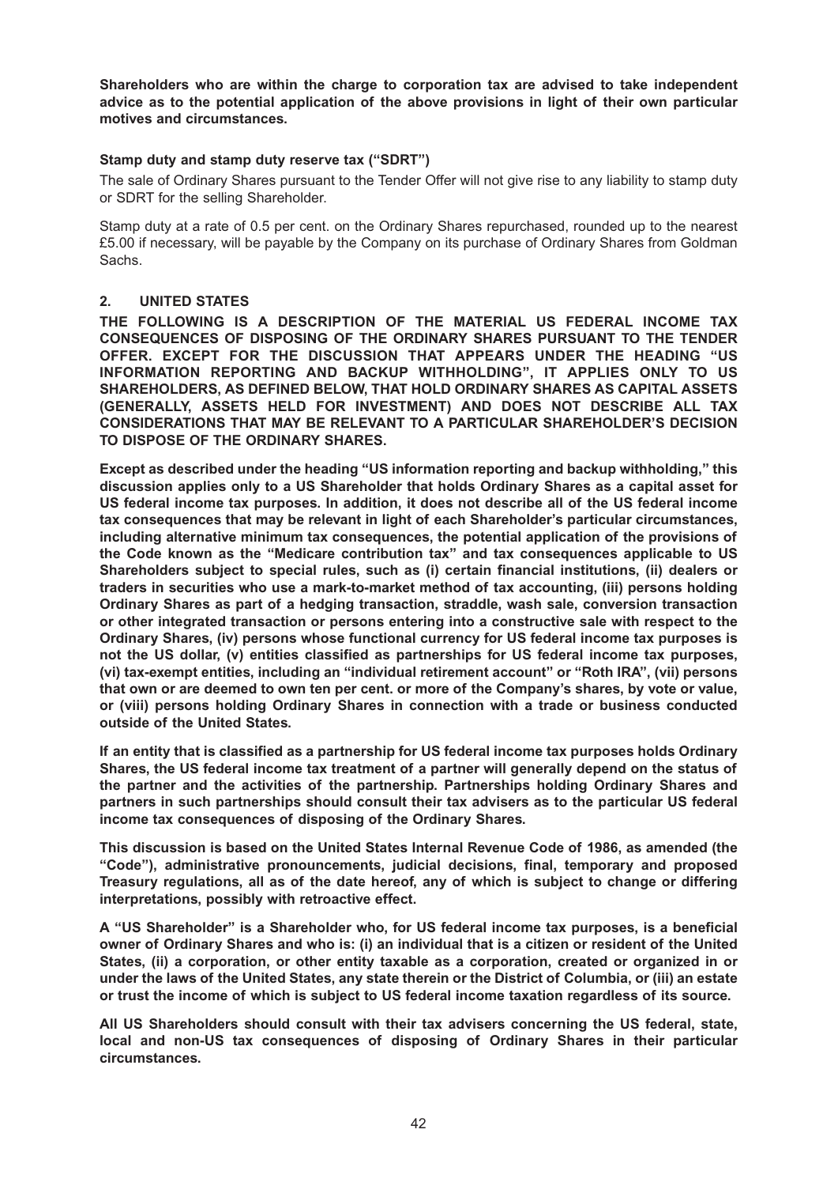**Shareholders who are within the charge to corporation tax are advised to take independent advice as to the potential application of the above provisions in light of their own particular motives and circumstances.**

### Stamp duty and stamp duty reserve tax ("SDRT")

The sale of Ordinary Shares pursuant to the Tender Offer will not give rise to any liability to stamp duty or SDRT for the selling Shareholder.

Stamp duty at a rate of 0.5 per cent. on the Ordinary Shares repurchased, rounded up to the nearest £5.00 if necessary, will be payable by the Company on its purchase of Ordinary Shares from Goldman Sachs.

## 2. UNITED STATES

**THE FOLLOWING IS A DESCRIPTION OF THE MATERIAL US FEDERAL INCOME TAX CONSEQUENCES OF DISPOSING OF THE ORDINARY SHARES PURSUANT TO THE TENDER OFFER. EXCEPT FOR THE DISCUSSION THAT APPEARS UNDER THE HEADING "US INFORMATION REPORTING AND BACKUP WITHHOLDING", IT APPLIES ONLY TO US SHAREHOLDERS, AS DEFINED BELOW, THAT HOLD ORDINARY SHARES AS CAPITAL ASSETS (GENERALLY, ASSETS HELD FOR INVESTMENT) AND DOES NOT DESCRIBE ALL TAX CONSIDERATIONS THAT MAY BE RELEVANT TO A PARTICULAR SHAREHOLDER'S DECISION TO DISPOSE OF THE ORDINARY SHARES.**

**Except as described under the heading "US information reporting and backup withholding," this discussion applies only to a US Shareholder that holds Ordinary Shares as a capital asset for US federal income tax purposes. In addition, it does not describe all of the US federal income tax consequences that may be relevant in light of each Shareholder's particular circumstances, including alternative minimum tax consequences, the potential application of the provisions of the Code known as the "Medicare contribution tax" and tax consequences applicable to US Shareholders subject to special rules, such as (i) certain financial institutions, (ii) dealers or traders in securities who use a mark-to-market method of tax accounting, (iii) persons holding Ordinary Shares as part of a hedging transaction, straddle, wash sale, conversion transaction or other integrated transaction or persons entering into a constructive sale with respect to the Ordinary Shares, (iv) persons whose functional currency for US federal income tax purposes is not the US dollar, (v) entities classified as partnerships for US federal income tax purposes, (vi) tax-exempt entities, including an "individual retirement account" or "Roth IRA", (vii) persons that own or are deemed to own ten per cent. or more of the Company's shares, by vote or value, or (viii) persons holding Ordinary Shares in connection with a trade or business conducted outside of the United States.**

**If an entity that is classified as a partnership for US federal income tax purposes holds Ordinary Shares, the US federal income tax treatment of a partner will generally depend on the status of the partner and the activities of the partnership. Partnerships holding Ordinary Shares and partners in such partnerships should consult their tax advisers as to the particular US federal income tax consequences of disposing of the Ordinary Shares.**

**This discussion is based on the United States Internal Revenue Code of 1986, as amended (the "Code"), administrative pronouncements, judicial decisions, final, temporary and proposed Treasury regulations, all as of the date hereof, any of which is subject to change or differing interpretations, possibly with retroactive effect.**

**A "US Shareholder" is a Shareholder who, for US federal income tax purposes, is a beneficial owner of Ordinary Shares and who is: (i) an individual that is a citizen or resident of the United States, (ii) a corporation, or other entity taxable as a corporation, created or organized in or under the laws of the United States, any state therein or the District of Columbia, or (iii) an estate or trust the income of which is subject to US federal income taxation regardless of its source.**

**All US Shareholders should consult with their tax advisers concerning the US federal, state, local and non-US tax consequences of disposing of Ordinary Shares in their particular circumstances.**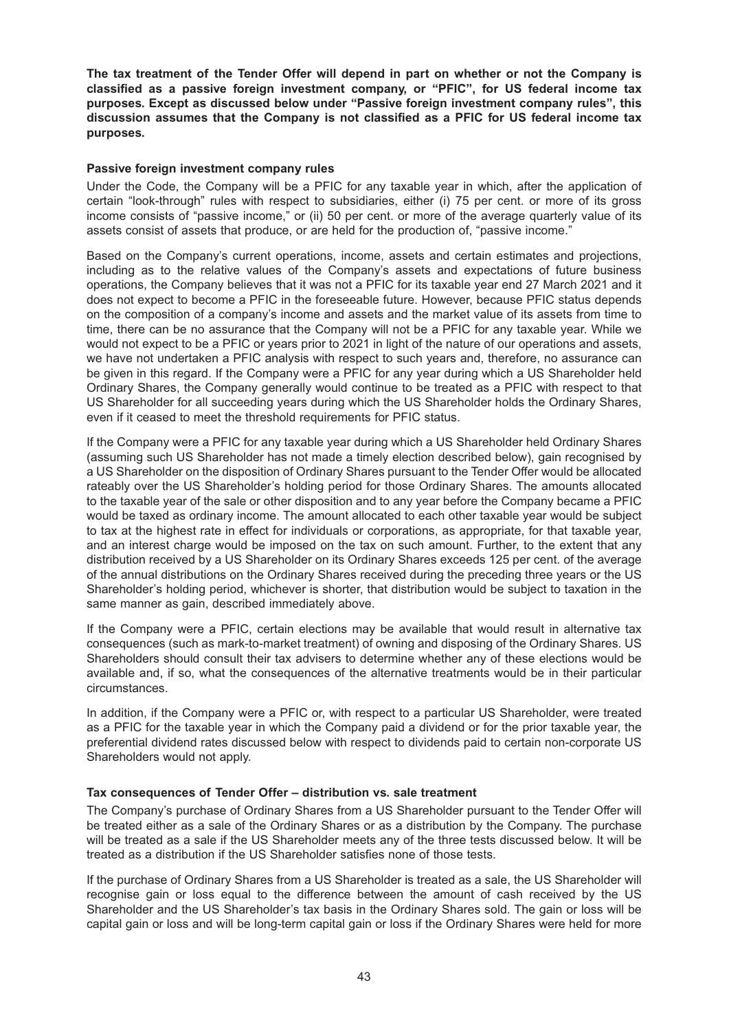**The tax treatment of the Tender Offer will depend in part on whether or not the Company is classified as a passive foreign investment company, or "PFIC", for US federal income tax purposes. Except as discussed below under "Passive foreign investment company rules", this discussion assumes that the Company is not classified as a PFIC for US federal income tax purposes.**

**Passive foreign investment company rules**

Under the Code, the Company will be a PFIC for any taxable year in which, after the application of certain "look-through" rules with respect to subsidiaries, either (i) 75 per cent. or more of its gross income consists of "passive income," or (ii) 50 per cent. or more of the average quarterly value of its assets consist of assets that produce, or are held for the production of, "passive income."

Based on the Company's current operations, income, assets and certain estimates and projections, including as to the relative values of the Company's assets and expectations of future business operations, the Company believes that it was not a PFIC for its taxable year end 27 March 2021 and it does not expect to become a PFIC in the foreseeable future. However, because PFIC status depends on the composition of a company's income and assets and the market value of its assets from time to time, there can be no assurance that the Company will not be a PFIC for any taxable year. While we would not expect to be a PFIC or years prior to 2021 in light of the nature of our operations and assets, we have not undertaken a PFIC analysis with respect to such years and, therefore, no assurance can be given in this regard. If the Company were a PFIC for any year during which a US Shareholder held Ordinary Shares, the Company generally would continue to be treated as a PFIC with respect to that US Shareholder for all succeeding years during which the US Shareholder holds the Ordinary Shares, even if it ceased to meet the threshold requirements for PFIC status.

If the Company were a PFIC for any taxable year during which a US Shareholder held Ordinary Shares (assuming such US Shareholder has not made a timely election described below), gain recognised by a US Shareholder on the disposition of Ordinary Shares pursuant to the Tender Offer would be allocated rateably over the US Shareholder's holding period for those Ordinary Shares. The amounts allocated to the taxable year of the sale or other disposition and to any year before the Company became a PFIC would be taxed as ordinary income. The amount allocated to each other taxable year would be subject to tax at the highest rate in effect for individuals or corporations, as appropriate, for that taxable year, and an interest charge would be imposed on the tax on such amount. Further, to the extent that any distribution received by a US Shareholder on its Ordinary Shares exceeds 125 per cent. of the average of the annual distributions on the Ordinary Shares received during the preceding three years or the US Shareholder's holding period, whichever is shorter, that distribution would be subject to taxation in the same manner as gain, described immediately above.

If the Company were a PFIC, certain elections may be available that would result in alternative tax consequences (such as mark-to-market treatment) of owning and disposing of the Ordinary Shares. US Shareholders should consult their tax advisers to determine whether any of these elections would be available and, if so, what the consequences of the alternative treatments would be in their particular circumstances.

In addition, if the Company were a PFIC or, with respect to a particular US Shareholder, were treated as a PFIC for the taxable year in which the Company paid a dividend or for the prior taxable year, the preferential dividend rates discussed below with respect to dividends paid to certain non-corporate US Shareholders would not apply.

**Tax consequences of Tender Offer – distribution vs. sale treatment**

The Company's purchase of Ordinary Shares from a US Shareholder pursuant to the Tender Offer will be treated either as a sale of the Ordinary Shares or as a distribution by the Company. The purchase will be treated as a sale if the US Shareholder meets any of the three tests discussed below. It will be treated as a distribution if the US Shareholder satisfies none of those tests.

If the purchase of Ordinary Shares from a US Shareholder is treated as a sale, the US Shareholder will recognise gain or loss equal to the difference between the amount of cash received by the US Shareholder and the US Shareholder's tax basis in the Ordinary Shares sold. The gain or loss will be capital gain or loss and will be long-term capital gain or loss if the Ordinary Shares were held for more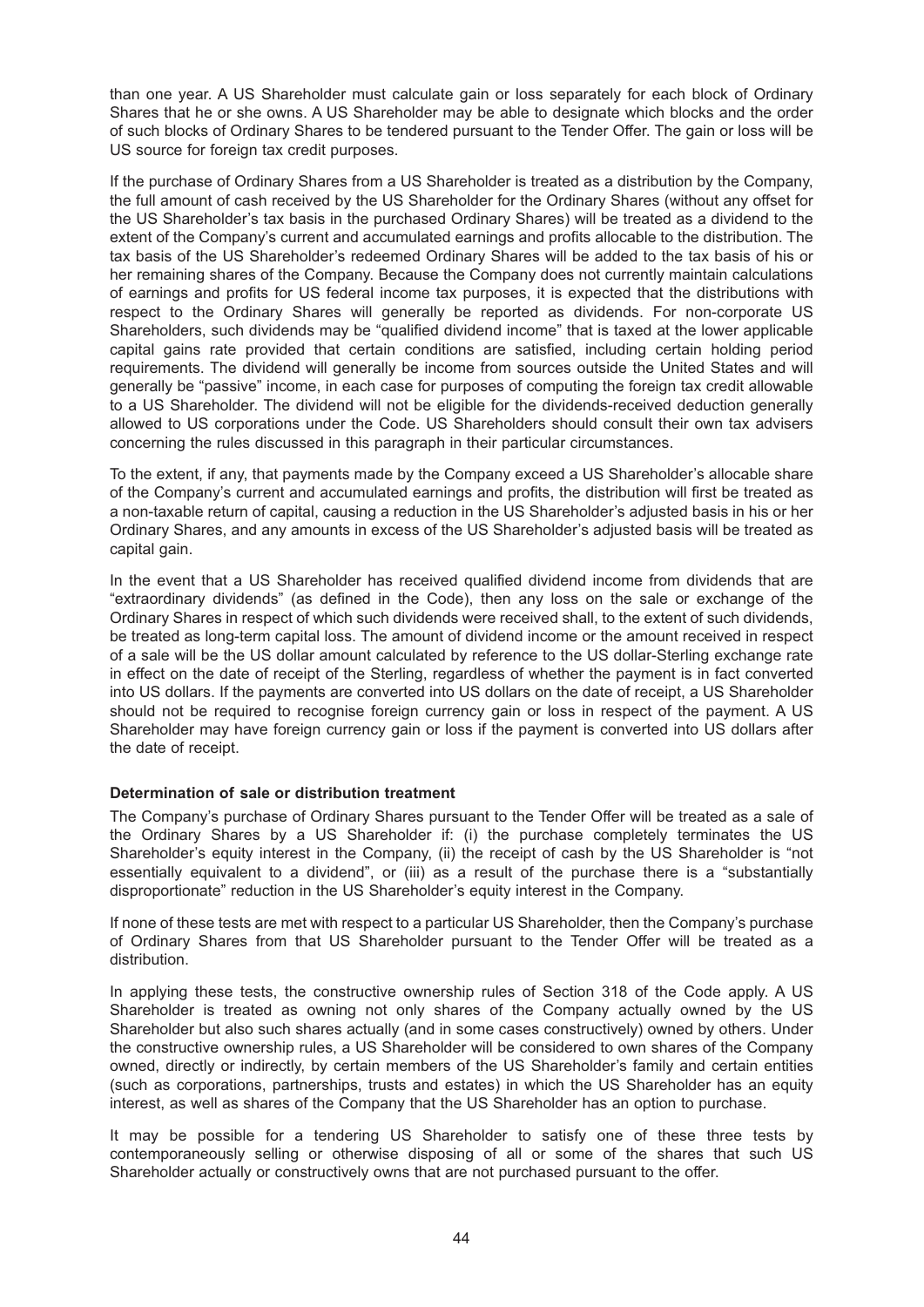than one year. A US Shareholder must calculate gain or loss separately for each block of Ordinary Shares that he or she owns. A US Shareholder may be able to designate which blocks and the order of such blocks of Ordinary Shares to be tendered pursuant to the Tender Offer. The gain or loss will be US source for foreign tax credit purposes.

If the purchase of Ordinary Shares from a US Shareholder is treated as a distribution by the Company, the full amount of cash received by the US Shareholder for the Ordinary Shares (without any offset for the US Shareholder's tax basis in the purchased Ordinary Shares) will be treated as a dividend to the extent of the Company's current and accumulated earnings and profits allocable to the distribution. The tax basis of the US Shareholder's redeemed Ordinary Shares will be added to the tax basis of his or her remaining shares of the Company. Because the Company does not currently maintain calculations of earnings and profits for US federal income tax purposes, it is expected that the distributions with respect to the Ordinary Shares will generally be reported as dividends. For non-corporate US Shareholders, such dividends may be "qualified dividend income" that is taxed at the lower applicable capital gains rate provided that certain conditions are satisfied, including certain holding period requirements. The dividend will generally be income from sources outside the United States and will generally be "passive" income, in each case for purposes of computing the foreign tax credit allowable to a US Shareholder. The dividend will not be eligible for the dividends-received deduction generally allowed to US corporations under the Code. US Shareholders should consult their own tax advisers concerning the rules discussed in this paragraph in their particular circumstances.

To the extent, if any, that payments made by the Company exceed a US Shareholder's allocable share of the Company's current and accumulated earnings and profits, the distribution will first be treated as a non-taxable return of capital, causing a reduction in the US Shareholder's adjusted basis in his or her Ordinary Shares, and any amounts in excess of the US Shareholder's adjusted basis will be treated as capital gain.

In the event that a US Shareholder has received qualified dividend income from dividends that are "extraordinary dividends" (as defined in the Code), then any loss on the sale or exchange of the Ordinary Shares in respect of which such dividends were received shall, to the extent of such dividends, be treated as long-term capital loss. The amount of dividend income or the amount received in respect of a sale will be the US dollar amount calculated by reference to the US dollar-Sterling exchange rate in effect on the date of receipt of the Sterling, regardless of whether the payment is in fact converted into US dollars. If the payments are converted into US dollars on the date of receipt, a US Shareholder should not be required to recognise foreign currency gain or loss in respect of the payment. A US Shareholder may have foreign currency gain or loss if the payment is converted into US dollars after the date of receipt.

**Determination of sale or distribution treatment**

The Company's purchase of Ordinary Shares pursuant to the Tender Offer will be treated as a sale of the Ordinary Shares by a US Shareholder if: (i) the purchase completely terminates the US Shareholder's equity interest in the Company, (ii) the receipt of cash by the US Shareholder is "not essentially equivalent to a dividend", or (iii) as a result of the purchase there is a "substantially disproportionate" reduction in the US Shareholder's equity interest in the Company.

If none of these tests are met with respect to a particular US Shareholder, then the Company's purchase of Ordinary Shares from that US Shareholder pursuant to the Tender Offer will be treated as a distribution.

In applying these tests, the constructive ownership rules of Section 318 of the Code apply. A US Shareholder is treated as owning not only shares of the Company actually owned by the US Shareholder but also such shares actually (and in some cases constructively) owned by others. Under the constructive ownership rules, a US Shareholder will be considered to own shares of the Company owned, directly or indirectly, by certain members of the US Shareholder's family and certain entities (such as corporations, partnerships, trusts and estates) in which the US Shareholder has an equity interest, as well as shares of the Company that the US Shareholder has an option to purchase.

It may be possible for a tendering US Shareholder to satisfy one of these three tests by contemporaneously selling or otherwise disposing of all or some of the shares that such US Shareholder actually or constructively owns that are not purchased pursuant to the offer.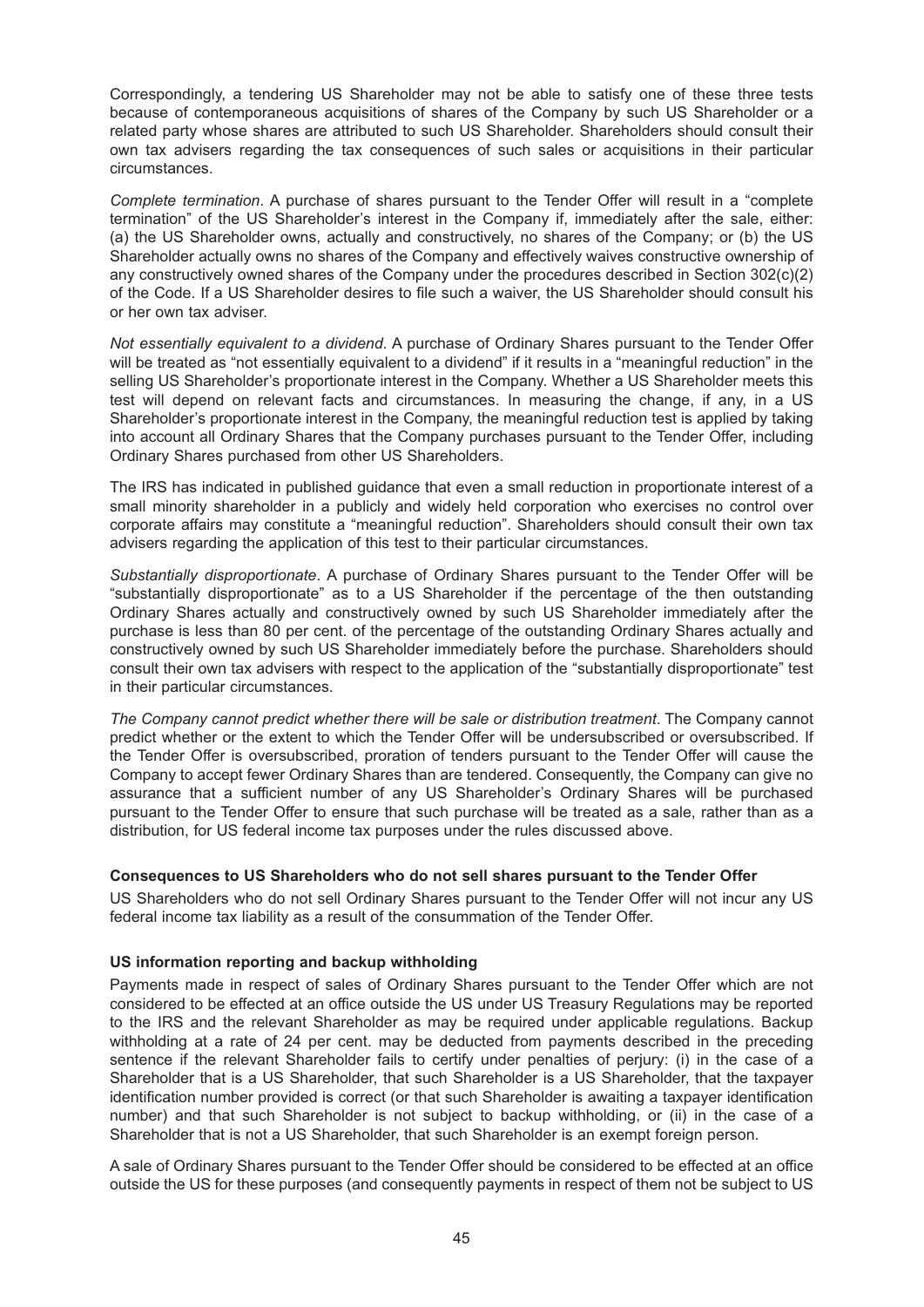Correspondingly, a tendering US Shareholder may not be able to satisfy one of these three tests because of contemporaneous acquisitions of shares of the Company by such US Shareholder or a related party whose shares are attributed to such US Shareholder. Shareholders should consult their own tax advisers regarding the tax consequences of such sales or acquisitions in their particular circumstances.

*Complete termination*. A purchase of shares pursuant to the Tender Offer will result in a "complete termination" of the US Shareholder's interest in the Company if, immediately after the sale, either: (a) the US Shareholder owns, actually and constructively, no shares of the Company; or (b) the US Shareholder actually owns no shares of the Company and effectively waives constructive ownership of any constructively owned shares of the Company under the procedures described in Section 302(c)(2) of the Code. If a US Shareholder desires to file such a waiver, the US Shareholder should consult his or her own tax adviser.

*Not essentially equivalent to a dividend*. A purchase of Ordinary Shares pursuant to the Tender Offer will be treated as "not essentially equivalent to a dividend" if it results in a "meaningful reduction" in the selling US Shareholder's proportionate interest in the Company. Whether a US Shareholder meets this test will depend on relevant facts and circumstances. In measuring the change, if any, in a US Shareholder's proportionate interest in the Company, the meaningful reduction test is applied by taking into account all Ordinary Shares that the Company purchases pursuant to the Tender Offer, including Ordinary Shares purchased from other US Shareholders.

The IRS has indicated in published guidance that even a small reduction in proportionate interest of a small minority shareholder in a publicly and widely held corporation who exercises no control over corporate affairs may constitute a "meaningful reduction". Shareholders should consult their own tax advisers regarding the application of this test to their particular circumstances.

*Substantially disproportionate*. A purchase of Ordinary Shares pursuant to the Tender Offer will be "substantially disproportionate" as to a US Shareholder if the percentage of the then outstanding Ordinary Shares actually and constructively owned by such US Shareholder immediately after the purchase is less than 80 per cent. of the percentage of the outstanding Ordinary Shares actually and constructively owned by such US Shareholder immediately before the purchase. Shareholders should consult their own tax advisers with respect to the application of the "substantially disproportionate" test in their particular circumstances.

*The Company cannot predict whether there will be sale or distribution treatment*. The Company cannot predict whether or the extent to which the Tender Offer will be undersubscribed or oversubscribed. If the Tender Offer is oversubscribed, proration of tenders pursuant to the Tender Offer will cause the Company to accept fewer Ordinary Shares than are tendered. Consequently, the Company can give no assurance that a sufficient number of any US Shareholder's Ordinary Shares will be purchased pursuant to the Tender Offer to ensure that such purchase will be treated as a sale, rather than as a distribution, for US federal income tax purposes under the rules discussed above.

**Consequences to US Shareholders who do not sell shares pursuant to the Tender Offer**

US Shareholders who do not sell Ordinary Shares pursuant to the Tender Offer will not incur any US federal income tax liability as a result of the consummation of the Tender Offer.

**US information reporting and backup withholding**

Payments made in respect of sales of Ordinary Shares pursuant to the Tender Offer which are not considered to be effected at an office outside the US under US Treasury Regulations may be reported to the IRS and the relevant Shareholder as may be required under applicable regulations. Backup withholding at a rate of 24 per cent. may be deducted from payments described in the preceding sentence if the relevant Shareholder fails to certify under penalties of perjury: (i) in the case of a Shareholder that is a US Shareholder, that such Shareholder is a US Shareholder, that the taxpayer identification number provided is correct (or that such Shareholder is awaiting a taxpayer identification number) and that such Shareholder is not subject to backup withholding, or (ii) in the case of a Shareholder that is not a US Shareholder, that such Shareholder is an exempt foreign person.

A sale of Ordinary Shares pursuant to the Tender Offer should be considered to be effected at an office outside the US for these purposes (and consequently payments in respect of them not be subject to US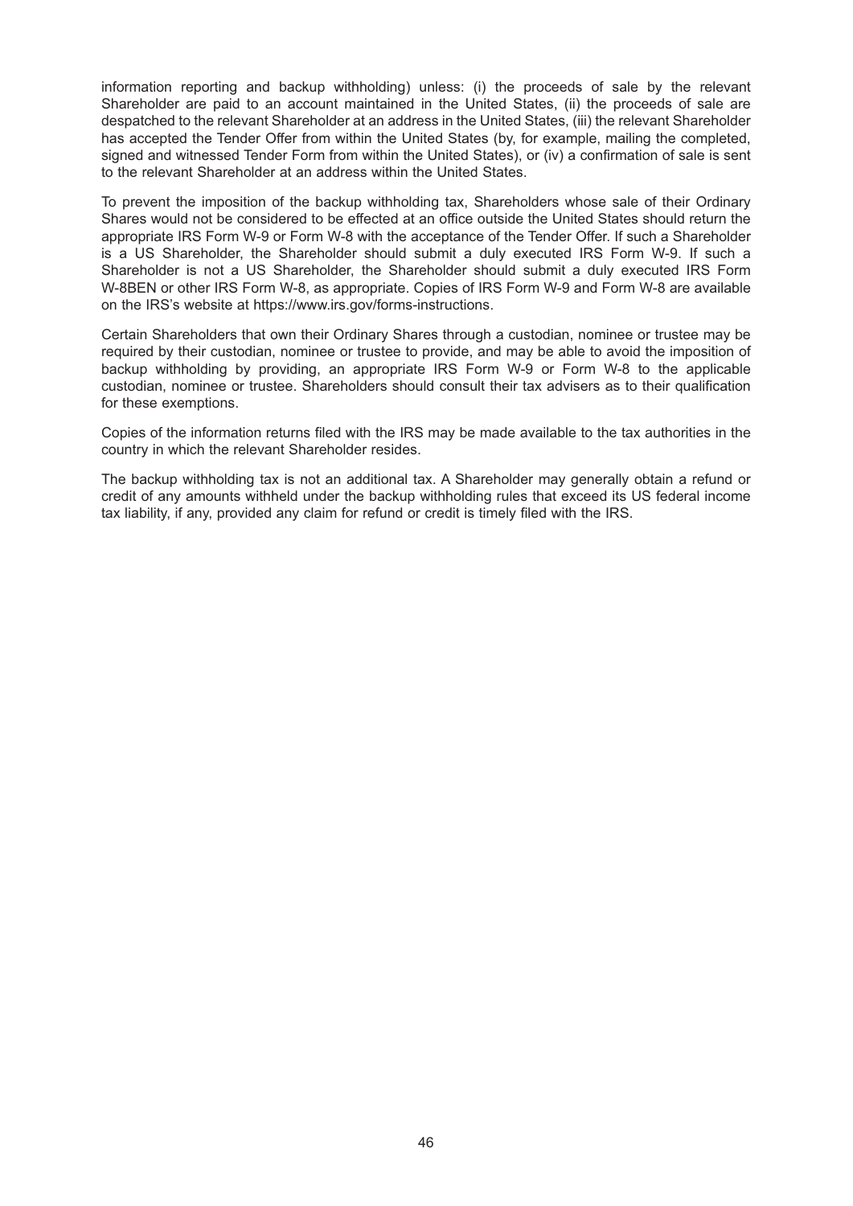information reporting and backup withholding) unless: (i) the proceeds of sale by the relevant Shareholder are paid to an account maintained in the United States, (ii) the proceeds of sale are despatched to the relevant Shareholder at an address in the United States, (iii) the relevant Shareholder has accepted the Tender Offer from within the United States (by, for example, mailing the completed, signed and witnessed Tender Form from within the United States), or (iv) a confirmation of sale is sent to the relevant Shareholder at an address within the United States.

To prevent the imposition of the backup withholding tax, Shareholders whose sale of their Ordinary Shares would not be considered to be effected at an office outside the United States should return the appropriate IRS Form W-9 or Form W-8 with the acceptance of the Tender Offer. If such a Shareholder is a US Shareholder, the Shareholder should submit a duly executed IRS Form W-9. If such a Shareholder is not a US Shareholder, the Shareholder should submit a duly executed IRS Form W-8BEN or other IRS Form W-8, as appropriate. Copies of IRS Form W-9 and Form W-8 are available on the IRS's website at https://www.irs.gov/forms-instructions.

Certain Shareholders that own their Ordinary Shares through a custodian, nominee or trustee may be required by their custodian, nominee or trustee to provide, and may be able to avoid the imposition of backup withholding by providing, an appropriate IRS Form W-9 or Form W-8 to the applicable custodian, nominee or trustee. Shareholders should consult their tax advisers as to their qualification for these exemptions.

Copies of the information returns filed with the IRS may be made available to the tax authorities in the country in which the relevant Shareholder resides.

The backup withholding tax is not an additional tax. A Shareholder may generally obtain a refund or credit of any amounts withheld under the backup withholding rules that exceed its US federal income tax liability, if any, provided any claim for refund or credit is timely filed with the IRS.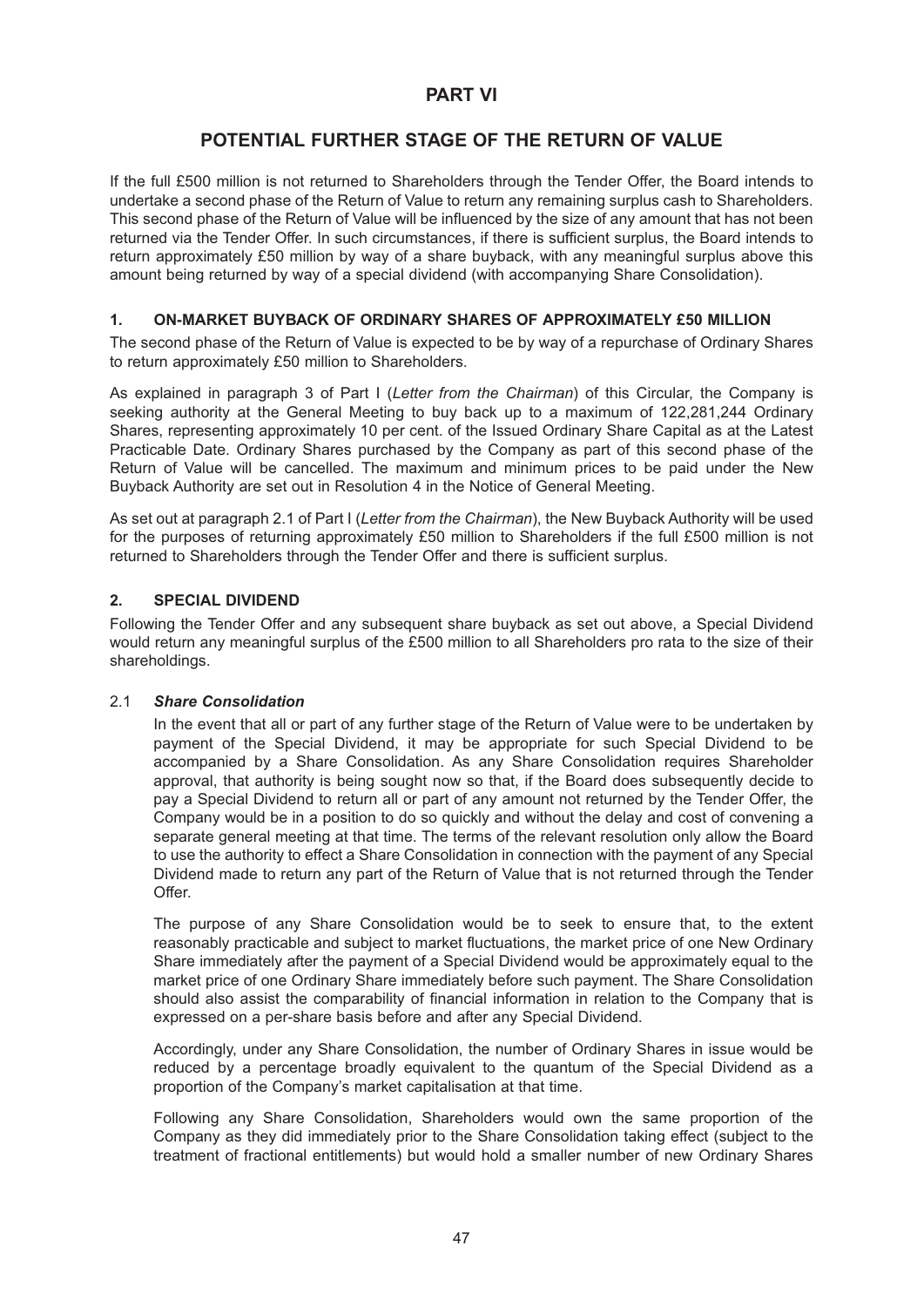# PART VI

## POTENTIAL FURTHER STAGE OF THE RETURN OF VALUE

If the full £500 million is not returned to Shareholders through the Tender Offer, the Board intends to undertake a second phase of the Return of Value to return any remaining surplus cash to Shareholders. This second phase of the Return of Value will be influenced by the size of any amount that has not been returned via the Tender Offer. In such circumstances, if there is sufficient surplus, the Board intends to return approximately £50 million by way of a share buyback, with any meaningful surplus above this amount being returned by way of a special dividend (with accompanying Share Consolidation).

### 1. ON-MARKET BUYBACK OF ORDINARY SHARES OF APPROXIMATELY £50 MILLION

The second phase of the Return of Value is expected to be by way of a repurchase of Ordinary Shares to return approximately £50 million to Shareholders.

As explained in paragraph 3 of Part I (*Letter from the Chairman*) of this Circular, the Company is seeking authority at the General Meeting to buy back up to a maximum of 122,281,244 Ordinary Shares, representing approximately 10 per cent. of the Issued Ordinary Share Capital as at the Latest Practicable Date. Ordinary Shares purchased by the Company as part of this second phase of the Return of Value will be cancelled. The maximum and minimum prices to be paid under the New Buyback Authority are set out in Resolution 4 in the Notice of General Meeting.

As set out at paragraph 2.1 of Part I (*Letter from the Chairman*), the New Buyback Authority will be used for the purposes of returning approximately £50 million to Shareholders if the full £500 million is not returned to Shareholders through the Tender Offer and there is sufficient surplus.

### 2. SPECIAL DIVIDEND

Following the Tender Offer and any subsequent share buyback as set out above, a Special Dividend would return any meaningful surplus of the £500 million to all Shareholders pro rata to the size of their shareholdings.

#### 2.1 *Share Consolidation*

In the event that all or part of any further stage of the Return of Value were to be undertaken by payment of the Special Dividend, it may be appropriate for such Special Dividend to be accompanied by a Share Consolidation. As any Share Consolidation requires Shareholder approval, that authority is being sought now so that, if the Board does subsequently decide to pay a Special Dividend to return all or part of any amount not returned by the Tender Offer, the Company would be in a position to do so quickly and without the delay and cost of convening a separate general meeting at that time. The terms of the relevant resolution only allow the Board to use the authority to effect a Share Consolidation in connection with the payment of any Special Dividend made to return any part of the Return of Value that is not returned through the Tender Offer.

The purpose of any Share Consolidation would be to seek to ensure that, to the extent reasonably practicable and subject to market fluctuations, the market price of one New Ordinary Share immediately after the payment of a Special Dividend would be approximately equal to the market price of one Ordinary Share immediately before such payment. The Share Consolidation should also assist the comparability of financial information in relation to the Company that is expressed on a per-share basis before and after any Special Dividend.

Accordingly, under any Share Consolidation, the number of Ordinary Shares in issue would be reduced by a percentage broadly equivalent to the quantum of the Special Dividend as a proportion of the Company's market capitalisation at that time.

Following any Share Consolidation, Shareholders would own the same proportion of the Company as they did immediately prior to the Share Consolidation taking effect (subject to the treatment of fractional entitlements) but would hold a smaller number of new Ordinary Shares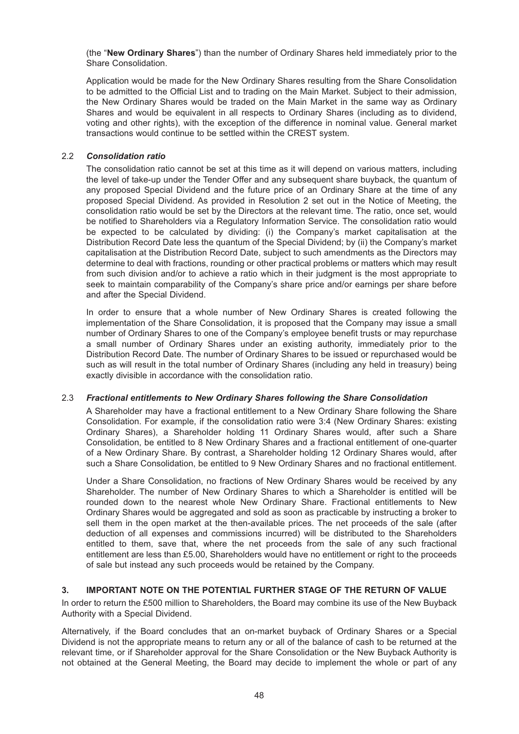(the "**New Ordinary Shares**") than the number of Ordinary Shares held immediately prior to the Share Consolidation.

Application would be made for the New Ordinary Shares resulting from the Share Consolidation to be admitted to the Official List and to trading on the Main Market. Subject to their admission, the New Ordinary Shares would be traded on the Main Market in the same way as Ordinary Shares and would be equivalent in all respects to Ordinary Shares (including as to dividend, voting and other rights), with the exception of the difference in nominal value. General market transactions would continue to be settled within the CREST system.

### 2.2 *Consolidation ratio*

The consolidation ratio cannot be set at this time as it will depend on various matters, including the level of take-up under the Tender Offer and any subsequent share buyback, the quantum of any proposed Special Dividend and the future price of an Ordinary Share at the time of any proposed Special Dividend. As provided in Resolution 2 set out in the Notice of Meeting, the consolidation ratio would be set by the Directors at the relevant time. The ratio, once set, would be notified to Shareholders via a Regulatory Information Service. The consolidation ratio would be expected to be calculated by dividing: (i) the Company's market capitalisation at the Distribution Record Date less the quantum of the Special Dividend; by (ii) the Company's market capitalisation at the Distribution Record Date, subject to such amendments as the Directors may determine to deal with fractions, rounding or other practical problems or matters which may result from such division and/or to achieve a ratio which in their judgment is the most appropriate to seek to maintain comparability of the Company's share price and/or earnings per share before and after the Special Dividend.

In order to ensure that a whole number of New Ordinary Shares is created following the implementation of the Share Consolidation, it is proposed that the Company may issue a small number of Ordinary Shares to one of the Company's employee benefit trusts or may repurchase a small number of Ordinary Shares under an existing authority, immediately prior to the Distribution Record Date. The number of Ordinary Shares to be issued or repurchased would be such as will result in the total number of Ordinary Shares (including any held in treasury) being exactly divisible in accordance with the consolidation ratio.

### 2.3 *Fractional entitlements to New Ordinary Shares following the Share Consolidation*

A Shareholder may have a fractional entitlement to a New Ordinary Share following the Share Consolidation. For example, if the consolidation ratio were 3:4 (New Ordinary Shares: existing Ordinary Shares), a Shareholder holding 11 Ordinary Shares would, after such a Share Consolidation, be entitled to 8 New Ordinary Shares and a fractional entitlement of one-quarter of a New Ordinary Share. By contrast, a Shareholder holding 12 Ordinary Shares would, after such a Share Consolidation, be entitled to 9 New Ordinary Shares and no fractional entitlement.

Under a Share Consolidation, no fractions of New Ordinary Shares would be received by any Shareholder. The number of New Ordinary Shares to which a Shareholder is entitled will be rounded down to the nearest whole New Ordinary Share. Fractional entitlements to New Ordinary Shares would be aggregated and sold as soon as practicable by instructing a broker to sell them in the open market at the then-available prices. The net proceeds of the sale (after deduction of all expenses and commissions incurred) will be distributed to the Shareholders entitled to them, save that, where the net proceeds from the sale of any such fractional entitlement are less than £5.00, Shareholders would have no entitlement or right to the proceeds of sale but instead any such proceeds would be retained by the Company.

## 3. IMPORTANT NOTE ON THE POTENTIAL FURTHER STAGE OF THE RETURN OF VALUE

In order to return the £500 million to Shareholders, the Board may combine its use of the New Buyback Authority with a Special Dividend.

Alternatively, if the Board concludes that an on-market buyback of Ordinary Shares or a Special Dividend is not the appropriate means to return any or all of the balance of cash to be returned at the relevant time, or if Shareholder approval for the Share Consolidation or the New Buyback Authority is not obtained at the General Meeting, the Board may decide to implement the whole or part of any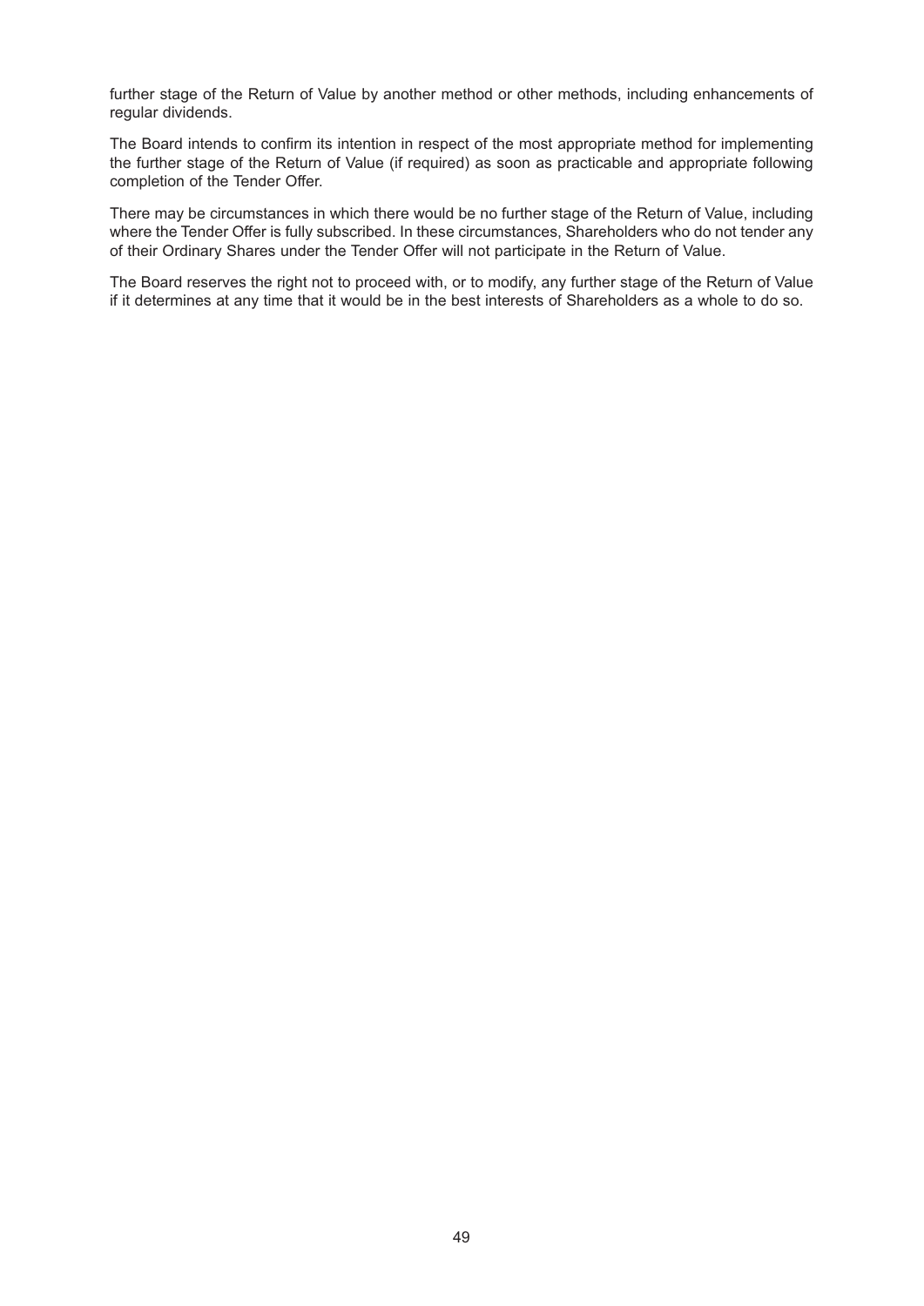further stage of the Return of Value by another method or other methods, including enhancements of regular dividends.

The Board intends to confirm its intention in respect of the most appropriate method for implementing the further stage of the Return of Value (if required) as soon as practicable and appropriate following completion of the Tender Offer.

There may be circumstances in which there would be no further stage of the Return of Value, including where the Tender Offer is fully subscribed. In these circumstances, Shareholders who do not tender any of their Ordinary Shares under the Tender Offer will not participate in the Return of Value.

The Board reserves the right not to proceed with, or to modify, any further stage of the Return of Value if it determines at any time that it would be in the best interests of Shareholders as a whole to do so.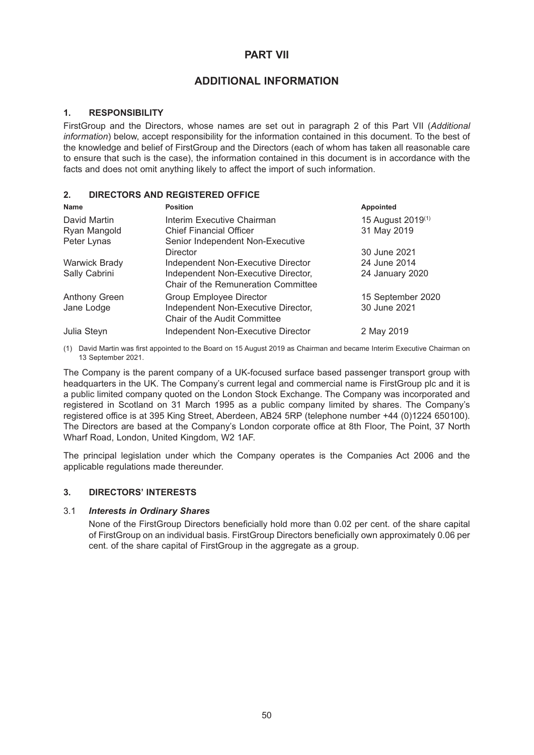# PART VII

## ADDITIONAL INFORMATION

### 1. RESPONSIBILITY

FirstGroup and the Directors, whose names are set out in paragraph 2 of this Part VII (*Additional information*) below, accept responsibility for the information contained in this document. To the best of the knowledge and belief of FirstGroup and the Directors (each of whom has taken all reasonable care to ensure that such is the case), the information contained in this document is in accordance with the facts and does not omit anything likely to affect the import of such information.

### 2. DIRECTORS AND REGISTERED OFFICE

| Name | Position | Appointed |
|---|---|---|
| David Martin | Interim Executive Chairman | 15 August 2019[(1)] |
| Ryan Mangold | Chief Financial Officer | 31 May 2019 |
| Peter Lynas | Senior Independent Non-Executive Director | 30 June 2021 |
| Warwick Brady | Independent Non-Executive Director | 24 June 2014 |
| Sally Cabrini | Independent Non-Executive Director, Chair of the Remuneration Committee | 24 January 2020 |
| Anthony Green | Group Employee Director | 15 September 2020 |
| Jane Lodge | Independent Non-Executive Director, Chair of the Audit Committee | 30 June 2021 |
| Julia Steyn | Independent Non-Executive Director | 2 May 2019 |

(1) David Martin was first appointed to the Board on 15 August 2019 as Chairman and became Interim Executive Chairman on 13 September 2021.

The Company is the parent company of a UK-focused surface based passenger transport group with headquarters in the UK. The Company's current legal and commercial name is FirstGroup plc and it is a public limited company quoted on the London Stock Exchange. The Company was incorporated and registered in Scotland on 31 March 1995 as a public company limited by shares. The Company's registered office is at 395 King Street, Aberdeen, AB24 5RP (telephone number +44 (0)1224 650100). The Directors are based at the Company's London corporate office at 8th Floor, The Point, 37 North Wharf Road, London, United Kingdom, W2 1AF.

The principal legislation under which the Company operates is the Companies Act 2006 and the applicable regulations made thereunder.

### 3. DIRECTORS' INTERESTS

#### 3.1 *Interests in Ordinary Shares*

None of the FirstGroup Directors beneficially hold more than 0.02 per cent. of the share capital of FirstGroup on an individual basis. FirstGroup Directors beneficially own approximately 0.06 per cent. of the share capital of FirstGroup in the aggregate as a group.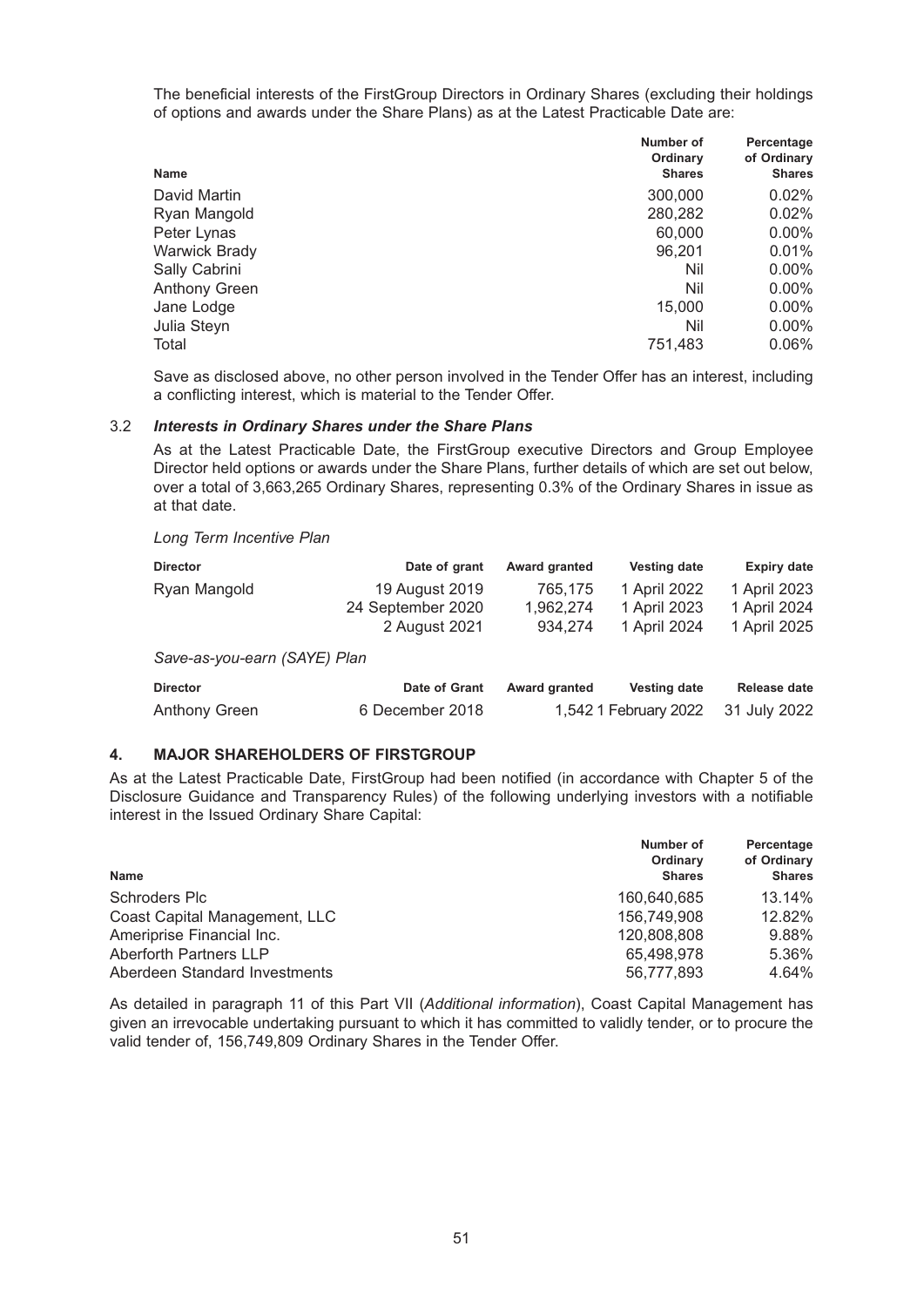The beneficial interests of the FirstGroup Directors in Ordinary Shares (excluding their holdings of options and awards under the Share Plans) as at the Latest Practicable Date are:

| Name | Number of Ordinary Shares | Percentage of Ordinary Shares |
|---|---|---|
| David Martin | 300,000 | 0.02% |
| Ryan Mangold | 280,282 | 0.02% |
| Peter Lynas | 60,000 | 0.00% |
| Warwick Brady | 96,201 | 0.01% |
| Sally Cabrini | Nil | 0.00% |
| Anthony Green | Nil | 0.00% |
| Jane Lodge | 15,000 | 0.00% |
| Julia Steyn | Nil | 0.00% |
| Total | 751,483 | 0.06% |

Save as disclosed above, no other person involved in the Tender Offer has an interest, including a conflicting interest, which is material to the Tender Offer.

3.2 ***Interests in Ordinary Shares under the Share Plans***

As at the Latest Practicable Date, the FirstGroup executive Directors and Group Employee Director held options or awards under the Share Plans, further details of which are set out below, over a total of 3,663,265 Ordinary Shares, representing 0.3% of the Ordinary Shares in issue as at that date.

*Long Term Incentive Plan*

| Director | Date of grant | Award granted | Vesting date | Expiry date |
|---|---|---|---|---|
| Ryan Mangold | 19 August 2019 | 765,175 | 1 April 2022 | 1 April 2023 |
| | 24 September 2020 | 1,962,274 | 1 April 2023 | 1 April 2024 |
| | 2 August 2021 | 934,274 | 1 April 2024 | 1 April 2025 |

*Save-as-you-earn (SAYE) Plan*

| Director | Date of Grant | Award granted | Vesting date | Release date |
|---|---|---|---|---|
| Anthony Green | 6 December 2018 | 1,542 | 1 February 2022 | 31 July 2022 |

## 4. MAJOR SHAREHOLDERS OF FIRSTGROUP

As at the Latest Practicable Date, FirstGroup had been notified (in accordance with Chapter 5 of the Disclosure Guidance and Transparency Rules) of the following underlying investors with a notifiable interest in the Issued Ordinary Share Capital:

| Name | Number of Ordinary Shares | Percentage of Ordinary Shares |
|---|---|---|
| Schroders Plc | 160,640,685 | 13.14% |
| Coast Capital Management, LLC | 156,749,908 | 12.82% |
| Ameriprise Financial Inc. | 120,808,808 | 9.88% |
| Aberforth Partners LLP | 65,498,978 | 5.36% |
| Aberdeen Standard Investments | 56,777,893 | 4.64% |

As detailed in paragraph 11 of this Part VII (*Additional information*), Coast Capital Management has given an irrevocable undertaking pursuant to which it has committed to validly tender, or to procure the valid tender of, 156,749,809 Ordinary Shares in the Tender Offer.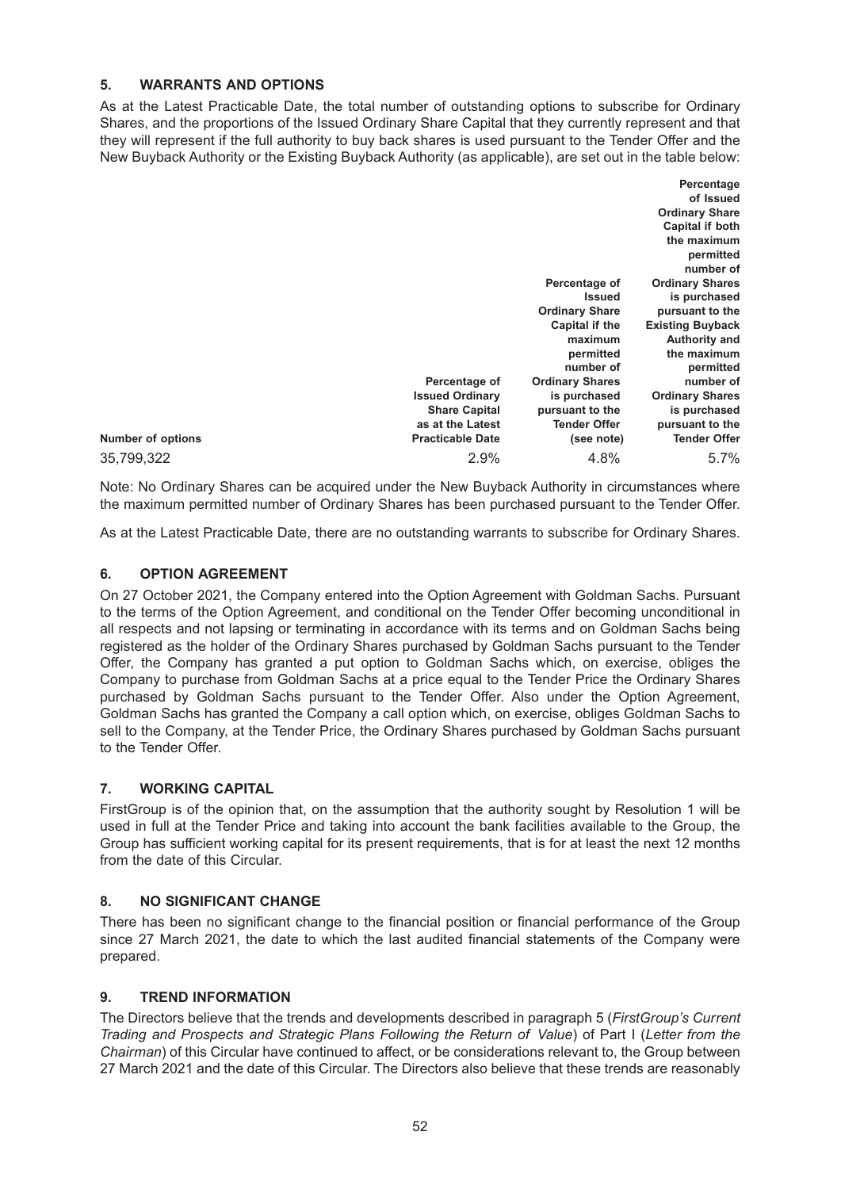## 5. WARRANTS AND OPTIONS

As at the Latest Practicable Date, the total number of outstanding options to subscribe for Ordinary Shares, and the proportions of the Issued Ordinary Share Capital that they currently represent and that they will represent if the full authority to buy back shares is used pursuant to the Tender Offer and the New Buyback Authority or the Existing Buyback Authority (as applicable), are set out in the table below:

| Number of options | Percentage of Issued Ordinary Share Capital as at the Latest Practicable Date | Percentage of Issued Ordinary Share Capital if the maximum permitted number of Ordinary Shares is purchased pursuant to the Tender Offer (see note) | Percentage of Issued Ordinary Share Capital if both the maximum permitted number of Ordinary Shares is purchased pursuant to the Existing Buyback Authority and the maximum permitted number of Ordinary Shares is purchased pursuant to the Tender Offer |
|---|---|---|---|
| 35,799,322 | 2.9% | 4.8% | 5.7% |

Note: No Ordinary Shares can be acquired under the New Buyback Authority in circumstances where the maximum permitted number of Ordinary Shares has been purchased pursuant to the Tender Offer.

As at the Latest Practicable Date, there are no outstanding warrants to subscribe for Ordinary Shares.

## 6. OPTION AGREEMENT

On 27 October 2021, the Company entered into the Option Agreement with Goldman Sachs. Pursuant to the terms of the Option Agreement, and conditional on the Tender Offer becoming unconditional in all respects and not lapsing or terminating in accordance with its terms and on Goldman Sachs being registered as the holder of the Ordinary Shares purchased by Goldman Sachs pursuant to the Tender Offer, the Company has granted a put option to Goldman Sachs which, on exercise, obliges the Company to purchase from Goldman Sachs at a price equal to the Tender Price the Ordinary Shares purchased by Goldman Sachs pursuant to the Tender Offer. Also under the Option Agreement, Goldman Sachs has granted the Company a call option which, on exercise, obliges Goldman Sachs to sell to the Company, at the Tender Price, the Ordinary Shares purchased by Goldman Sachs pursuant to the Tender Offer.

## 7. WORKING CAPITAL

FirstGroup is of the opinion that, on the assumption that the authority sought by Resolution 1 will be used in full at the Tender Price and taking into account the bank facilities available to the Group, the Group has sufficient working capital for its present requirements, that is for at least the next 12 months from the date of this Circular.

## 8. NO SIGNIFICANT CHANGE

There has been no significant change to the financial position or financial performance of the Group since 27 March 2021, the date to which the last audited financial statements of the Company were prepared.

## 9. TREND INFORMATION

The Directors believe that the trends and developments described in paragraph 5 (*FirstGroup's Current Trading and Prospects and Strategic Plans Following the Return of Value*) of Part I (*Letter from the Chairman*) of this Circular have continued to affect, or be considerations relevant to, the Group between 27 March 2021 and the date of this Circular. The Directors also believe that these trends are reasonably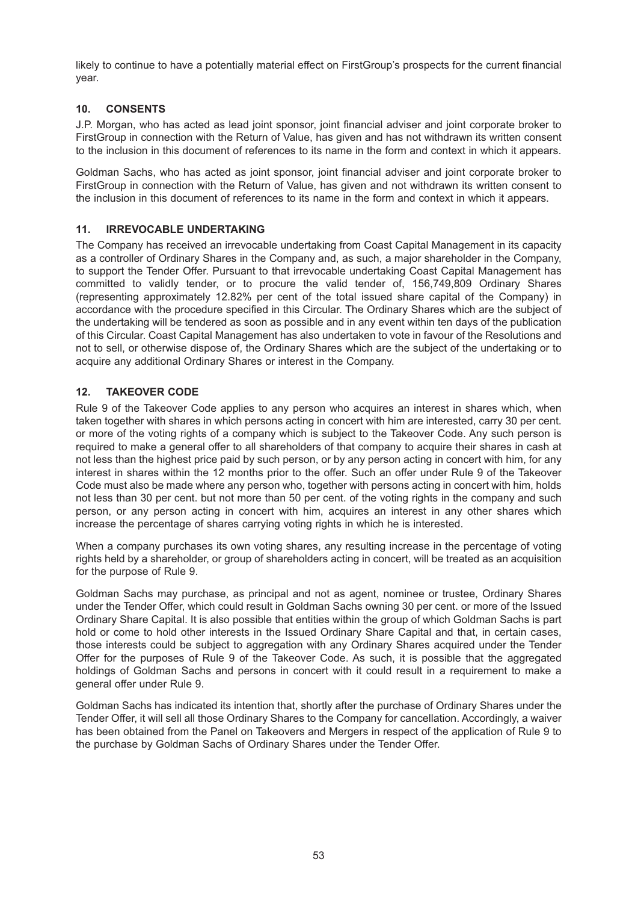likely to continue to have a potentially material effect on FirstGroup's prospects for the current financial year.

## 10. CONSENTS

J.P. Morgan, who has acted as lead joint sponsor, joint financial adviser and joint corporate broker to FirstGroup in connection with the Return of Value, has given and has not withdrawn its written consent to the inclusion in this document of references to its name in the form and context in which it appears.

Goldman Sachs, who has acted as joint sponsor, joint financial adviser and joint corporate broker to FirstGroup in connection with the Return of Value, has given and not withdrawn its written consent to the inclusion in this document of references to its name in the form and context in which it appears.

## 11. IRREVOCABLE UNDERTAKING

The Company has received an irrevocable undertaking from Coast Capital Management in its capacity as a controller of Ordinary Shares in the Company and, as such, a major shareholder in the Company, to support the Tender Offer. Pursuant to that irrevocable undertaking Coast Capital Management has committed to validly tender, or to procure the valid tender of, 156,749,809 Ordinary Shares (representing approximately 12.82% per cent of the total issued share capital of the Company) in accordance with the procedure specified in this Circular. The Ordinary Shares which are the subject of the undertaking will be tendered as soon as possible and in any event within ten days of the publication of this Circular. Coast Capital Management has also undertaken to vote in favour of the Resolutions and not to sell, or otherwise dispose of, the Ordinary Shares which are the subject of the undertaking or to acquire any additional Ordinary Shares or interest in the Company.

## 12. TAKEOVER CODE

Rule 9 of the Takeover Code applies to any person who acquires an interest in shares which, when taken together with shares in which persons acting in concert with him are interested, carry 30 per cent. or more of the voting rights of a company which is subject to the Takeover Code. Any such person is required to make a general offer to all shareholders of that company to acquire their shares in cash at not less than the highest price paid by such person, or by any person acting in concert with him, for any interest in shares within the 12 months prior to the offer. Such an offer under Rule 9 of the Takeover Code must also be made where any person who, together with persons acting in concert with him, holds not less than 30 per cent. but not more than 50 per cent. of the voting rights in the company and such person, or any person acting in concert with him, acquires an interest in any other shares which increase the percentage of shares carrying voting rights in which he is interested.

When a company purchases its own voting shares, any resulting increase in the percentage of voting rights held by a shareholder, or group of shareholders acting in concert, will be treated as an acquisition for the purpose of Rule 9.

Goldman Sachs may purchase, as principal and not as agent, nominee or trustee, Ordinary Shares under the Tender Offer, which could result in Goldman Sachs owning 30 per cent. or more of the Issued Ordinary Share Capital. It is also possible that entities within the group of which Goldman Sachs is part hold or come to hold other interests in the Issued Ordinary Share Capital and that, in certain cases, those interests could be subject to aggregation with any Ordinary Shares acquired under the Tender Offer for the purposes of Rule 9 of the Takeover Code. As such, it is possible that the aggregated holdings of Goldman Sachs and persons in concert with it could result in a requirement to make a general offer under Rule 9.

Goldman Sachs has indicated its intention that, shortly after the purchase of Ordinary Shares under the Tender Offer, it will sell all those Ordinary Shares to the Company for cancellation. Accordingly, a waiver has been obtained from the Panel on Takeovers and Mergers in respect of the application of Rule 9 to the purchase by Goldman Sachs of Ordinary Shares under the Tender Offer.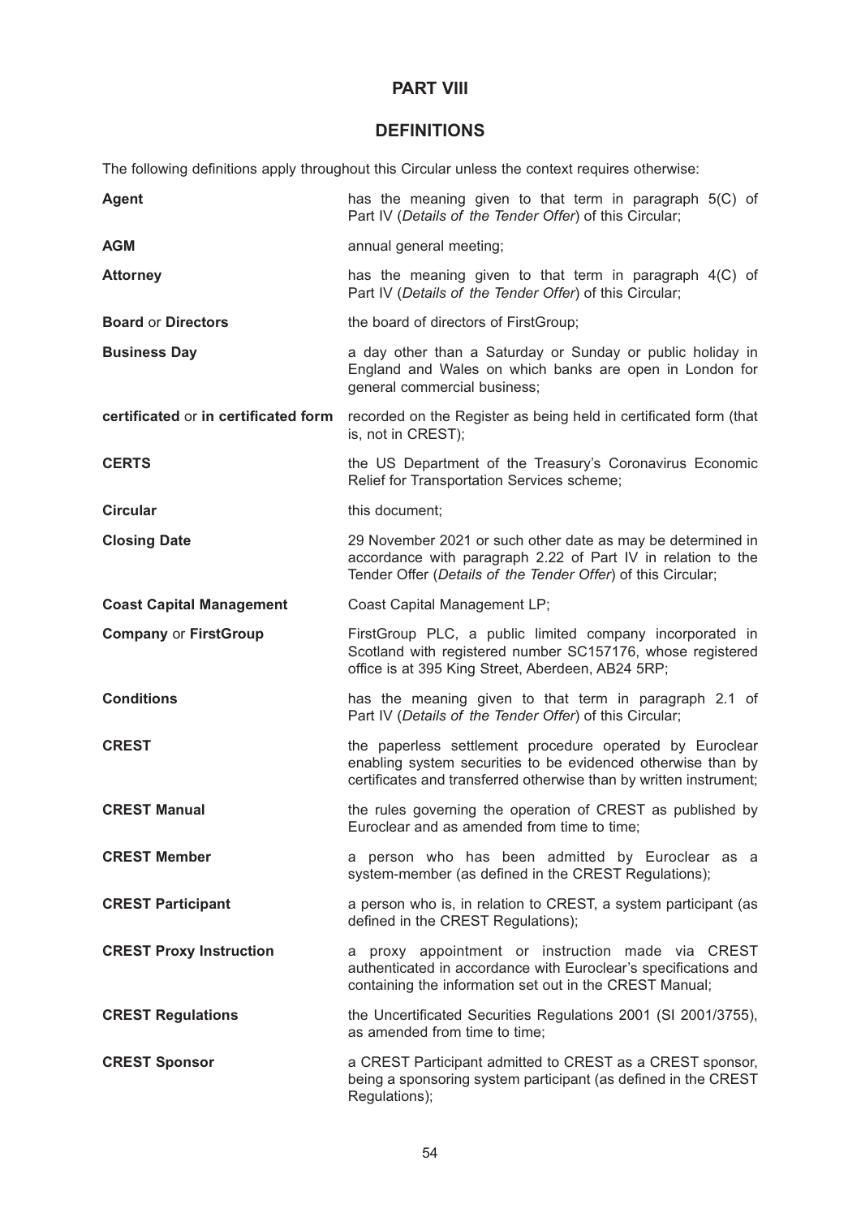# PART VIII

## DEFINITIONS

The following definitions apply throughout this Circular unless the context requires otherwise:

| | |
|---|---|
| **Agent** | has the meaning given to that term in paragraph 5(C) of Part IV (*Details of the Tender Offer*) of this Circular; |
| **AGM** | annual general meeting; |
| **Attorney** | has the meaning given to that term in paragraph 4(C) of Part IV (*Details of the Tender Offer*) of this Circular; |
| **Board** or **Directors** | the board of directors of FirstGroup; |
| **Business Day** | a day other than a Saturday or Sunday or public holiday in England and Wales on which banks are open in London for general commercial business; |
| **certificated** or **in certificated form** | recorded on the Register as being held in certificated form (that is, not in CREST); |
| **CERTS** | the US Department of the Treasury's Coronavirus Economic Relief for Transportation Services scheme; |
| **Circular** | this document; |
| **Closing Date** | 29 November 2021 or such other date as may be determined in accordance with paragraph 2.22 of Part IV in relation to the Tender Offer (*Details of the Tender Offer*) of this Circular; |
| **Coast Capital Management** | Coast Capital Management LP; |
| **Company** or **FirstGroup** | FirstGroup PLC, a public limited company incorporated in Scotland with registered number SC157176, whose registered office is at 395 King Street, Aberdeen, AB24 5RP; |
| **Conditions** | has the meaning given to that term in paragraph 2.1 of Part IV (*Details of the Tender Offer*) of this Circular; |
| **CREST** | the paperless settlement procedure operated by Euroclear enabling system securities to be evidenced otherwise than by certificates and transferred otherwise than by written instrument; |
| **CREST Manual** | the rules governing the operation of CREST as published by Euroclear and as amended from time to time; |
| **CREST Member** | a person who has been admitted by Euroclear as a system-member (as defined in the CREST Regulations); |
| **CREST Participant** | a person who is, in relation to CREST, a system participant (as defined in the CREST Regulations); |
| **CREST Proxy Instruction** | a proxy appointment or instruction made via CREST authenticated in accordance with Euroclear's specifications and containing the information set out in the CREST Manual; |
| **CREST Regulations** | the Uncertificated Securities Regulations 2001 (SI 2001/3755), as amended from time to time; |
| **CREST Sponsor** | a CREST Participant admitted to CREST as a CREST sponsor, being a sponsoring system participant (as defined in the CREST Regulations); |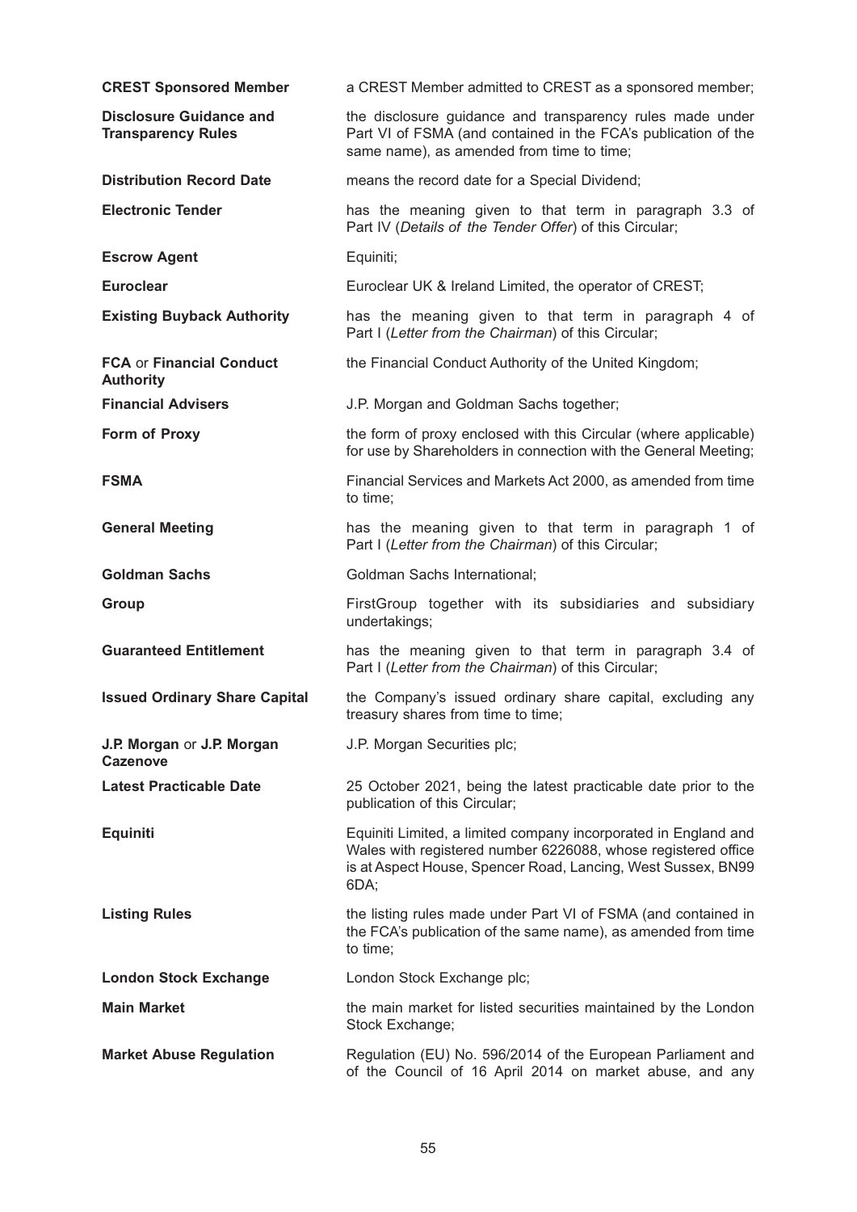**CREST Sponsored Member** a CREST Member admitted to CREST as a sponsored member;

**Disclosure Guidance and Transparency Rules** the disclosure guidance and transparency rules made under Part VI of FSMA (and contained in the FCA's publication of the same name), as amended from time to time;

**Distribution Record Date** means the record date for a Special Dividend;

**Electronic Tender** has the meaning given to that term in paragraph 3.3 of Part IV (*Details of the Tender Offer*) of this Circular;

**Escrow Agent** Equiniti;

**Euroclear** Euroclear UK & Ireland Limited, the operator of CREST;

**Existing Buyback Authority** has the meaning given to that term in paragraph 4 of Part I (*Letter from the Chairman*) of this Circular;

**FCA** or **Financial Conduct Authority** the Financial Conduct Authority of the United Kingdom;

**Financial Advisers** J.P. Morgan and Goldman Sachs together;

**Form of Proxy** the form of proxy enclosed with this Circular (where applicable) for use by Shareholders in connection with the General Meeting;

**FSMA** Financial Services and Markets Act 2000, as amended from time to time;

**General Meeting** has the meaning given to that term in paragraph 1 of Part I (*Letter from the Chairman*) of this Circular;

**Goldman Sachs** Goldman Sachs International;

**Group** FirstGroup together with its subsidiaries and subsidiary undertakings;

**Guaranteed Entitlement** has the meaning given to that term in paragraph 3.4 of Part I (*Letter from the Chairman*) of this Circular;

**Issued Ordinary Share Capital** the Company's issued ordinary share capital, excluding any treasury shares from time to time;

**J.P. Morgan** or **J.P. Morgan Cazenove** J.P. Morgan Securities plc;

**Latest Practicable Date** 25 October 2021, being the latest practicable date prior to the publication of this Circular;

**Equiniti** Equiniti Limited, a limited company incorporated in England and Wales with registered number 6226088, whose registered office is at Aspect House, Spencer Road, Lancing, West Sussex, BN99 6DA;

**Listing Rules** the listing rules made under Part VI of FSMA (and contained in the FCA's publication of the same name), as amended from time to time;

**London Stock Exchange** London Stock Exchange plc;

**Main Market** the main market for listed securities maintained by the London Stock Exchange;

**Market Abuse Regulation** Regulation (EU) No. 596/2014 of the European Parliament and of the Council of 16 April 2014 on market abuse, and any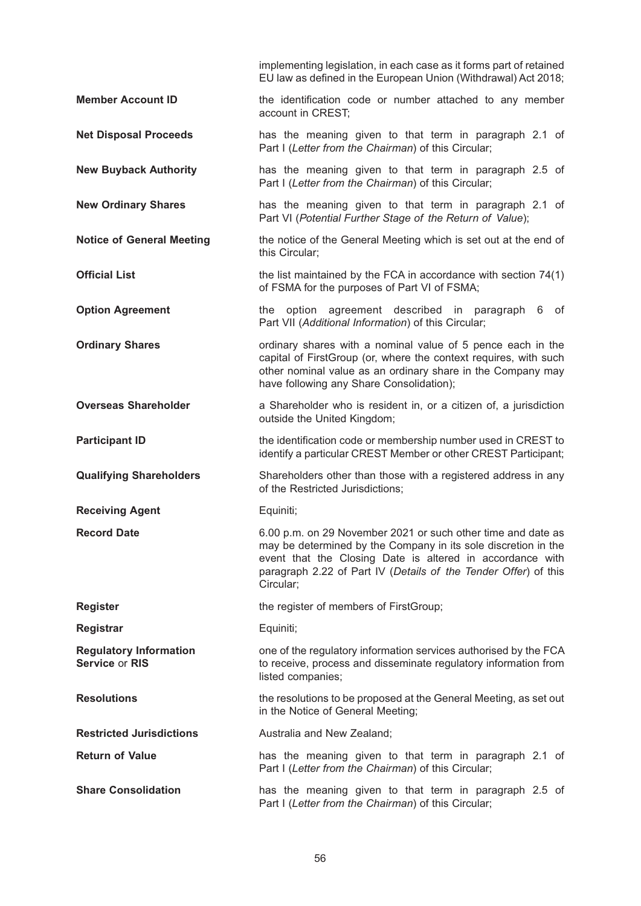implementing legislation, in each case as it forms part of retained EU law as defined in the European Union (Withdrawal) Act 2018;

| | |
|---|---|
| **Member Account ID** | the identification code or number attached to any member account in CREST; |
| **Net Disposal Proceeds** | has the meaning given to that term in paragraph 2.1 of Part I (*Letter from the Chairman*) of this Circular; |
| **New Buyback Authority** | has the meaning given to that term in paragraph 2.5 of Part I (*Letter from the Chairman*) of this Circular; |
| **New Ordinary Shares** | has the meaning given to that term in paragraph 2.1 of Part VI (*Potential Further Stage of the Return of Value*); |
| **Notice of General Meeting** | the notice of the General Meeting which is set out at the end of this Circular; |
| **Official List** | the list maintained by the FCA in accordance with section 74(1) of FSMA for the purposes of Part VI of FSMA; |
| **Option Agreement** | the option agreement described in paragraph 6 of Part VII (*Additional Information*) of this Circular; |
| **Ordinary Shares** | ordinary shares with a nominal value of 5 pence each in the capital of FirstGroup (or, where the context requires, with such other nominal value as an ordinary share in the Company may have following any Share Consolidation); |
| **Overseas Shareholder** | a Shareholder who is resident in, or a citizen of, a jurisdiction outside the United Kingdom; |
| **Participant ID** | the identification code or membership number used in CREST to identify a particular CREST Member or other CREST Participant; |
| **Qualifying Shareholders** | Shareholders other than those with a registered address in any of the Restricted Jurisdictions; |
| **Receiving Agent** | Equiniti; |
| **Record Date** | 6.00 p.m. on 29 November 2021 or such other time and date as may be determined by the Company in its sole discretion in the event that the Closing Date is altered in accordance with paragraph 2.22 of Part IV (*Details of the Tender Offer*) of this Circular; |
| **Register** | the register of members of FirstGroup; |
| **Registrar** | Equiniti; |
| **Regulatory Information Service** or **RIS** | one of the regulatory information services authorised by the FCA to receive, process and disseminate regulatory information from listed companies; |
| **Resolutions** | the resolutions to be proposed at the General Meeting, as set out in the Notice of General Meeting; |
| **Restricted Jurisdictions** | Australia and New Zealand; |
| **Return of Value** | has the meaning given to that term in paragraph 2.1 of Part I (*Letter from the Chairman*) of this Circular; |
| **Share Consolidation** | has the meaning given to that term in paragraph 2.5 of Part I (*Letter from the Chairman*) of this Circular; |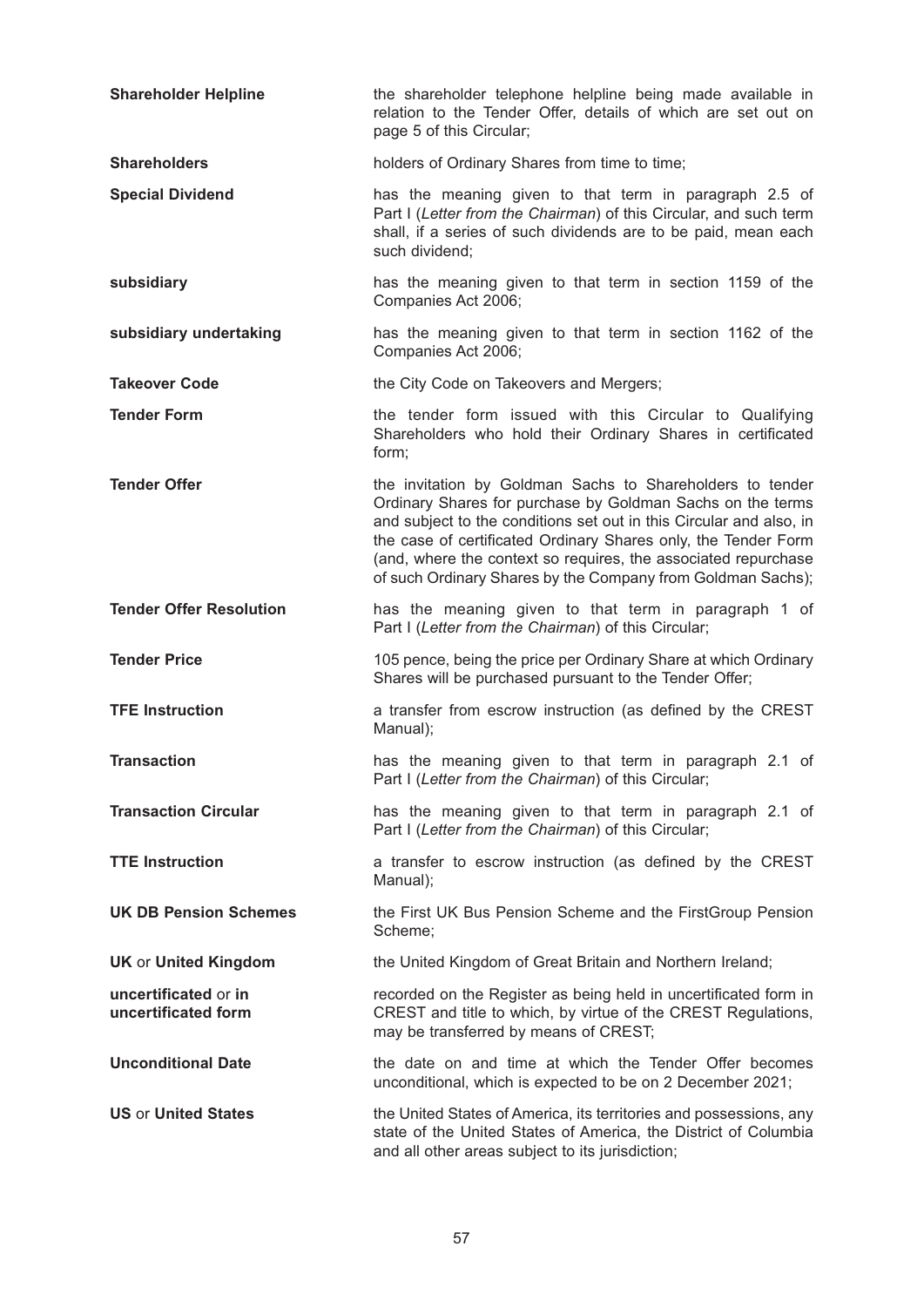| | |
|---|---|
| **Shareholder Helpline** | the shareholder telephone helpline being made available in relation to the Tender Offer, details of which are set out on page 5 of this Circular; |
| **Shareholders** | holders of Ordinary Shares from time to time; |
| **Special Dividend** | has the meaning given to that term in paragraph 2.5 of Part I (*Letter from the Chairman*) of this Circular, and such term shall, if a series of such dividends are to be paid, mean each such dividend; |
| **subsidiary** | has the meaning given to that term in section 1159 of the Companies Act 2006; |
| **subsidiary undertaking** | has the meaning given to that term in section 1162 of the Companies Act 2006; |
| **Takeover Code** | the City Code on Takeovers and Mergers; |
| **Tender Form** | the tender form issued with this Circular to Qualifying Shareholders who hold their Ordinary Shares in certificated form; |
| **Tender Offer** | the invitation by Goldman Sachs to Shareholders to tender Ordinary Shares for purchase by Goldman Sachs on the terms and subject to the conditions set out in this Circular and also, in the case of certificated Ordinary Shares only, the Tender Form (and, where the context so requires, the associated repurchase of such Ordinary Shares by the Company from Goldman Sachs); |
| **Tender Offer Resolution** | has the meaning given to that term in paragraph 1 of Part I (*Letter from the Chairman*) of this Circular; |
| **Tender Price** | 105 pence, being the price per Ordinary Share at which Ordinary Shares will be purchased pursuant to the Tender Offer; |
| **TFE Instruction** | a transfer from escrow instruction (as defined by the CREST Manual); |
| **Transaction** | has the meaning given to that term in paragraph 2.1 of Part I (*Letter from the Chairman*) of this Circular; |
| **Transaction Circular** | has the meaning given to that term in paragraph 2.1 of Part I (*Letter from the Chairman*) of this Circular; |
| **TTE Instruction** | a transfer to escrow instruction (as defined by the CREST Manual); |
| **UK DB Pension Schemes** | the First UK Bus Pension Scheme and the FirstGroup Pension Scheme; |
| **UK** or **United Kingdom** | the United Kingdom of Great Britain and Northern Ireland; |
| **uncertificated** or **in uncertificated form** | recorded on the Register as being held in uncertificated form in CREST and title to which, by virtue of the CREST Regulations, may be transferred by means of CREST; |
| **Unconditional Date** | the date on and time at which the Tender Offer becomes unconditional, which is expected to be on 2 December 2021; |
| **US** or **United States** | the United States of America, its territories and possessions, any state of the United States of America, the District of Columbia and all other areas subject to its jurisdiction; |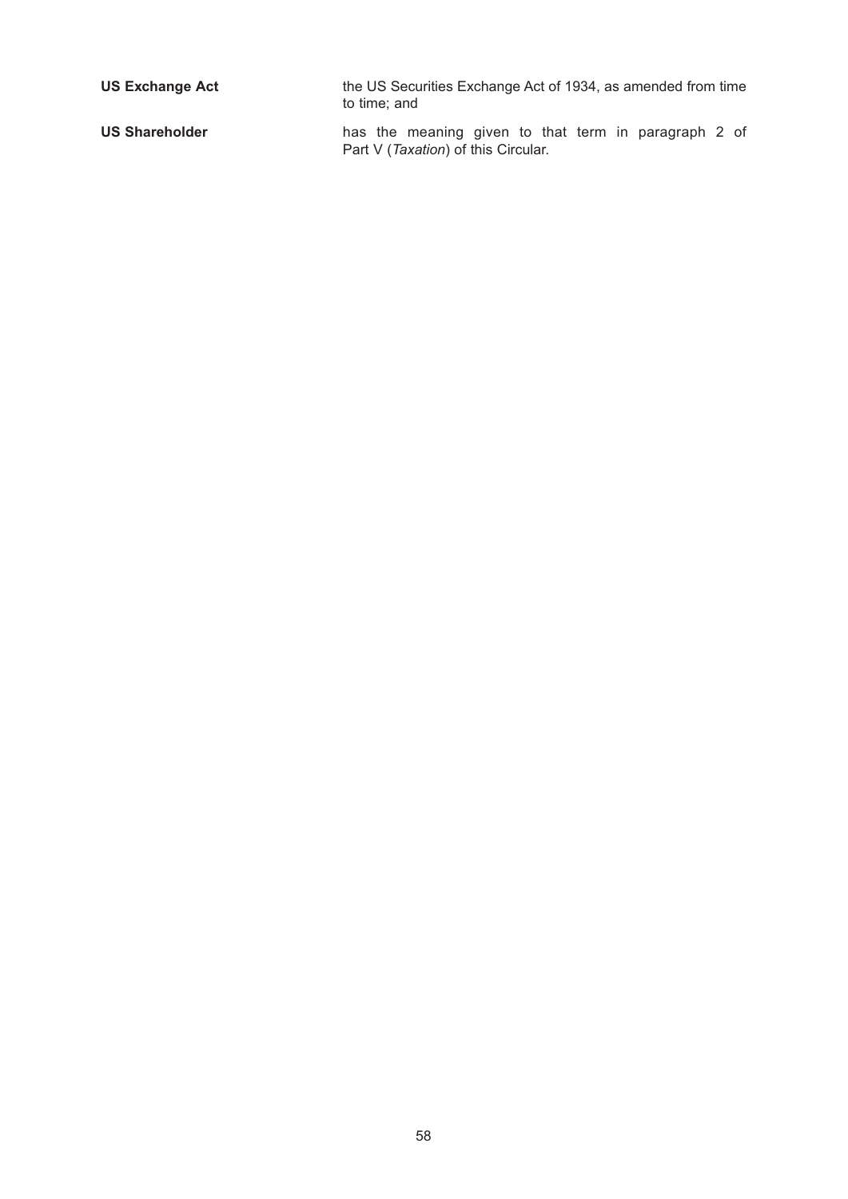| | |
|---|---|
| **US Exchange Act** | the US Securities Exchange Act of 1934, as amended from time to time; and |
| **US Shareholder** | has the meaning given to that term in paragraph 2 of Part V (*Taxation*) of this Circular. |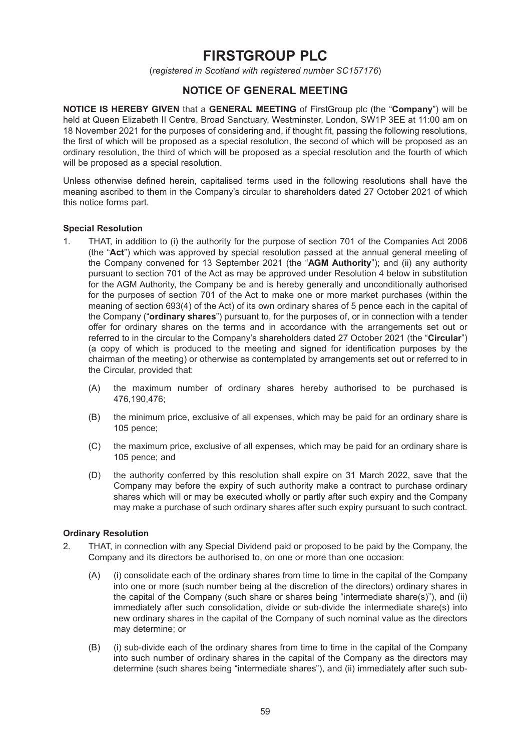# FIRSTGROUP PLC

(*registered in Scotland with registered number SC157176*)

## NOTICE OF GENERAL MEETING

**NOTICE IS HEREBY GIVEN** that a **GENERAL MEETING** of FirstGroup plc (the "**Company**") will be held at Queen Elizabeth II Centre, Broad Sanctuary, Westminster, London, SW1P 3EE at 11:00 am on 18 November 2021 for the purposes of considering and, if thought fit, passing the following resolutions, the first of which will be proposed as a special resolution, the second of which will be proposed as an ordinary resolution, the third of which will be proposed as a special resolution and the fourth of which will be proposed as a special resolution.

Unless otherwise defined herein, capitalised terms used in the following resolutions shall have the meaning ascribed to them in the Company's circular to shareholders dated 27 October 2021 of which this notice forms part.

### Special Resolution

1. THAT, in addition to (i) the authority for the purpose of section 701 of the Companies Act 2006 (the "**Act**") which was approved by special resolution passed at the annual general meeting of the Company convened for 13 September 2021 (the "**AGM Authority**"); and (ii) any authority pursuant to section 701 of the Act as may be approved under Resolution 4 below in substitution for the AGM Authority, the Company be and is hereby generally and unconditionally authorised for the purposes of section 701 of the Act to make one or more market purchases (within the meaning of section 693(4) of the Act) of its own ordinary shares of 5 pence each in the capital of the Company ("**ordinary shares**") pursuant to, for the purposes of, or in connection with a tender offer for ordinary shares on the terms and in accordance with the arrangements set out or referred to in the circular to the Company's shareholders dated 27 October 2021 (the "**Circular**") (a copy of which is produced to the meeting and signed for identification purposes by the chairman of the meeting) or otherwise as contemplated by arrangements set out or referred to in the Circular, provided that:

   (A) the maximum number of ordinary shares hereby authorised to be purchased is 476,190,476;

   (B) the minimum price, exclusive of all expenses, which may be paid for an ordinary share is 105 pence;

   (C) the maximum price, exclusive of all expenses, which may be paid for an ordinary share is 105 pence; and

   (D) the authority conferred by this resolution shall expire on 31 March 2022, save that the Company may before the expiry of such authority make a contract to purchase ordinary shares which will or may be executed wholly or partly after such expiry and the Company may make a purchase of such ordinary shares after such expiry pursuant to such contract.

### Ordinary Resolution

2. THAT, in connection with any Special Dividend paid or proposed to be paid by the Company, the Company and its directors be authorised to, on one or more than one occasion:

   (A) (i) consolidate each of the ordinary shares from time to time in the capital of the Company into one or more (such number being at the discretion of the directors) ordinary shares in the capital of the Company (such share or shares being "intermediate share(s)"), and (ii) immediately after such consolidation, divide or sub-divide the intermediate share(s) into new ordinary shares in the capital of the Company of such nominal value as the directors may determine; or

   (B) (i) sub-divide each of the ordinary shares from time to time in the capital of the Company into such number of ordinary shares in the capital of the Company as the directors may determine (such shares being "intermediate shares"), and (ii) immediately after such sub-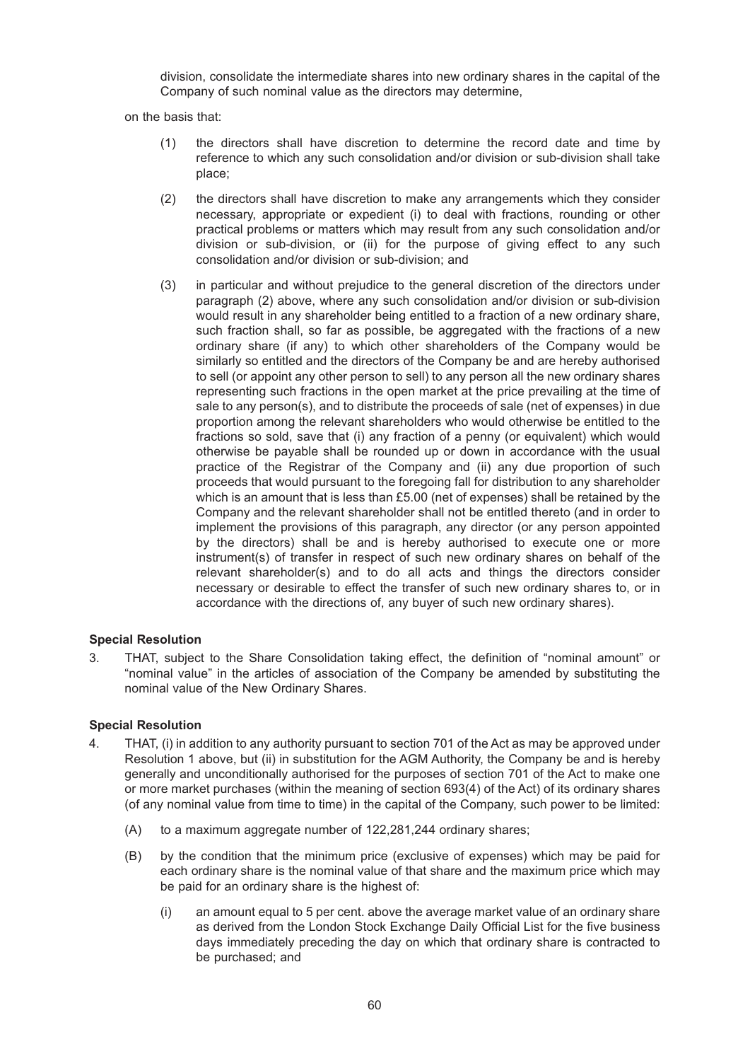division, consolidate the intermediate shares into new ordinary shares in the capital of the Company of such nominal value as the directors may determine,

on the basis that:

(1) the directors shall have discretion to determine the record date and time by reference to which any such consolidation and/or division or sub-division shall take place;

(2) the directors shall have discretion to make any arrangements which they consider necessary, appropriate or expedient (i) to deal with fractions, rounding or other practical problems or matters which may result from any such consolidation and/or division or sub-division, or (ii) for the purpose of giving effect to any such consolidation and/or division or sub-division; and

(3) in particular and without prejudice to the general discretion of the directors under paragraph (2) above, where any such consolidation and/or division or sub-division would result in any shareholder being entitled to a fraction of a new ordinary share, such fraction shall, so far as possible, be aggregated with the fractions of a new ordinary share (if any) to which other shareholders of the Company would be similarly so entitled and the directors of the Company be and are hereby authorised to sell (or appoint any other person to sell) to any person all the new ordinary shares representing such fractions in the open market at the price prevailing at the time of sale to any person(s), and to distribute the proceeds of sale (net of expenses) in due proportion among the relevant shareholders who would otherwise be entitled to the fractions so sold, save that (i) any fraction of a penny (or equivalent) which would otherwise be payable shall be rounded up or down in accordance with the usual practice of the Registrar of the Company and (ii) any due proportion of such proceeds that would pursuant to the foregoing fall for distribution to any shareholder which is an amount that is less than £5.00 (net of expenses) shall be retained by the Company and the relevant shareholder shall not be entitled thereto (and in order to implement the provisions of this paragraph, any director (or any person appointed by the directors) shall be and is hereby authorised to execute one or more instrument(s) of transfer in respect of such new ordinary shares on behalf of the relevant shareholder(s) and to do all acts and things the directors consider necessary or desirable to effect the transfer of such new ordinary shares to, or in accordance with the directions of, any buyer of such new ordinary shares).

**Special Resolution**

3. THAT, subject to the Share Consolidation taking effect, the definition of "nominal amount" or "nominal value" in the articles of association of the Company be amended by substituting the nominal value of the New Ordinary Shares.

**Special Resolution**

4. THAT, (i) in addition to any authority pursuant to section 701 of the Act as may be approved under Resolution 1 above, but (ii) in substitution for the AGM Authority, the Company be and is hereby generally and unconditionally authorised for the purposes of section 701 of the Act to make one or more market purchases (within the meaning of section 693(4) of the Act) of its ordinary shares (of any nominal value from time to time) in the capital of the Company, such power to be limited:

   (A) to a maximum aggregate number of 122,281,244 ordinary shares;

   (B) by the condition that the minimum price (exclusive of expenses) which may be paid for each ordinary share is the nominal value of that share and the maximum price which may be paid for an ordinary share is the highest of:

      (i) an amount equal to 5 per cent. above the average market value of an ordinary share as derived from the London Stock Exchange Daily Official List for the five business days immediately preceding the day on which that ordinary share is contracted to be purchased; and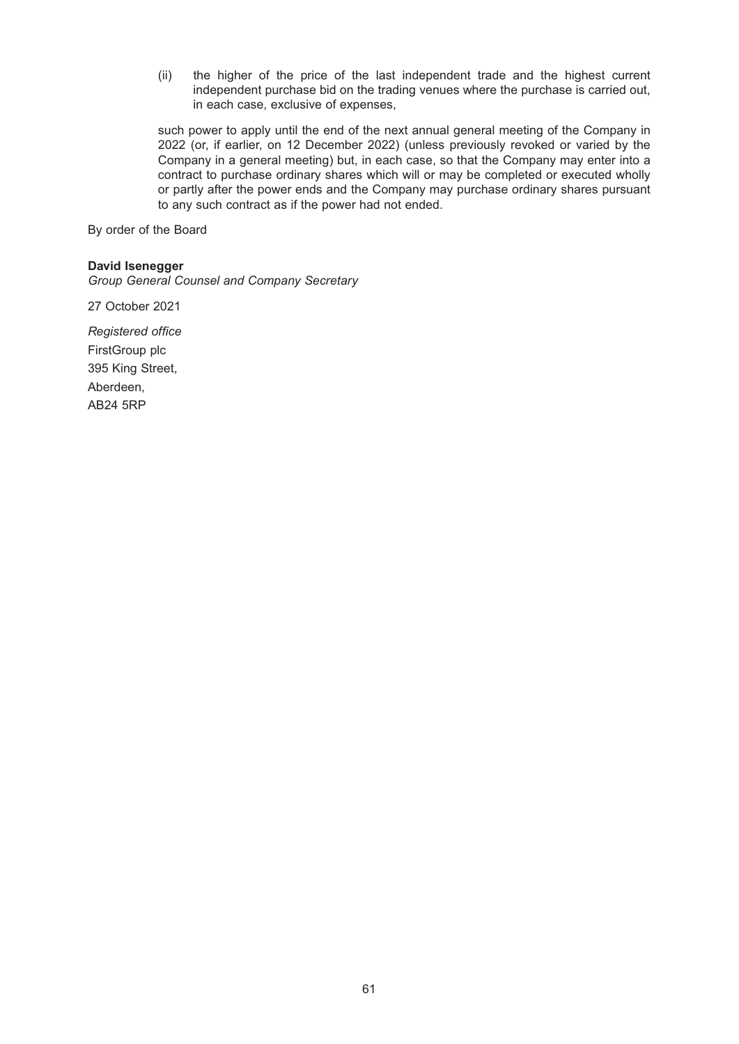(ii) the higher of the price of the last independent trade and the highest current independent purchase bid on the trading venues where the purchase is carried out, in each case, exclusive of expenses,

such power to apply until the end of the next annual general meeting of the Company in 2022 (or, if earlier, on 12 December 2022) (unless previously revoked or varied by the Company in a general meeting) but, in each case, so that the Company may enter into a contract to purchase ordinary shares which will or may be completed or executed wholly or partly after the power ends and the Company may purchase ordinary shares pursuant to any such contract as if the power had not ended.

By order of the Board

**David Isenegger**
*Group General Counsel and Company Secretary*

27 October 2021

*Registered office*
FirstGroup plc
395 King Street,
Aberdeen,
AB24 5RP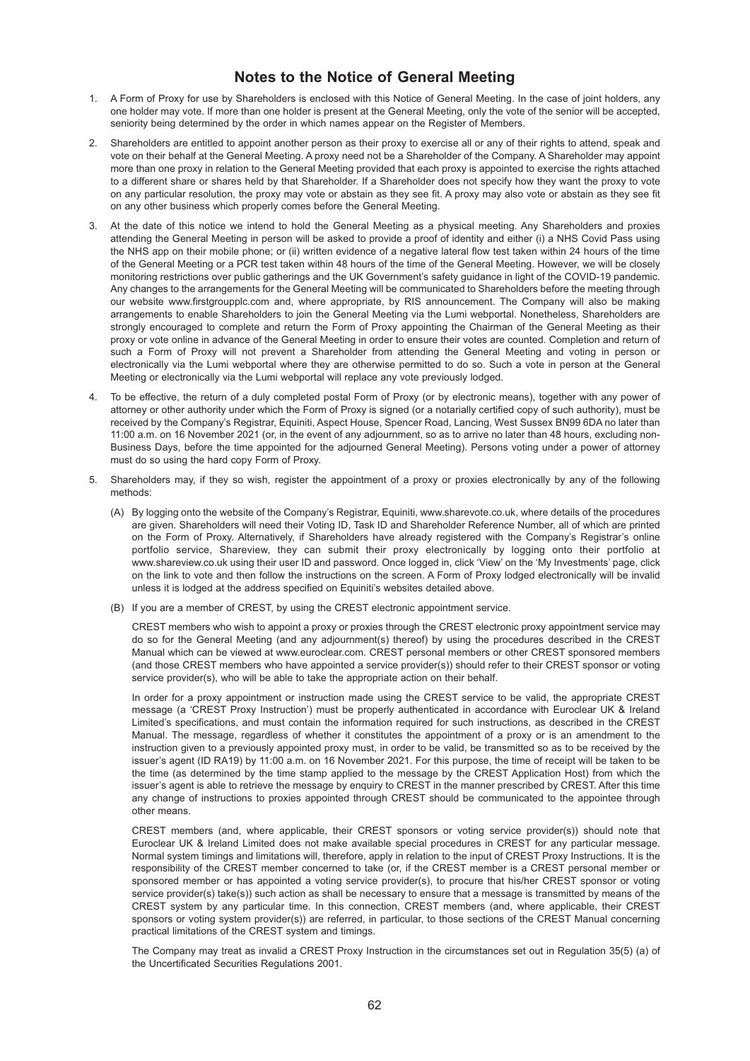## Notes to the Notice of General Meeting

1. A Form of Proxy for use by Shareholders is enclosed with this Notice of General Meeting. In the case of joint holders, any one holder may vote. If more than one holder is present at the General Meeting, only the vote of the senior will be accepted, seniority being determined by the order in which names appear on the Register of Members.

2. Shareholders are entitled to appoint another person as their proxy to exercise all or any of their rights to attend, speak and vote on their behalf at the General Meeting. A proxy need not be a Shareholder of the Company. A Shareholder may appoint more than one proxy in relation to the General Meeting provided that each proxy is appointed to exercise the rights attached to a different share or shares held by that Shareholder. If a Shareholder does not specify how they want the proxy to vote on any particular resolution, the proxy may vote or abstain as they see fit. A proxy may also vote or abstain as they see fit on any other business which properly comes before the General Meeting.

3. At the date of this notice we intend to hold the General Meeting as a physical meeting. Any Shareholders and proxies attending the General Meeting in person will be asked to provide a proof of identity and either (i) a NHS Covid Pass using the NHS app on their mobile phone; or (ii) written evidence of a negative lateral flow test taken within 24 hours of the time of the General Meeting or a PCR test taken within 48 hours of the time of the General Meeting. However, we will be closely monitoring restrictions over public gatherings and the UK Government's safety guidance in light of the COVID-19 pandemic. Any changes to the arrangements for the General Meeting will be communicated to Shareholders before the meeting through our website www.firstgroupplc.com and, where appropriate, by RIS announcement. The Company will also be making arrangements to enable Shareholders to join the General Meeting via the Lumi webportal. Nonetheless, Shareholders are strongly encouraged to complete and return the Form of Proxy appointing the Chairman of the General Meeting as their proxy or vote online in advance of the General Meeting in order to ensure their votes are counted. Completion and return of such a Form of Proxy will not prevent a Shareholder from attending the General Meeting and voting in person or electronically via the Lumi webportal where they are otherwise permitted to do so. Such a vote in person at the General Meeting or electronically via the Lumi webportal will replace any vote previously lodged.

4. To be effective, the return of a duly completed postal Form of Proxy (or by electronic means), together with any power of attorney or other authority under which the Form of Proxy is signed (or a notarially certified copy of such authority), must be received by the Company's Registrar, Equiniti, Aspect House, Spencer Road, Lancing, West Sussex BN99 6DA no later than 11:00 a.m. on 16 November 2021 (or, in the event of any adjournment, so as to arrive no later than 48 hours, excluding non-Business Days, before the time appointed for the adjourned General Meeting). Persons voting under a power of attorney must do so using the hard copy Form of Proxy.

5. Shareholders may, if they so wish, register the appointment of a proxy or proxies electronically by any of the following methods:

   (A) By logging onto the website of the Company's Registrar, Equiniti, www.sharevote.co.uk, where details of the procedures are given. Shareholders will need their Voting ID, Task ID and Shareholder Reference Number, all of which are printed on the Form of Proxy. Alternatively, if Shareholders have already registered with the Company's Registrar's online portfolio service, Shareview, they can submit their proxy electronically by logging onto their portfolio at www.shareview.co.uk using their user ID and password. Once logged in, click 'View' on the 'My Investments' page, click on the link to vote and then follow the instructions on the screen. A Form of Proxy lodged electronically will be invalid unless it is lodged at the address specified on Equiniti's websites detailed above.

   (B) If you are a member of CREST, by using the CREST electronic appointment service.

   CREST members who wish to appoint a proxy or proxies through the CREST electronic proxy appointment service may do so for the General Meeting (and any adjournment(s) thereof) by using the procedures described in the CREST Manual which can be viewed at www.euroclear.com. CREST personal members or other CREST sponsored members (and those CREST members who have appointed a service provider(s)) should refer to their CREST sponsor or voting service provider(s), who will be able to take the appropriate action on their behalf.

   In order for a proxy appointment or instruction made using the CREST service to be valid, the appropriate CREST message (a 'CREST Proxy Instruction') must be properly authenticated in accordance with Euroclear UK & Ireland Limited's specifications, and must contain the information required for such instructions, as described in the CREST Manual. The message, regardless of whether it constitutes the appointment of a proxy or is an amendment to the instruction given to a previously appointed proxy must, in order to be valid, be transmitted so as to be received by the issuer's agent (ID RA19) by 11:00 a.m. on 16 November 2021. For this purpose, the time of receipt will be taken to be the time (as determined by the time stamp applied to the message by the CREST Application Host) from which the issuer's agent is able to retrieve the message by enquiry to CREST in the manner prescribed by CREST. After this time any change of instructions to proxies appointed through CREST should be communicated to the appointee through other means.

   CREST members (and, where applicable, their CREST sponsors or voting service provider(s)) should note that Euroclear UK & Ireland Limited does not make available special procedures in CREST for any particular message. Normal system timings and limitations will, therefore, apply in relation to the input of CREST Proxy Instructions. It is the responsibility of the CREST member concerned to take (or, if the CREST member is a CREST personal member or sponsored member or has appointed a voting service provider(s), to procure that his/her CREST sponsor or voting service provider(s) take(s)) such action as shall be necessary to ensure that a message is transmitted by means of the CREST system by any particular time. In this connection, CREST members (and, where applicable, their CREST sponsors or voting system provider(s)) are referred, in particular, to those sections of the CREST Manual concerning practical limitations of the CREST system and timings.

   The Company may treat as invalid a CREST Proxy Instruction in the circumstances set out in Regulation 35(5) (a) of the Uncertificated Securities Regulations 2001.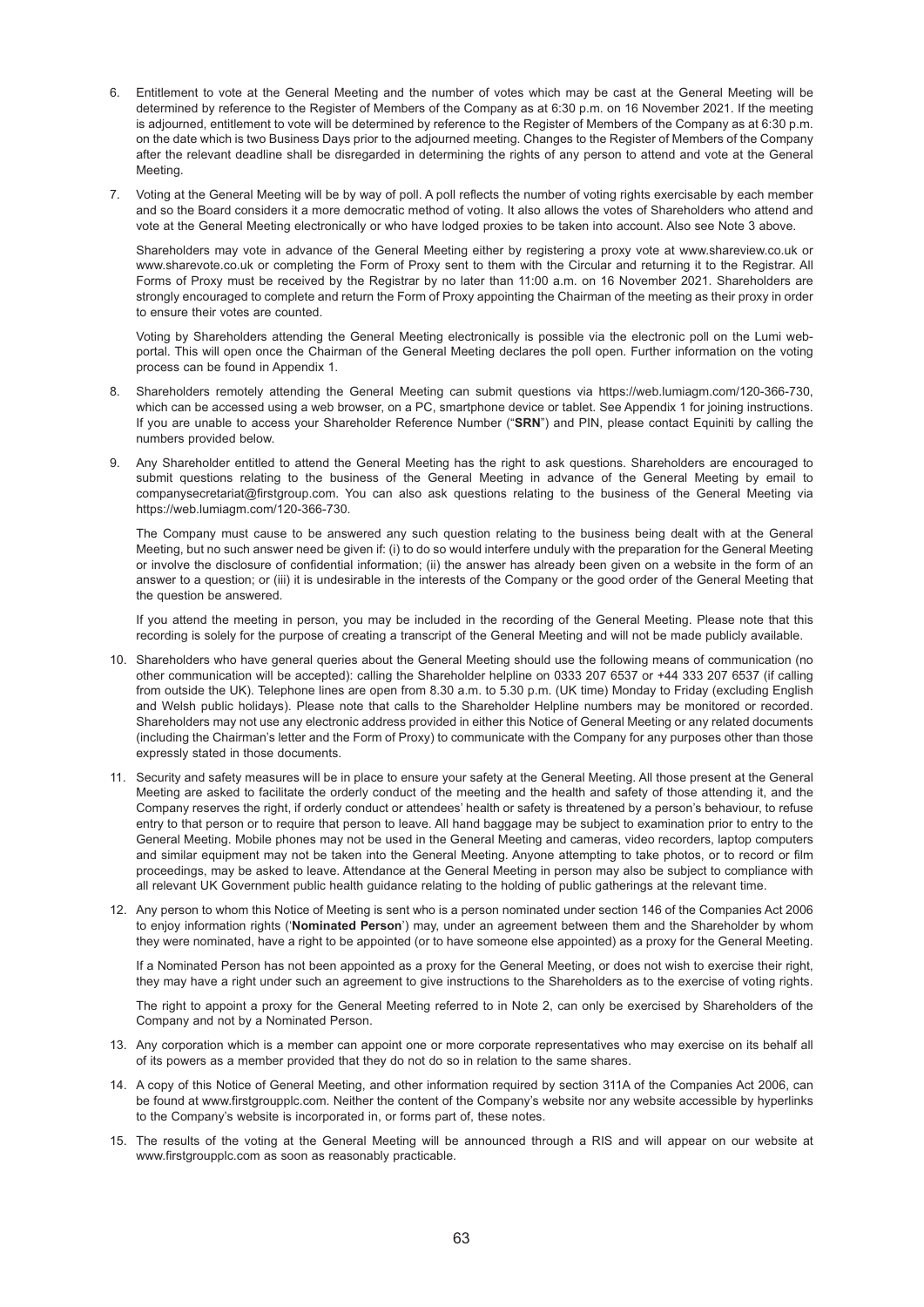6. Entitlement to vote at the General Meeting and the number of votes which may be cast at the General Meeting will be determined by reference to the Register of Members of the Company as at 6:30 p.m. on 16 November 2021. If the meeting is adjourned, entitlement to vote will be determined by reference to the Register of Members of the Company as at 6:30 p.m. on the date which is two Business Days prior to the adjourned meeting. Changes to the Register of Members of the Company after the relevant deadline shall be disregarded in determining the rights of any person to attend and vote at the General Meeting.

7. Voting at the General Meeting will be by way of poll. A poll reflects the number of voting rights exercisable by each member and so the Board considers it a more democratic method of voting. It also allows the votes of Shareholders who attend and vote at the General Meeting electronically or who have lodged proxies to be taken into account. Also see Note 3 above.

   Shareholders may vote in advance of the General Meeting either by registering a proxy vote at www.shareview.co.uk or www.sharevote.co.uk or completing the Form of Proxy sent to them with the Circular and returning it to the Registrar. All Forms of Proxy must be received by the Registrar by no later than 11:00 a.m. on 16 November 2021. Shareholders are strongly encouraged to complete and return the Form of Proxy appointing the Chairman of the meeting as their proxy in order to ensure their votes are counted.

   Voting by Shareholders attending the General Meeting electronically is possible via the electronic poll on the Lumi web-portal. This will open once the Chairman of the General Meeting declares the poll open. Further information on the voting process can be found in Appendix 1.

8. Shareholders remotely attending the General Meeting can submit questions via https://web.lumiagm.com/120-366-730, which can be accessed using a web browser, on a PC, smartphone device or tablet. See Appendix 1 for joining instructions. If you are unable to access your Shareholder Reference Number ("**SRN**") and PIN, please contact Equiniti by calling the numbers provided below.

9. Any Shareholder entitled to attend the General Meeting has the right to ask questions. Shareholders are encouraged to submit questions relating to the business of the General Meeting in advance of the General Meeting by email to companysecretariat@firstgroup.com. You can also ask questions relating to the business of the General Meeting via https://web.lumiagm.com/120-366-730.

   The Company must cause to be answered any such question relating to the business being dealt with at the General Meeting, but no such answer need be given if: (i) to do so would interfere unduly with the preparation for the General Meeting or involve the disclosure of confidential information; (ii) the answer has already been given on a website in the form of an answer to a question; or (iii) it is undesirable in the interests of the Company or the good order of the General Meeting that the question be answered.

   If you attend the meeting in person, you may be included in the recording of the General Meeting. Please note that this recording is solely for the purpose of creating a transcript of the General Meeting and will not be made publicly available.

10. Shareholders who have general queries about the General Meeting should use the following means of communication (no other communication will be accepted): calling the Shareholder helpline on 0333 207 6537 or +44 333 207 6537 (if calling from outside the UK). Telephone lines are open from 8.30 a.m. to 5.30 p.m. (UK time) Monday to Friday (excluding English and Welsh public holidays). Please note that calls to the Shareholder Helpline numbers may be monitored or recorded. Shareholders may not use any electronic address provided in either this Notice of General Meeting or any related documents (including the Chairman's letter and the Form of Proxy) to communicate with the Company for any purposes other than those expressly stated in those documents.

11. Security and safety measures will be in place to ensure your safety at the General Meeting. All those present at the General Meeting are asked to facilitate the orderly conduct of the meeting and the health and safety of those attending it, and the Company reserves the right, if orderly conduct or attendees' health or safety is threatened by a person's behaviour, to refuse entry to that person or to require that person to leave. All hand baggage may be subject to examination prior to entry to the General Meeting. Mobile phones may not be used in the General Meeting and cameras, video recorders, laptop computers and similar equipment may not be taken into the General Meeting. Anyone attempting to take photos, or to record or film proceedings, may be asked to leave. Attendance at the General Meeting in person may also be subject to compliance with all relevant UK Government public health guidance relating to the holding of public gatherings at the relevant time.

12. Any person to whom this Notice of Meeting is sent who is a person nominated under section 146 of the Companies Act 2006 to enjoy information rights ('**Nominated Person**') may, under an agreement between them and the Shareholder by whom they were nominated, have a right to be appointed (or to have someone else appointed) as a proxy for the General Meeting.

    If a Nominated Person has not been appointed as a proxy for the General Meeting, or does not wish to exercise their right, they may have a right under such an agreement to give instructions to the Shareholders as to the exercise of voting rights.

    The right to appoint a proxy for the General Meeting referred to in Note 2, can only be exercised by Shareholders of the Company and not by a Nominated Person.

13. Any corporation which is a member can appoint one or more corporate representatives who may exercise on its behalf all of its powers as a member provided that they do not do so in relation to the same shares.

14. A copy of this Notice of General Meeting, and other information required by section 311A of the Companies Act 2006, can be found at www.firstgroupplc.com. Neither the content of the Company's website nor any website accessible by hyperlinks to the Company's website is incorporated in, or forms part of, these notes.

15. The results of the voting at the General Meeting will be announced through a RIS and will appear on our website at www.firstgroupplc.com as soon as reasonably practicable.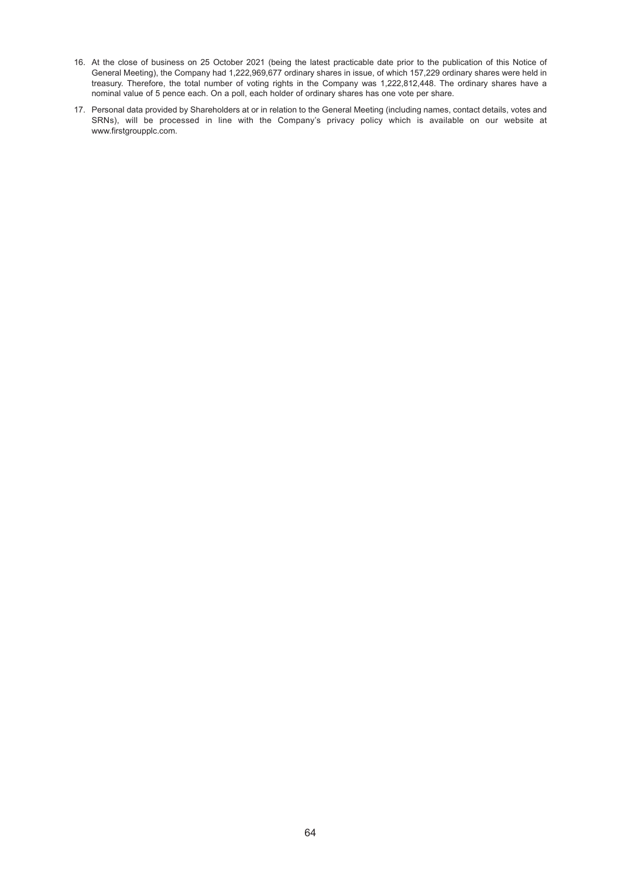16. At the close of business on 25 October 2021 (being the latest practicable date prior to the publication of this Notice of General Meeting), the Company had 1,222,969,677 ordinary shares in issue, of which 157,229 ordinary shares were held in treasury. Therefore, the total number of voting rights in the Company was 1,222,812,448. The ordinary shares have a nominal value of 5 pence each. On a poll, each holder of ordinary shares has one vote per share.
17. Personal data provided by Shareholders at or in relation to the General Meeting (including names, contact details, votes and SRNs), will be processed in line with the Company's privacy policy which is available on our website at www.firstgroupplc.com.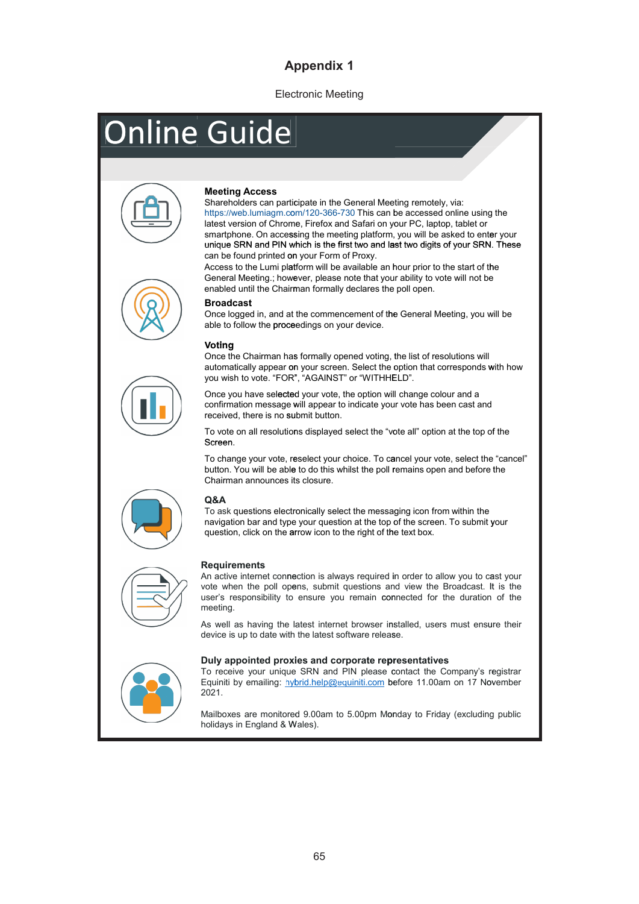# Appendix 1

Electronic Meeting

## Online Guide

### Meeting Access

Shareholders can participate in the General Meeting remotely, via: https://web.lumiagm.com/120-366-730 This can be accessed online using the latest version of Chrome, Firefox and Safari on your PC, laptop, tablet or smartphone. On accessing the meeting platform, you will be asked to enter your unique SRN and PIN which is the first two and last two digits of your SRN. These can be found printed on your Form of Proxy.

Access to the Lumi platform will be available an hour prior to the start of the General Meeting.; however, please note that your ability to vote will not be enabled until the Chairman formally declares the poll open.

### Broadcast

Once logged in, and at the commencement of the General Meeting, you will be able to follow the proceedings on your device.

### Voting

Once the Chairman has formally opened voting, the list of resolutions will automatically appear on your screen. Select the option that corresponds with how you wish to vote. "FOR", "AGAINST" or "WITHHELD".

Once you have selected your vote, the option will change colour and a confirmation message will appear to indicate your vote has been cast and received, there is no submit button.

To vote on all resolutions displayed select the "vote all" option at the top of the Screen.

To change your vote, reselect your choice. To cancel your vote, select the "cancel" button. You will be able to do this whilst the poll remains open and before the Chairman announces its closure.

### Q&A

To ask questions electronically select the messaging icon from within the navigation bar and type your question at the top of the screen. To submit your question, click on the arrow icon to the right of the text box.

### Requirements

An active internet connection is always required in order to allow you to cast your vote when the poll opens, submit questions and view the Broadcast. It is the user's responsibility to ensure you remain connected for the duration of the meeting.

As well as having the latest internet browser installed, users must ensure their device is up to date with the latest software release.

### Duly appointed proxies and corporate representatives

To receive your unique SRN and PIN please contact the Company's registrar Equiniti by emailing: hybrid.help@equiniti.com before 11.00am on 17 November 2021.

Mailboxes are monitored 9.00am to 5.00pm Monday to Friday (excluding public holidays in England & Wales).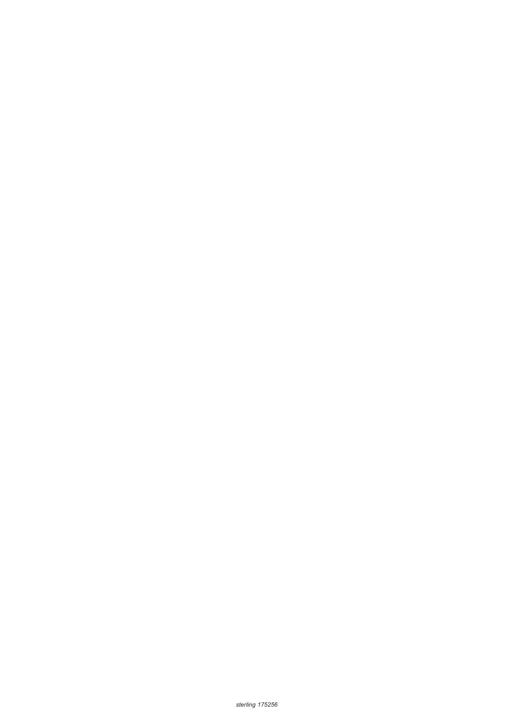*sterling 175256*